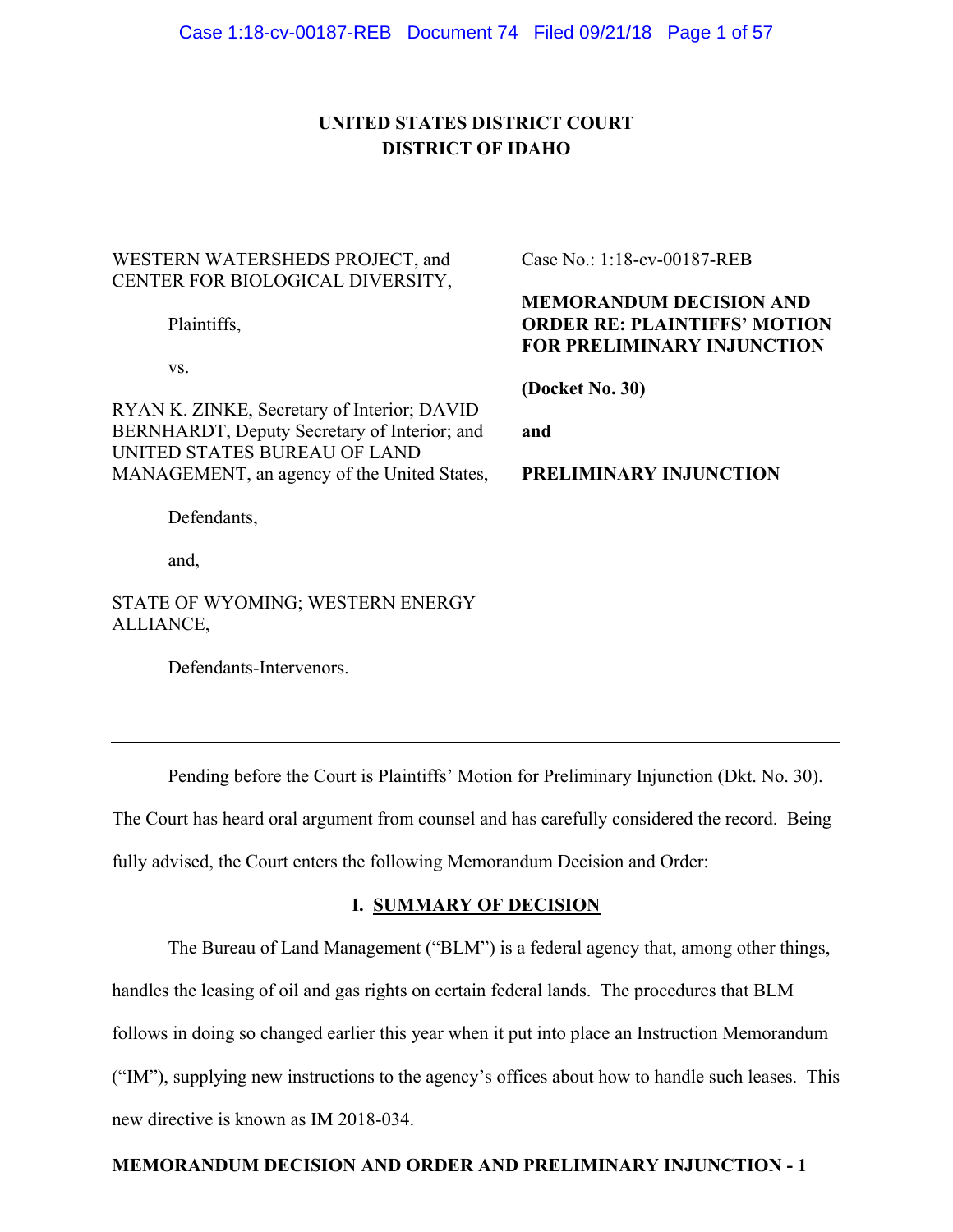**UNITED STATES DISTRICT COURT**
**DISTRICT OF IDAHO**

| | |
|---|---|
| WESTERN WATERSHEDS PROJECT, and CENTER FOR BIOLOGICAL DIVERSITY,<br><br>Plaintiffs,<br><br>vs.<br><br>RYAN K. ZINKE, Secretary of Interior; DAVID BERNHARDT, Deputy Secretary of Interior; and UNITED STATES BUREAU OF LAND MANAGEMENT, an agency of the United States,<br><br>Defendants,<br><br>and,<br><br>STATE OF WYOMING; WESTERN ENERGY ALLIANCE,<br><br>Defendants-Intervenors. | Case No.: 1:18-cv-00187-REB<br><br>**MEMORANDUM DECISION AND ORDER RE: PLAINTIFFS' MOTION FOR PRELIMINARY INJUNCTION**<br><br>**(Docket No. 30)**<br><br>**and**<br><br>**PRELIMINARY INJUNCTION** |

Pending before the Court is Plaintiffs' Motion for Preliminary Injunction (Dkt. No. 30). The Court has heard oral argument from counsel and has carefully considered the record. Being fully advised, the Court enters the following Memorandum Decision and Order:

## I. SUMMARY OF DECISION

The Bureau of Land Management ("BLM") is a federal agency that, among other things, handles the leasing of oil and gas rights on certain federal lands. The procedures that BLM follows in doing so changed earlier this year when it put into place an Instruction Memorandum ("IM"), supplying new instructions to the agency's offices about how to handle such leases. This new directive is known as IM 2018-034.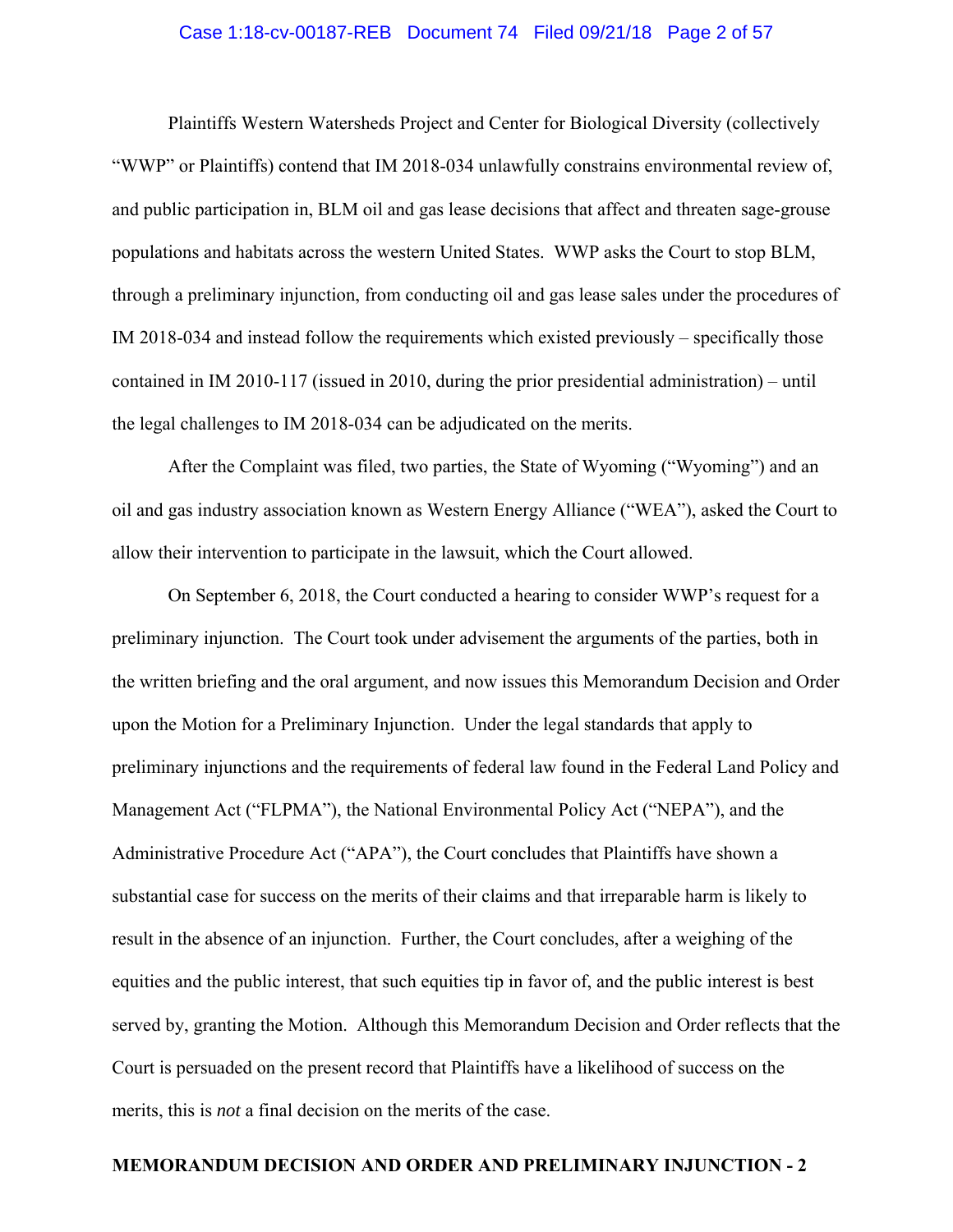Plaintiffs Western Watersheds Project and Center for Biological Diversity (collectively "WWP" or Plaintiffs) contend that IM 2018-034 unlawfully constrains environmental review of, and public participation in, BLM oil and gas lease decisions that affect and threaten sage-grouse populations and habitats across the western United States. WWP asks the Court to stop BLM, through a preliminary injunction, from conducting oil and gas lease sales under the procedures of IM 2018-034 and instead follow the requirements which existed previously – specifically those contained in IM 2010-117 (issued in 2010, during the prior presidential administration) – until the legal challenges to IM 2018-034 can be adjudicated on the merits.

After the Complaint was filed, two parties, the State of Wyoming ("Wyoming") and an oil and gas industry association known as Western Energy Alliance ("WEA"), asked the Court to allow their intervention to participate in the lawsuit, which the Court allowed.

On September 6, 2018, the Court conducted a hearing to consider WWP's request for a preliminary injunction. The Court took under advisement the arguments of the parties, both in the written briefing and the oral argument, and now issues this Memorandum Decision and Order upon the Motion for a Preliminary Injunction. Under the legal standards that apply to preliminary injunctions and the requirements of federal law found in the Federal Land Policy and Management Act ("FLPMA"), the National Environmental Policy Act ("NEPA"), and the Administrative Procedure Act ("APA"), the Court concludes that Plaintiffs have shown a substantial case for success on the merits of their claims and that irreparable harm is likely to result in the absence of an injunction. Further, the Court concludes, after a weighing of the equities and the public interest, that such equities tip in favor of, and the public interest is best served by, granting the Motion. Although this Memorandum Decision and Order reflects that the Court is persuaded on the present record that Plaintiffs have a likelihood of success on the merits, this is *not* a final decision on the merits of the case.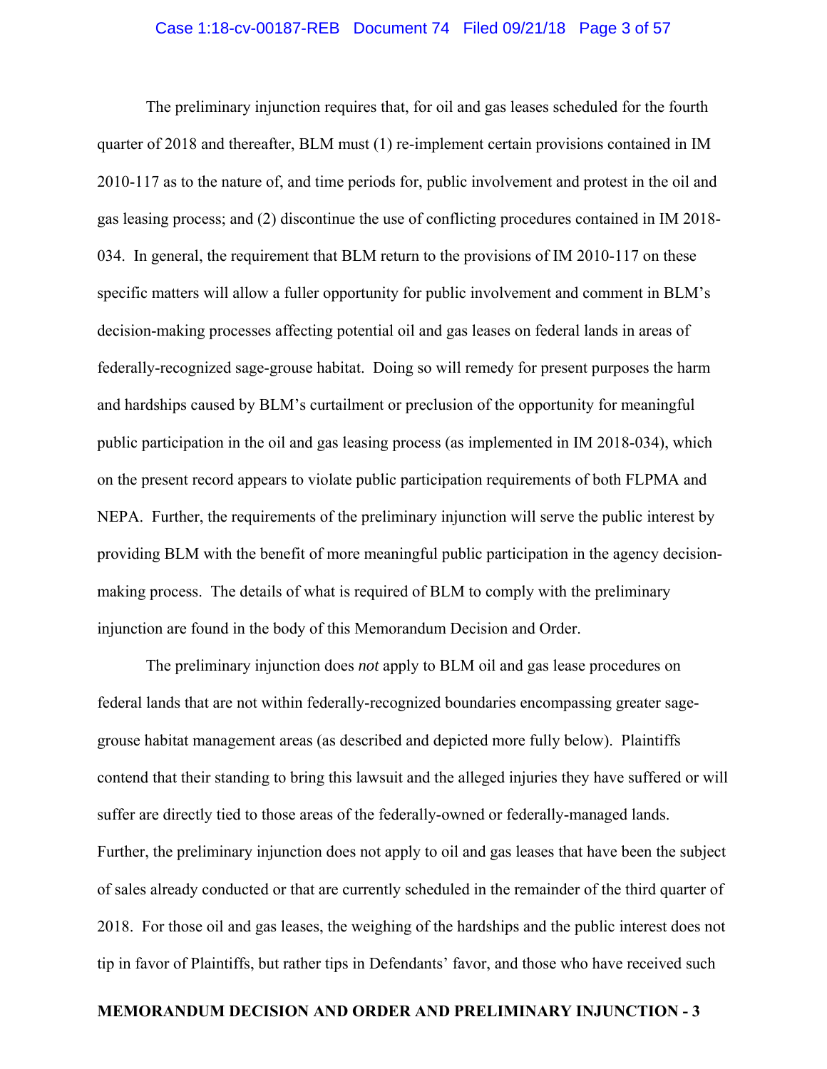The preliminary injunction requires that, for oil and gas leases scheduled for the fourth quarter of 2018 and thereafter, BLM must (1) re-implement certain provisions contained in IM 2010-117 as to the nature of, and time periods for, public involvement and protest in the oil and gas leasing process; and (2) discontinue the use of conflicting procedures contained in IM 2018-034. In general, the requirement that BLM return to the provisions of IM 2010-117 on these specific matters will allow a fuller opportunity for public involvement and comment in BLM's decision-making processes affecting potential oil and gas leases on federal lands in areas of federally-recognized sage-grouse habitat. Doing so will remedy for present purposes the harm and hardships caused by BLM's curtailment or preclusion of the opportunity for meaningful public participation in the oil and gas leasing process (as implemented in IM 2018-034), which on the present record appears to violate public participation requirements of both FLPMA and NEPA. Further, the requirements of the preliminary injunction will serve the public interest by providing BLM with the benefit of more meaningful public participation in the agency decision-making process. The details of what is required of BLM to comply with the preliminary injunction are found in the body of this Memorandum Decision and Order.

The preliminary injunction does *not* apply to BLM oil and gas lease procedures on federal lands that are not within federally-recognized boundaries encompassing greater sage-grouse habitat management areas (as described and depicted more fully below). Plaintiffs contend that their standing to bring this lawsuit and the alleged injuries they have suffered or will suffer are directly tied to those areas of the federally-owned or federally-managed lands. Further, the preliminary injunction does not apply to oil and gas leases that have been the subject of sales already conducted or that are currently scheduled in the remainder of the third quarter of 2018. For those oil and gas leases, the weighing of the hardships and the public interest does not tip in favor of Plaintiffs, but rather tips in Defendants' favor, and those who have received such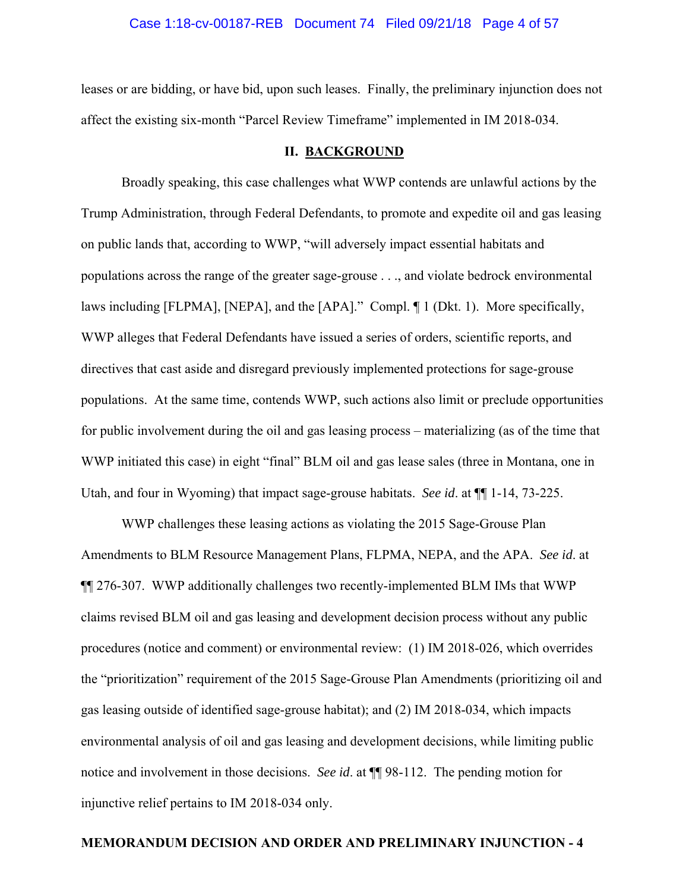leases or are bidding, or have bid, upon such leases. Finally, the preliminary injunction does not affect the existing six-month "Parcel Review Timeframe" implemented in IM 2018-034.

## II. BACKGROUND

Broadly speaking, this case challenges what WWP contends are unlawful actions by the Trump Administration, through Federal Defendants, to promote and expedite oil and gas leasing on public lands that, according to WWP, "will adversely impact essential habitats and populations across the range of the greater sage-grouse . . ., and violate bedrock environmental laws including [FLPMA], [NEPA], and the [APA]." Compl. ¶ 1 (Dkt. 1). More specifically, WWP alleges that Federal Defendants have issued a series of orders, scientific reports, and directives that cast aside and disregard previously implemented protections for sage-grouse populations. At the same time, contends WWP, such actions also limit or preclude opportunities for public involvement during the oil and gas leasing process – materializing (as of the time that WWP initiated this case) in eight "final" BLM oil and gas lease sales (three in Montana, one in Utah, and four in Wyoming) that impact sage-grouse habitats. *See id*. at ¶¶ 1-14, 73-225.

WWP challenges these leasing actions as violating the 2015 Sage-Grouse Plan Amendments to BLM Resource Management Plans, FLPMA, NEPA, and the APA. *See id*. at ¶¶ 276-307. WWP additionally challenges two recently-implemented BLM IMs that WWP claims revised BLM oil and gas leasing and development decision process without any public procedures (notice and comment) or environmental review: (1) IM 2018-026, which overrides the "prioritization" requirement of the 2015 Sage-Grouse Plan Amendments (prioritizing oil and gas leasing outside of identified sage-grouse habitat); and (2) IM 2018-034, which impacts environmental analysis of oil and gas leasing and development decisions, while limiting public notice and involvement in those decisions. *See id*. at ¶¶ 98-112. The pending motion for injunctive relief pertains to IM 2018-034 only.

**MEMORANDUM DECISION AND ORDER AND PRELIMINARY INJUNCTION - 4**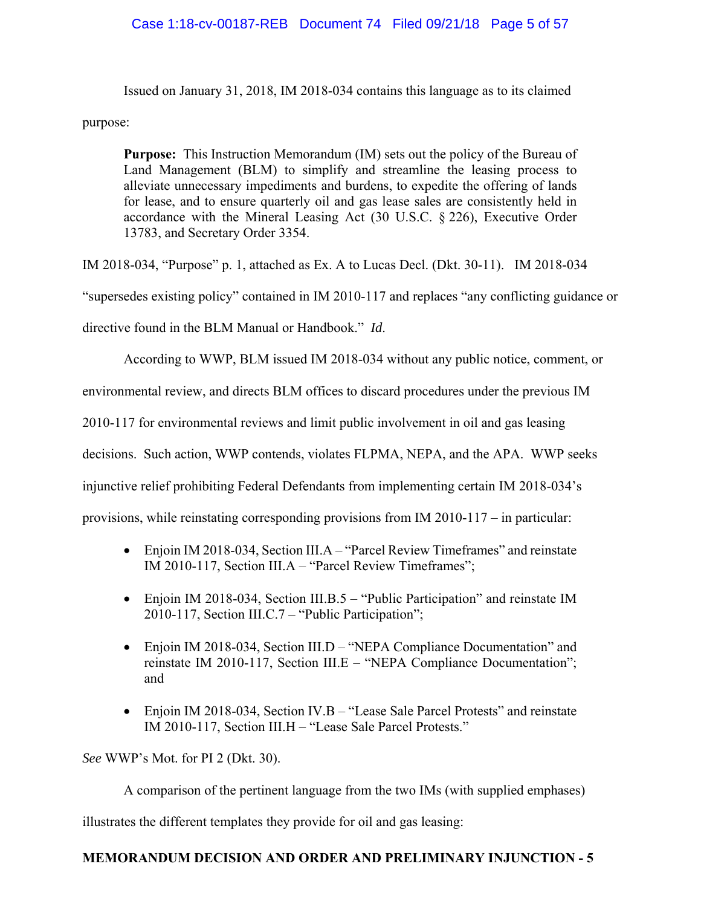Issued on January 31, 2018, IM 2018-034 contains this language as to its claimed purpose:

> **Purpose:** This Instruction Memorandum (IM) sets out the policy of the Bureau of Land Management (BLM) to simplify and streamline the leasing process to alleviate unnecessary impediments and burdens, to expedite the offering of lands for lease, and to ensure quarterly oil and gas lease sales are consistently held in accordance with the Mineral Leasing Act (30 U.S.C. § 226), Executive Order 13783, and Secretary Order 3354.

IM 2018-034, "Purpose" p. 1, attached as Ex. A to Lucas Decl. (Dkt. 30-11). IM 2018-034 "supersedes existing policy" contained in IM 2010-117 and replaces "any conflicting guidance or directive found in the BLM Manual or Handbook." *Id*.

According to WWP, BLM issued IM 2018-034 without any public notice, comment, or environmental review, and directs BLM offices to discard procedures under the previous IM 2010-117 for environmental reviews and limit public involvement in oil and gas leasing decisions. Such action, WWP contends, violates FLPMA, NEPA, and the APA. WWP seeks injunctive relief prohibiting Federal Defendants from implementing certain IM 2018-034's provisions, while reinstating corresponding provisions from IM 2010-117 – in particular:

- Enjoin IM 2018-034, Section III.A – "Parcel Review Timeframes" and reinstate IM 2010-117, Section III.A – "Parcel Review Timeframes";
- Enjoin IM 2018-034, Section III.B.5 – "Public Participation" and reinstate IM 2010-117, Section III.C.7 – "Public Participation";
- Enjoin IM 2018-034, Section III.D – "NEPA Compliance Documentation" and reinstate IM 2010-117, Section III.E – "NEPA Compliance Documentation"; and
- Enjoin IM 2018-034, Section IV.B – "Lease Sale Parcel Protests" and reinstate IM 2010-117, Section III.H – "Lease Sale Parcel Protests."

*See* WWP's Mot. for PI 2 (Dkt. 30).

A comparison of the pertinent language from the two IMs (with supplied emphases) illustrates the different templates they provide for oil and gas leasing: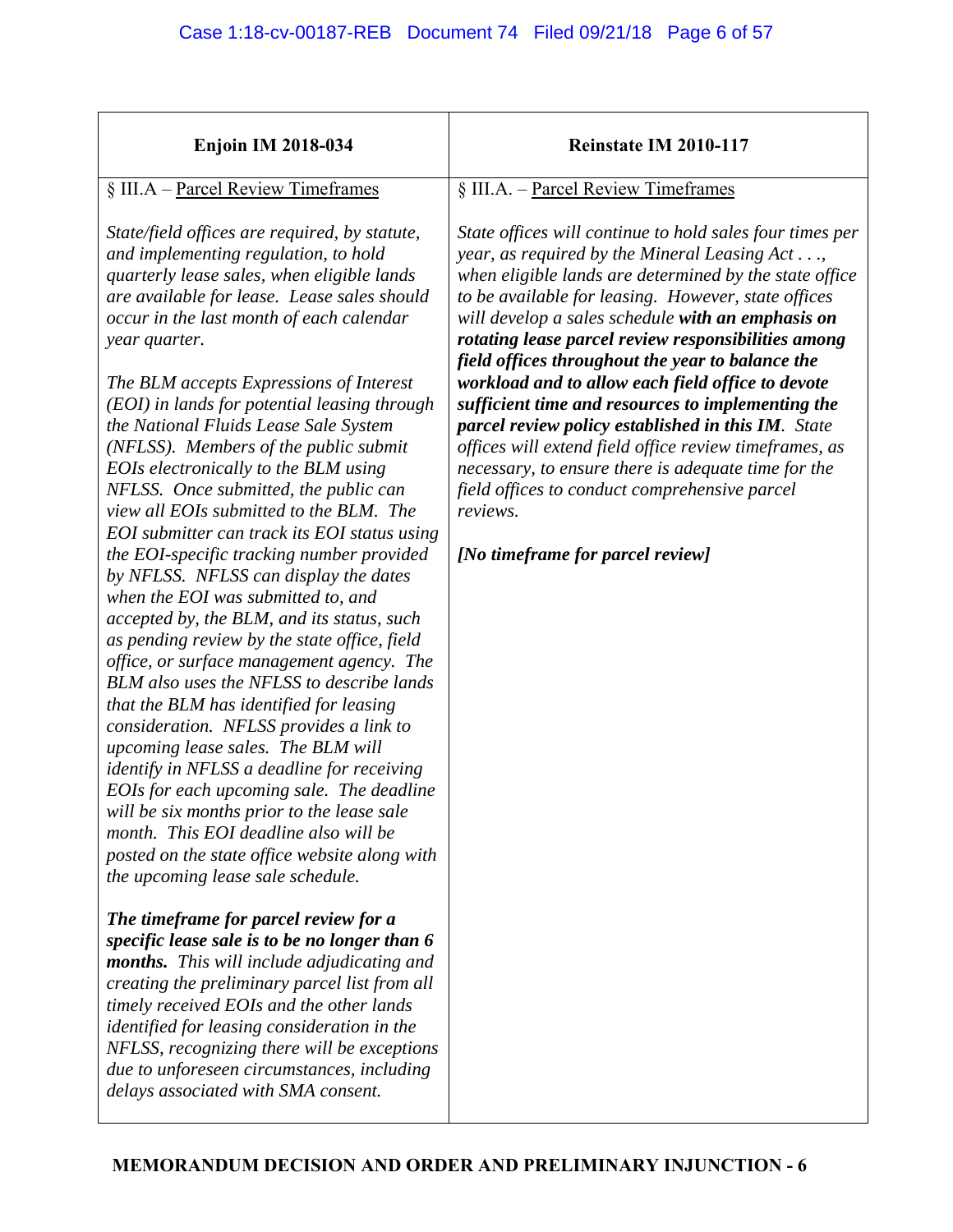| Enjoin IM 2018-034 | Reinstate IM 2010-117 |
|---|---|
| § III.A – Parcel Review Timeframes<br><br>*State/field offices are required, by statute, and implementing regulation, to hold quarterly lease sales, when eligible lands are available for lease. Lease sales should occur in the last month of each calendar year quarter.*<br><br>*The BLM accepts Expressions of Interest (EOI) in lands for potential leasing through the National Fluids Lease Sale System (NFLSS). Members of the public submit EOIs electronically to the BLM using NFLSS. Once submitted, the public can view all EOIs submitted to the BLM. The EOI submitter can track its EOI status using the EOI-specific tracking number provided by NFLSS. NFLSS can display the dates when the EOI was submitted to, and accepted by, the BLM, and its status, such as pending review by the state office, field office, or surface management agency. The BLM also uses the NFLSS to describe lands that the BLM has identified for leasing consideration. NFLSS provides a link to upcoming lease sales. The BLM will identify in NFLSS a deadline for receiving EOIs for each upcoming sale. The deadline will be six months prior to the lease sale month. This EOI deadline also will be posted on the state office website along with the upcoming lease sale schedule.*<br><br>***The timeframe for parcel review for a specific lease sale is to be no longer than 6 months.*** *This will include adjudicating and creating the preliminary parcel list from all timely received EOIs and the other lands identified for leasing consideration in the NFLSS, recognizing there will be exceptions due to unforeseen circumstances, including delays associated with SMA consent.* | § III.A. – Parcel Review Timeframes<br><br>*State offices will continue to hold sales four times per year, as required by the Mineral Leasing Act . . ., when eligible lands are determined by the state office to be available for leasing. However, state offices will develop a sales schedule* ***with an emphasis on rotating lease parcel review responsibilities among field offices throughout the year to balance the workload and to allow each field office to devote sufficient time and resources to implementing the parcel review policy established in this IM****. State offices will extend field office review timeframes, as necessary, to ensure there is adequate time for the field offices to conduct comprehensive parcel reviews.*<br><br>***[No timeframe for parcel review]*** |

**MEMORANDUM DECISION AND ORDER AND PRELIMINARY INJUNCTION - 6**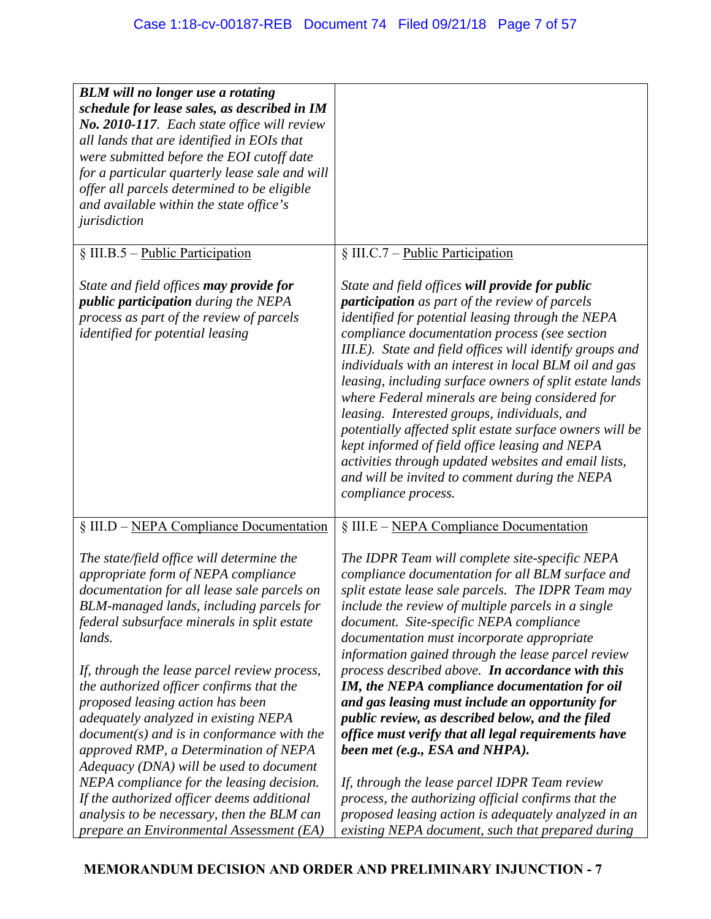| | |
|---|---|
| ***BLM will no longer use a rotating schedule for lease sales, as described in IM No. 2010-117****. Each state office will review all lands that are identified in EOIs that were submitted before the EOI cutoff date for a particular quarterly lease sale and will offer all parcels determined to be eligible and available within the state office's jurisdiction* | |
| § III.B.5 – Public Participation<br><br>*State and field offices* ***may provide for public participation*** *during the NEPA process as part of the review of parcels identified for potential leasing* | § III.C.7 – Public Participation<br><br>*State and field offices* ***will provide for public participation*** *as part of the review of parcels identified for potential leasing through the NEPA compliance documentation process (see section III.E). State and field offices will identify groups and individuals with an interest in local BLM oil and gas leasing, including surface owners of split estate lands where Federal minerals are being considered for leasing. Interested groups, individuals, and potentially affected split estate surface owners will be kept informed of field office leasing and NEPA activities through updated websites and email lists, and will be invited to comment during the NEPA compliance process.* |
| § III.D – NEPA Compliance Documentation<br><br>*The state/field office will determine the appropriate form of NEPA compliance documentation for all lease sale parcels on BLM-managed lands, including parcels for federal subsurface minerals in split estate lands.*<br><br>*If, through the lease parcel review process, the authorized officer confirms that the proposed leasing action has been adequately analyzed in existing NEPA document(s) and is in conformance with the approved RMP, a Determination of NEPA Adequacy (DNA) will be used to document NEPA compliance for the leasing decision. If the authorized officer deems additional analysis to be necessary, then the BLM can prepare an Environmental Assessment (EA)* | § III.E – NEPA Compliance Documentation<br><br>*The IDPR Team will complete site-specific NEPA compliance documentation for all BLM surface and split estate lease sale parcels. The IDPR Team may include the review of multiple parcels in a single document. Site-specific NEPA compliance documentation must incorporate appropriate information gained through the lease parcel review process described above.* ***In accordance with this IM, the NEPA compliance documentation for oil and gas leasing must include an opportunity for public review, as described below, and the filed office must verify that all legal requirements have been met (e.g., ESA and NHPA).***<br><br>*If, through the lease parcel IDPR Team review process, the authorizing official confirms that the proposed leasing action is adequately analyzed in an existing NEPA document, such that prepared during* |

**MEMORANDUM DECISION AND ORDER AND PRELIMINARY INJUNCTION - 7**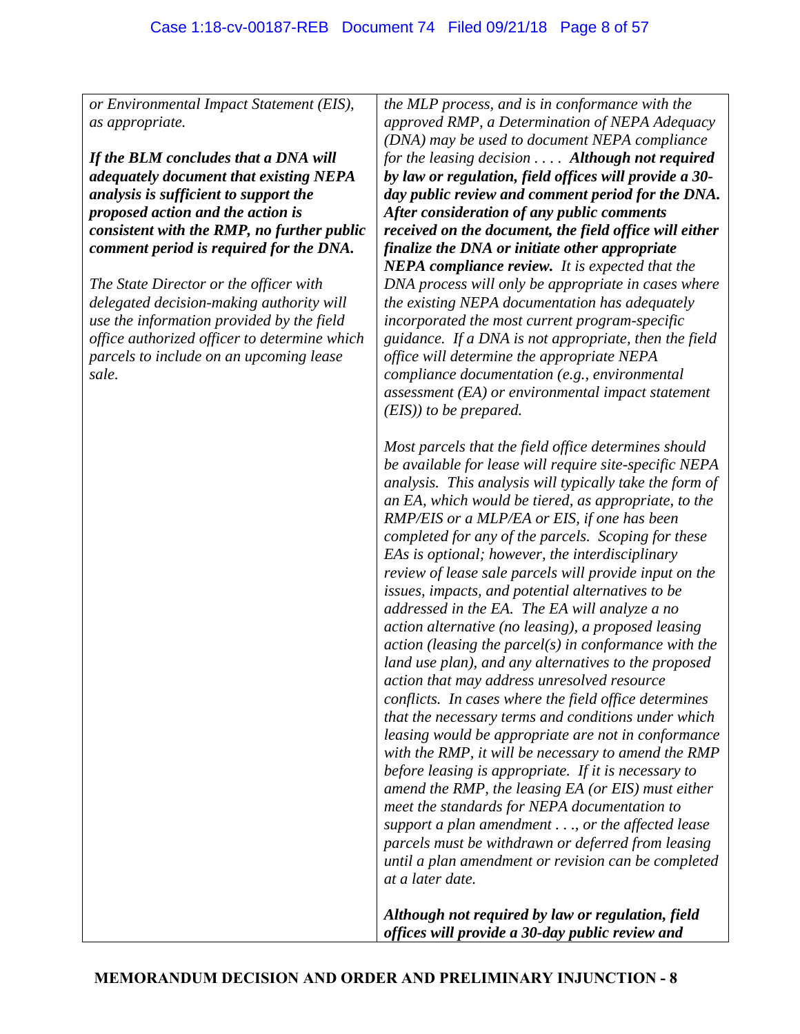| | |
|---|---|
| *or Environmental Impact Statement (EIS), as appropriate.*<br><br>***If the BLM concludes that a DNA will adequately document that existing NEPA analysis is sufficient to support the proposed action and the action is consistent with the RMP, no further public comment period is required for the DNA.***<br><br>*The State Director or the officer with delegated decision-making authority will use the information provided by the field office authorized officer to determine which parcels to include on an upcoming lease sale.* | *the MLP process, and is in conformance with the approved RMP, a Determination of NEPA Adequacy (DNA) may be used to document NEPA compliance for the leasing decision . . . .* ***Although not required by law or regulation, field offices will provide a 30-day public review and comment period for the DNA. After consideration of any public comments received on the document, the field office will either finalize the DNA or initiate other appropriate NEPA compliance review.*** *It is expected that the DNA process will only be appropriate in cases where the existing NEPA documentation has adequately incorporated the most current program-specific guidance. If a DNA is not appropriate, then the field office will determine the appropriate NEPA compliance documentation (e.g., environmental assessment (EA) or environmental impact statement (EIS)) to be prepared.*<br><br>*Most parcels that the field office determines should be available for lease will require site-specific NEPA analysis. This analysis will typically take the form of an EA, which would be tiered, as appropriate, to the RMP/EIS or a MLP/EA or EIS, if one has been completed for any of the parcels. Scoping for these EAs is optional; however, the interdisciplinary review of lease sale parcels will provide input on the issues, impacts, and potential alternatives to be addressed in the EA. The EA will analyze a no action alternative (no leasing), a proposed leasing action (leasing the parcel(s) in conformance with the land use plan), and any alternatives to the proposed action that may address unresolved resource conflicts. In cases where the field office determines that the necessary terms and conditions under which leasing would be appropriate are not in conformance with the RMP, it will be necessary to amend the RMP before leasing is appropriate. If it is necessary to amend the RMP, the leasing EA (or EIS) must either meet the standards for NEPA documentation to support a plan amendment . . ., or the affected lease parcels must be withdrawn or deferred from leasing until a plan amendment or revision can be completed at a later date.*<br><br>***Although not required by law or regulation, field offices will provide a 30-day public review and*** |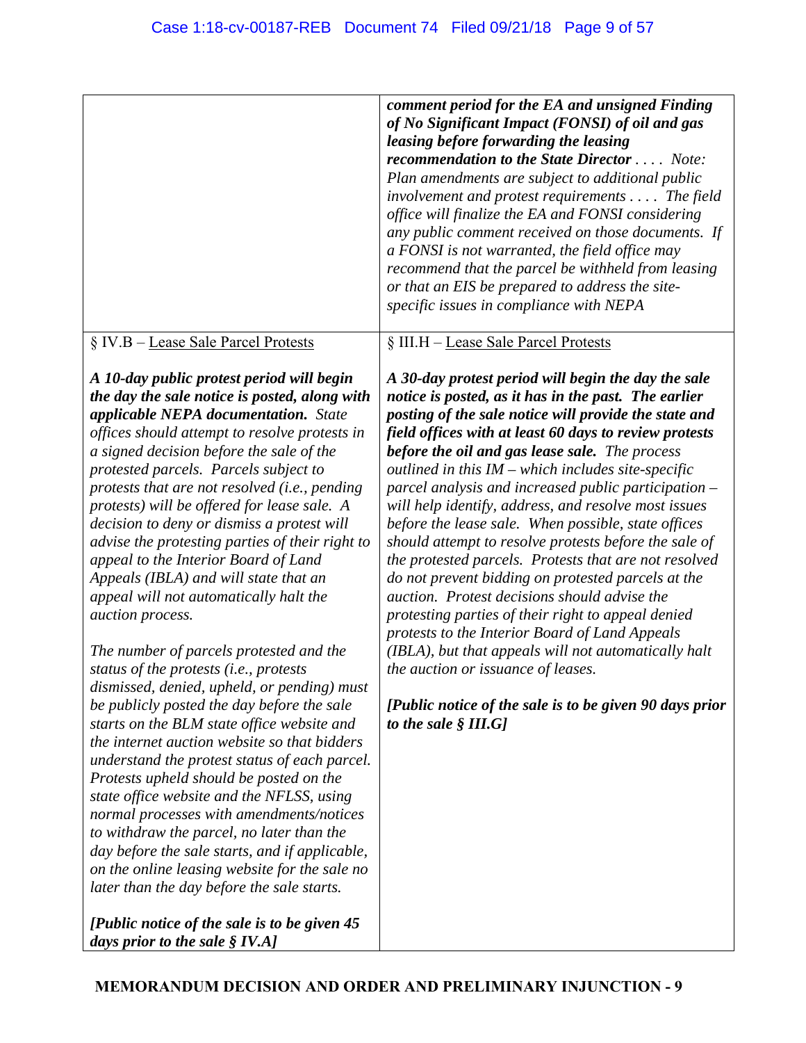| | |
|---|---|
| | ***comment period for the EA and unsigned Finding of No Significant Impact (FONSI) of oil and gas leasing before forwarding the leasing recommendation to the State Director*** *. . . . Note: Plan amendments are subject to additional public involvement and protest requirements . . . . The field office will finalize the EA and FONSI considering any public comment received on those documents. If a FONSI is not warranted, the field office may recommend that the parcel be withheld from leasing or that an EIS be prepared to address the site-specific issues in compliance with NEPA* |
| § IV.B – <u>Lease Sale Parcel Protests</u><br><br>***A 10-day public protest period will begin the day the sale notice is posted, along with applicable NEPA documentation.*** *State offices should attempt to resolve protests in a signed decision before the sale of the protested parcels. Parcels subject to protests that are not resolved (i.e., pending protests) will be offered for lease sale. A decision to deny or dismiss a protest will advise the protesting parties of their right to appeal to the Interior Board of Land Appeals (IBLA) and will state that an appeal will not automatically halt the auction process.*<br><br>*The number of parcels protested and the status of the protests (i.e., protests dismissed, denied, upheld, or pending) must be publicly posted the day before the sale starts on the BLM state office website and the internet auction website so that bidders understand the protest status of each parcel. Protests upheld should be posted on the state office website and the NFLSS, using normal processes with amendments/notices to withdraw the parcel, no later than the day before the sale starts, and if applicable, on the online leasing website for the sale no later than the day before the sale starts.*<br><br>***[Public notice of the sale is to be given 45 days prior to the sale § IV.A]*** | § III.H – <u>Lease Sale Parcel Protests</u><br><br>***A 30-day protest period will begin the day the sale notice is posted, as it has in the past. The earlier posting of the sale notice will provide the state and field offices with at least 60 days to review protests before the oil and gas lease sale.*** *The process outlined in this IM – which includes site-specific parcel analysis and increased public participation – will help identify, address, and resolve most issues before the lease sale. When possible, state offices should attempt to resolve protests before the sale of the protested parcels. Protests that are not resolved do not prevent bidding on protested parcels at the auction. Protest decisions should advise the protesting parties of their right to appeal denied protests to the Interior Board of Land Appeals (IBLA), but that appeals will not automatically halt the auction or issuance of leases.*<br><br>***[Public notice of the sale is to be given 90 days prior to the sale § III.G]*** |

**MEMORANDUM DECISION AND ORDER AND PRELIMINARY INJUNCTION - 9**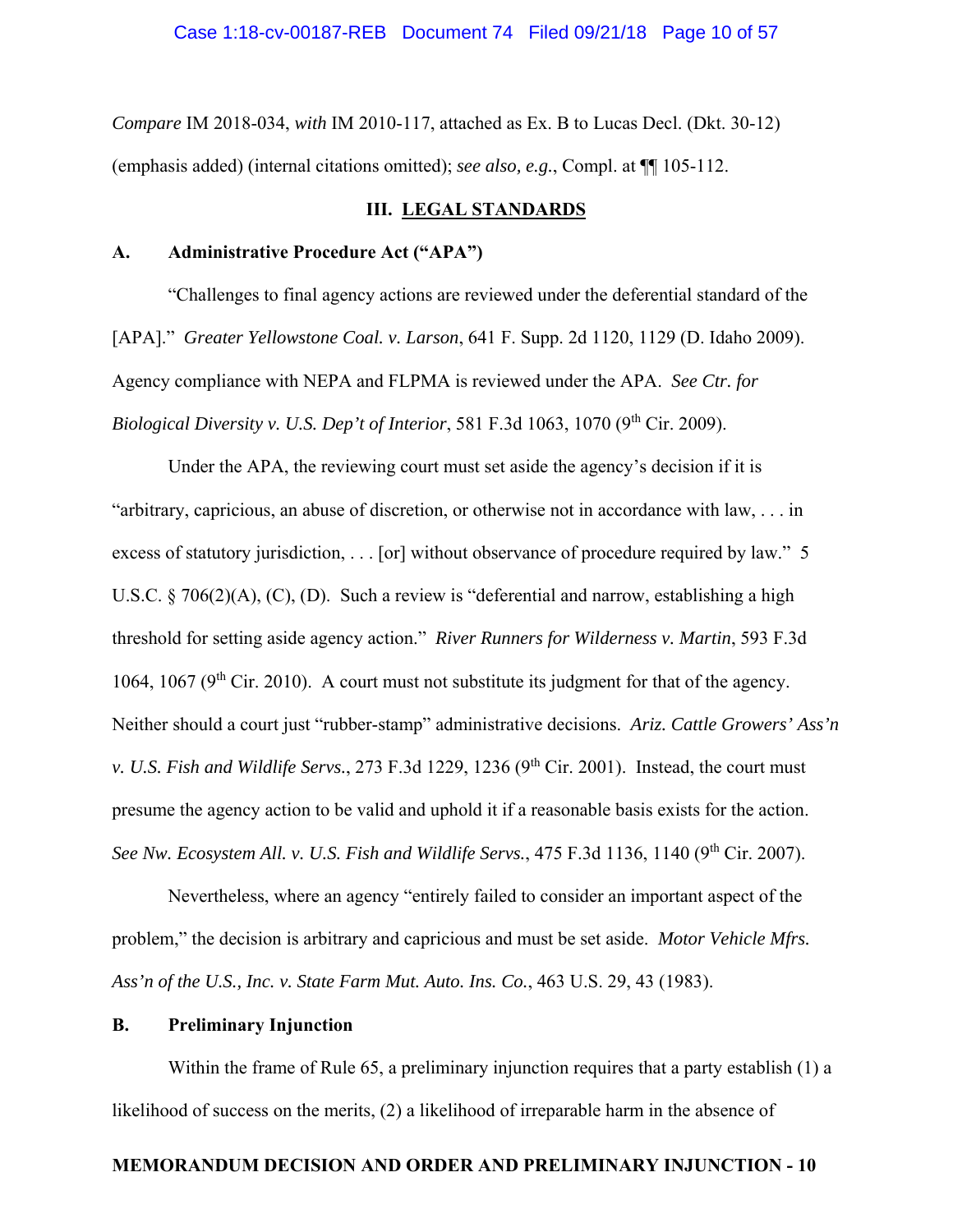*Compare* IM 2018-034, *with* IM 2010-117, attached as Ex. B to Lucas Decl. (Dkt. 30-12) (emphasis added) (internal citations omitted); *see also, e.g.*, Compl. at ¶¶ 105-112.

## III. LEGAL STANDARDS

### A. Administrative Procedure Act ("APA")

"Challenges to final agency actions are reviewed under the deferential standard of the [APA]." *Greater Yellowstone Coal. v. Larson*, 641 F. Supp. 2d 1120, 1129 (D. Idaho 2009). Agency compliance with NEPA and FLPMA is reviewed under the APA. *See Ctr. for Biological Diversity v. U.S. Dep't of Interior*, 581 F.3d 1063, 1070 (9th Cir. 2009).

Under the APA, the reviewing court must set aside the agency's decision if it is "arbitrary, capricious, an abuse of discretion, or otherwise not in accordance with law, . . . in excess of statutory jurisdiction, . . . [or] without observance of procedure required by law." 5 U.S.C. § 706(2)(A), (C), (D). Such a review is "deferential and narrow, establishing a high threshold for setting aside agency action." *River Runners for Wilderness v. Martin*, 593 F.3d 1064, 1067 (9th Cir. 2010). A court must not substitute its judgment for that of the agency. Neither should a court just "rubber-stamp" administrative decisions. *Ariz. Cattle Growers' Ass'n v. U.S. Fish and Wildlife Servs.*, 273 F.3d 1229, 1236 (9th Cir. 2001). Instead, the court must presume the agency action to be valid and uphold it if a reasonable basis exists for the action. *See Nw. Ecosystem All. v. U.S. Fish and Wildlife Servs.*, 475 F.3d 1136, 1140 (9th Cir. 2007).

Nevertheless, where an agency "entirely failed to consider an important aspect of the problem," the decision is arbitrary and capricious and must be set aside. *Motor Vehicle Mfrs. Ass'n of the U.S., Inc. v. State Farm Mut. Auto. Ins. Co.*, 463 U.S. 29, 43 (1983).

### B. Preliminary Injunction

Within the frame of Rule 65, a preliminary injunction requires that a party establish (1) a likelihood of success on the merits, (2) a likelihood of irreparable harm in the absence of

**MEMORANDUM DECISION AND ORDER AND PRELIMINARY INJUNCTION - 10**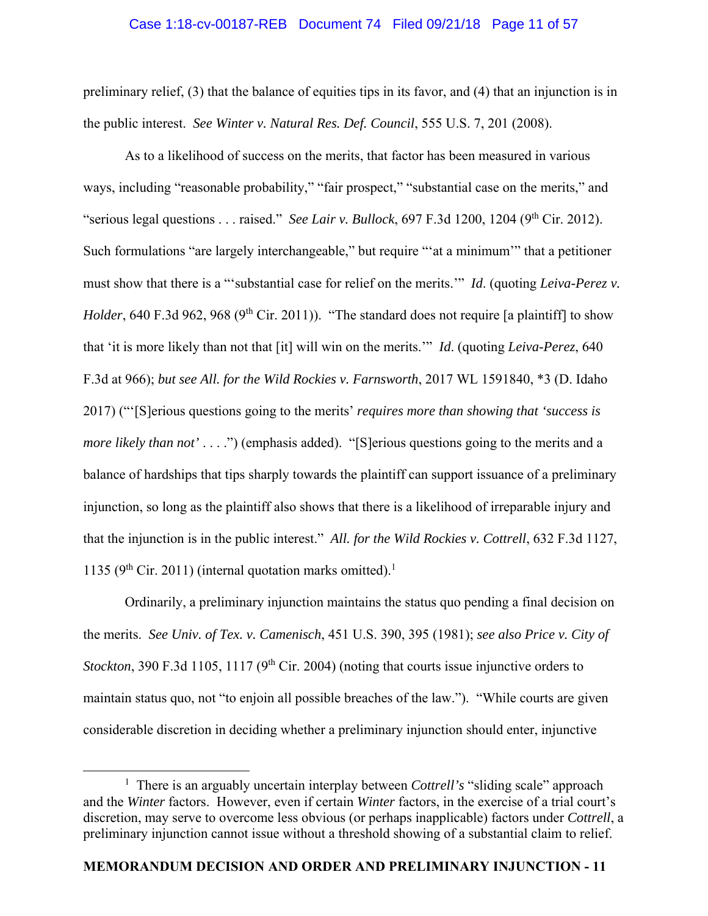preliminary relief, (3) that the balance of equities tips in its favor, and (4) that an injunction is in the public interest. *See Winter v. Natural Res. Def. Council*, 555 U.S. 7, 201 (2008).

As to a likelihood of success on the merits, that factor has been measured in various ways, including "reasonable probability," "fair prospect," "substantial case on the merits," and "serious legal questions . . . raised." *See Lair v. Bullock*, 697 F.3d 1200, 1204 (9th Cir. 2012). Such formulations "are largely interchangeable," but require "'at a minimum'" that a petitioner must show that there is a "'substantial case for relief on the merits.'" *Id*. (quoting *Leiva-Perez v. Holder*, 640 F.3d 962, 968 (9th Cir. 2011)). "The standard does not require [a plaintiff] to show that 'it is more likely than not that [it] will win on the merits.'" *Id*. (quoting *Leiva-Perez*, 640 F.3d at 966); *but see All. for the Wild Rockies v. Farnsworth*, 2017 WL 1591840, *3 (D. Idaho 2017) ("'[S]erious questions going to the merits' *requires more than showing that 'success is more likely than not'* . . . .") (emphasis added). "[S]erious questions going to the merits and a balance of hardships that tips sharply towards the plaintiff can support issuance of a preliminary injunction, so long as the plaintiff also shows that there is a likelihood of irreparable injury and that the injunction is in the public interest." *All. for the Wild Rockies v. Cottrell*, 632 F.3d 1127, 1135 (9th Cir. 2011) (internal quotation marks omitted).[1]

Ordinarily, a preliminary injunction maintains the status quo pending a final decision on the merits. *See Univ. of Tex. v. Camenisch*, 451 U.S. 390, 395 (1981); *see also Price v. City of Stockton*, 390 F.3d 1105, 1117 (9th Cir. 2004) (noting that courts issue injunctive orders to maintain status quo, not "to enjoin all possible breaches of the law."). "While courts are given considerable discretion in deciding whether a preliminary injunction should enter, injunctive

[1] There is an arguably uncertain interplay between *Cottrell's* "sliding scale" approach and the *Winter* factors. However, even if certain *Winter* factors, in the exercise of a trial court's discretion, may serve to overcome less obvious (or perhaps inapplicable) factors under *Cottrell*, a preliminary injunction cannot issue without a threshold showing of a substantial claim to relief.

**MEMORANDUM DECISION AND ORDER AND PRELIMINARY INJUNCTION - 11**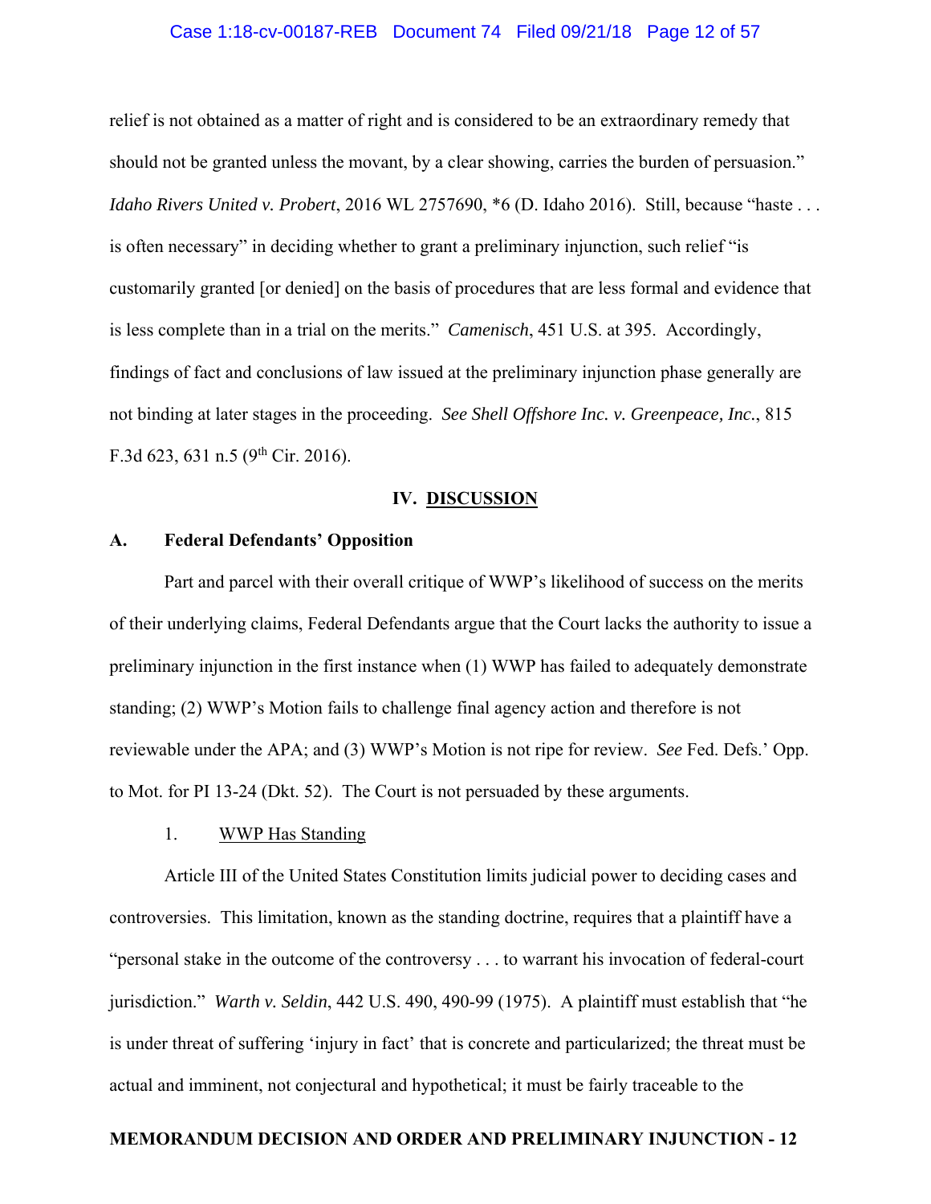relief is not obtained as a matter of right and is considered to be an extraordinary remedy that should not be granted unless the movant, by a clear showing, carries the burden of persuasion." *Idaho Rivers United v. Probert*, 2016 WL 2757690, *6 (D. Idaho 2016). Still, because "haste . . . is often necessary" in deciding whether to grant a preliminary injunction, such relief "is customarily granted [or denied] on the basis of procedures that are less formal and evidence that is less complete than in a trial on the merits." *Camenisch*, 451 U.S. at 395. Accordingly, findings of fact and conclusions of law issued at the preliminary injunction phase generally are not binding at later stages in the proceeding. *See Shell Offshore Inc. v. Greenpeace, Inc.*, 815 F.3d 623, 631 n.5 (9th Cir. 2016).

## IV. DISCUSSION

### A. Federal Defendants' Opposition

Part and parcel with their overall critique of WWP's likelihood of success on the merits of their underlying claims, Federal Defendants argue that the Court lacks the authority to issue a preliminary injunction in the first instance when (1) WWP has failed to adequately demonstrate standing; (2) WWP's Motion fails to challenge final agency action and therefore is not reviewable under the APA; and (3) WWP's Motion is not ripe for review. *See* Fed. Defs.' Opp. to Mot. for PI 13-24 (Dkt. 52). The Court is not persuaded by these arguments.

#### 1. WWP Has Standing

Article III of the United States Constitution limits judicial power to deciding cases and controversies. This limitation, known as the standing doctrine, requires that a plaintiff have a "personal stake in the outcome of the controversy . . . to warrant his invocation of federal-court jurisdiction." *Warth v. Seldin*, 442 U.S. 490, 490-99 (1975). A plaintiff must establish that "he is under threat of suffering 'injury in fact' that is concrete and particularized; the threat must be actual and imminent, not conjectural and hypothetical; it must be fairly traceable to the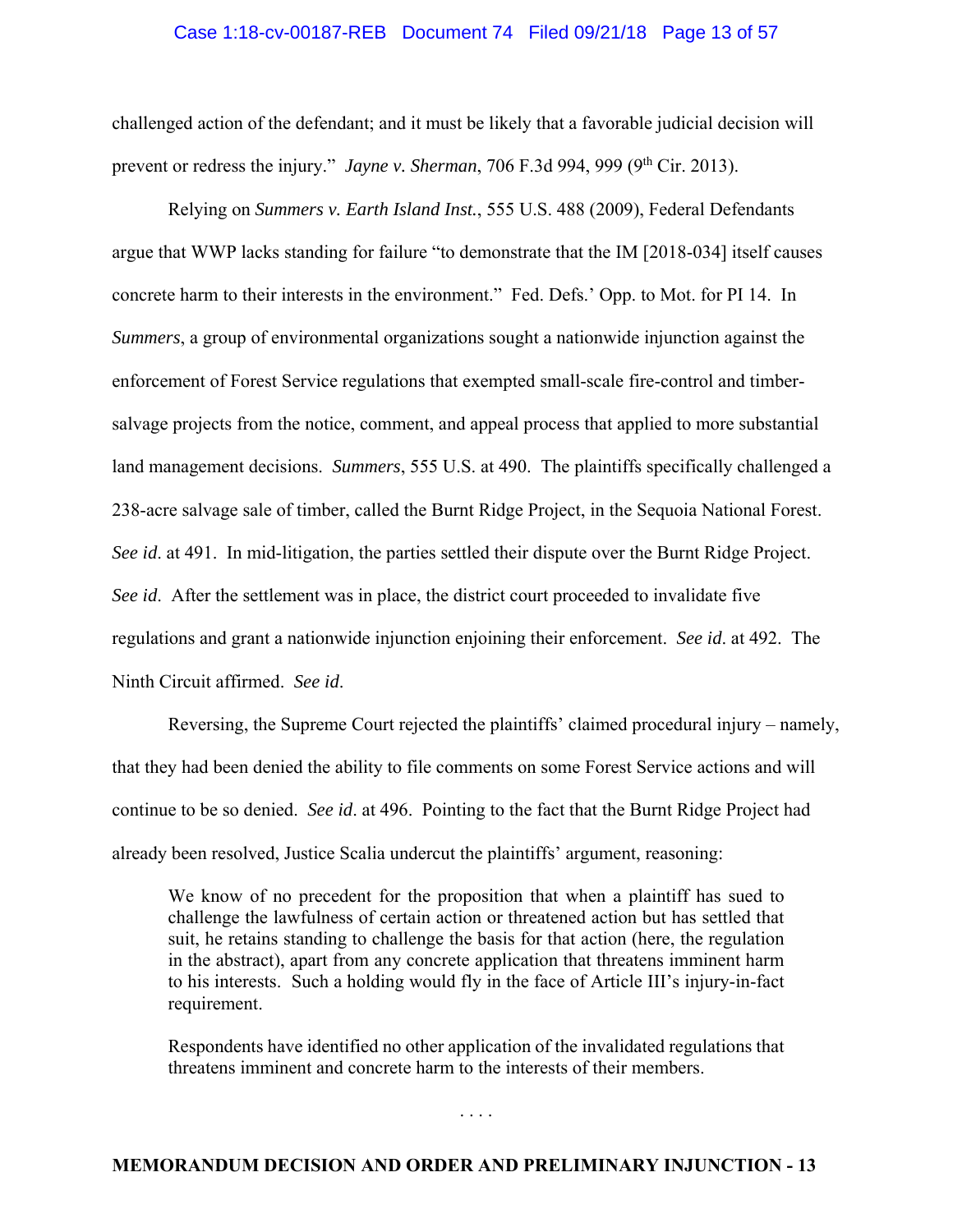challenged action of the defendant; and it must be likely that a favorable judicial decision will prevent or redress the injury." *Jayne v. Sherman*, 706 F.3d 994, 999 (9th Cir. 2013).

Relying on *Summers v. Earth Island Inst.*, 555 U.S. 488 (2009), Federal Defendants argue that WWP lacks standing for failure "to demonstrate that the IM [2018-034] itself causes concrete harm to their interests in the environment." Fed. Defs.' Opp. to Mot. for PI 14. In *Summers*, a group of environmental organizations sought a nationwide injunction against the enforcement of Forest Service regulations that exempted small-scale fire-control and timber-salvage projects from the notice, comment, and appeal process that applied to more substantial land management decisions. *Summers*, 555 U.S. at 490. The plaintiffs specifically challenged a 238-acre salvage sale of timber, called the Burnt Ridge Project, in the Sequoia National Forest. *See id*. at 491. In mid-litigation, the parties settled their dispute over the Burnt Ridge Project. *See id*. After the settlement was in place, the district court proceeded to invalidate five regulations and grant a nationwide injunction enjoining their enforcement. *See id*. at 492. The Ninth Circuit affirmed. *See id*.

Reversing, the Supreme Court rejected the plaintiffs' claimed procedural injury – namely, that they had been denied the ability to file comments on some Forest Service actions and will continue to be so denied. *See id*. at 496. Pointing to the fact that the Burnt Ridge Project had already been resolved, Justice Scalia undercut the plaintiffs' argument, reasoning:

> We know of no precedent for the proposition that when a plaintiff has sued to challenge the lawfulness of certain action or threatened action but has settled that suit, he retains standing to challenge the basis for that action (here, the regulation in the abstract), apart from any concrete application that threatens imminent harm to his interests. Such a holding would fly in the face of Article III's injury-in-fact requirement.
>
> Respondents have identified no other application of the invalidated regulations that threatens imminent and concrete harm to the interests of their members.
>
> . . . .

**MEMORANDUM DECISION AND ORDER AND PRELIMINARY INJUNCTION - 13**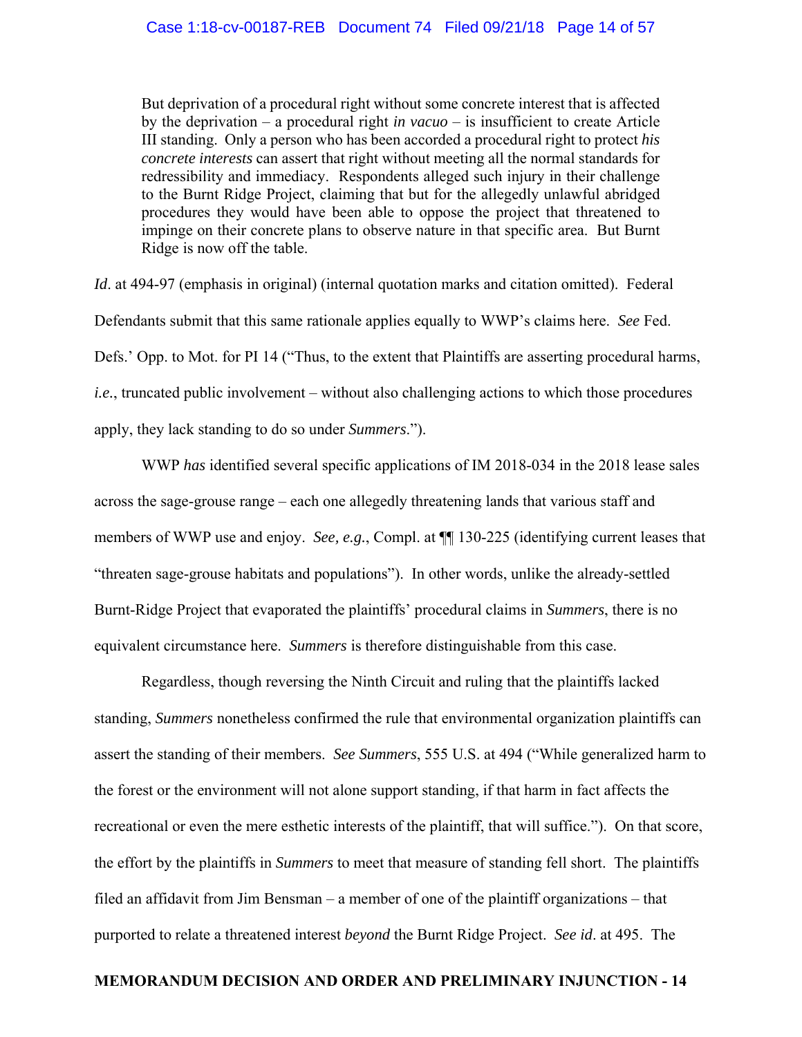> But deprivation of a procedural right without some concrete interest that is affected by the deprivation – a procedural right *in vacuo* – is insufficient to create Article III standing. Only a person who has been accorded a procedural right to protect *his concrete interests* can assert that right without meeting all the normal standards for redressibility and immediacy. Respondents alleged such injury in their challenge to the Burnt Ridge Project, claiming that but for the allegedly unlawful abridged procedures they would have been able to oppose the project that threatened to impinge on their concrete plans to observe nature in that specific area. But Burnt Ridge is now off the table.

*Id*. at 494-97 (emphasis in original) (internal quotation marks and citation omitted). Federal Defendants submit that this same rationale applies equally to WWP's claims here. *See* Fed. Defs.' Opp. to Mot. for PI 14 ("Thus, to the extent that Plaintiffs are asserting procedural harms, *i.e*., truncated public involvement – without also challenging actions to which those procedures apply, they lack standing to do so under *Summers*.").

WWP *has* identified several specific applications of IM 2018-034 in the 2018 lease sales across the sage-grouse range – each one allegedly threatening lands that various staff and members of WWP use and enjoy. *See, e.g.*, Compl. at ¶¶ 130-225 (identifying current leases that "threaten sage-grouse habitats and populations"). In other words, unlike the already-settled Burnt-Ridge Project that evaporated the plaintiffs' procedural claims in *Summers*, there is no equivalent circumstance here. *Summers* is therefore distinguishable from this case.

Regardless, though reversing the Ninth Circuit and ruling that the plaintiffs lacked standing, *Summers* nonetheless confirmed the rule that environmental organization plaintiffs can assert the standing of their members. *See Summers*, 555 U.S. at 494 ("While generalized harm to the forest or the environment will not alone support standing, if that harm in fact affects the recreational or even the mere esthetic interests of the plaintiff, that will suffice."). On that score, the effort by the plaintiffs in *Summers* to meet that measure of standing fell short. The plaintiffs filed an affidavit from Jim Bensman – a member of one of the plaintiff organizations – that purported to relate a threatened interest *beyond* the Burnt Ridge Project. *See id*. at 495. The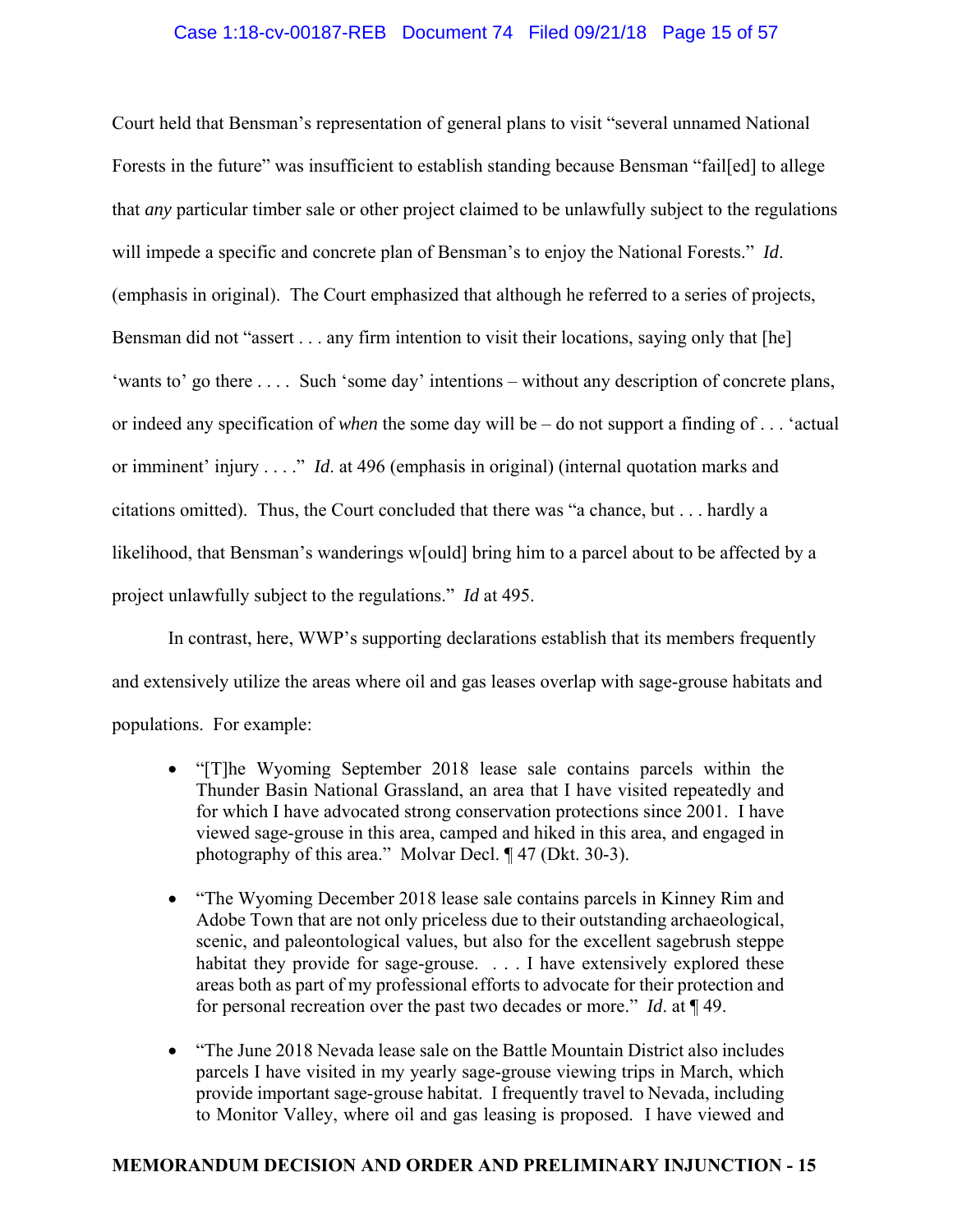Court held that Bensman's representation of general plans to visit "several unnamed National Forests in the future" was insufficient to establish standing because Bensman "fail[ed] to allege that *any* particular timber sale or other project claimed to be unlawfully subject to the regulations will impede a specific and concrete plan of Bensman's to enjoy the National Forests." *Id*. (emphasis in original). The Court emphasized that although he referred to a series of projects, Bensman did not "assert . . . any firm intention to visit their locations, saying only that [he] 'wants to' go there . . . . Such 'some day' intentions – without any description of concrete plans, or indeed any specification of *when* the some day will be – do not support a finding of . . . 'actual or imminent' injury . . . ." *Id*. at 496 (emphasis in original) (internal quotation marks and citations omitted). Thus, the Court concluded that there was "a chance, but . . . hardly a likelihood, that Bensman's wanderings w[ould] bring him to a parcel about to be affected by a project unlawfully subject to the regulations." *Id* at 495.

In contrast, here, WWP's supporting declarations establish that its members frequently and extensively utilize the areas where oil and gas leases overlap with sage-grouse habitats and populations. For example:

- "[T]he Wyoming September 2018 lease sale contains parcels within the Thunder Basin National Grassland, an area that I have visited repeatedly and for which I have advocated strong conservation protections since 2001. I have viewed sage-grouse in this area, camped and hiked in this area, and engaged in photography of this area." Molvar Decl. ¶ 47 (Dkt. 30-3).

- "The Wyoming December 2018 lease sale contains parcels in Kinney Rim and Adobe Town that are not only priceless due to their outstanding archaeological, scenic, and paleontological values, but also for the excellent sagebrush steppe habitat they provide for sage-grouse. . . . I have extensively explored these areas both as part of my professional efforts to advocate for their protection and for personal recreation over the past two decades or more." *Id*. at ¶ 49.

- "The June 2018 Nevada lease sale on the Battle Mountain District also includes parcels I have visited in my yearly sage-grouse viewing trips in March, which provide important sage-grouse habitat. I frequently travel to Nevada, including to Monitor Valley, where oil and gas leasing is proposed. I have viewed and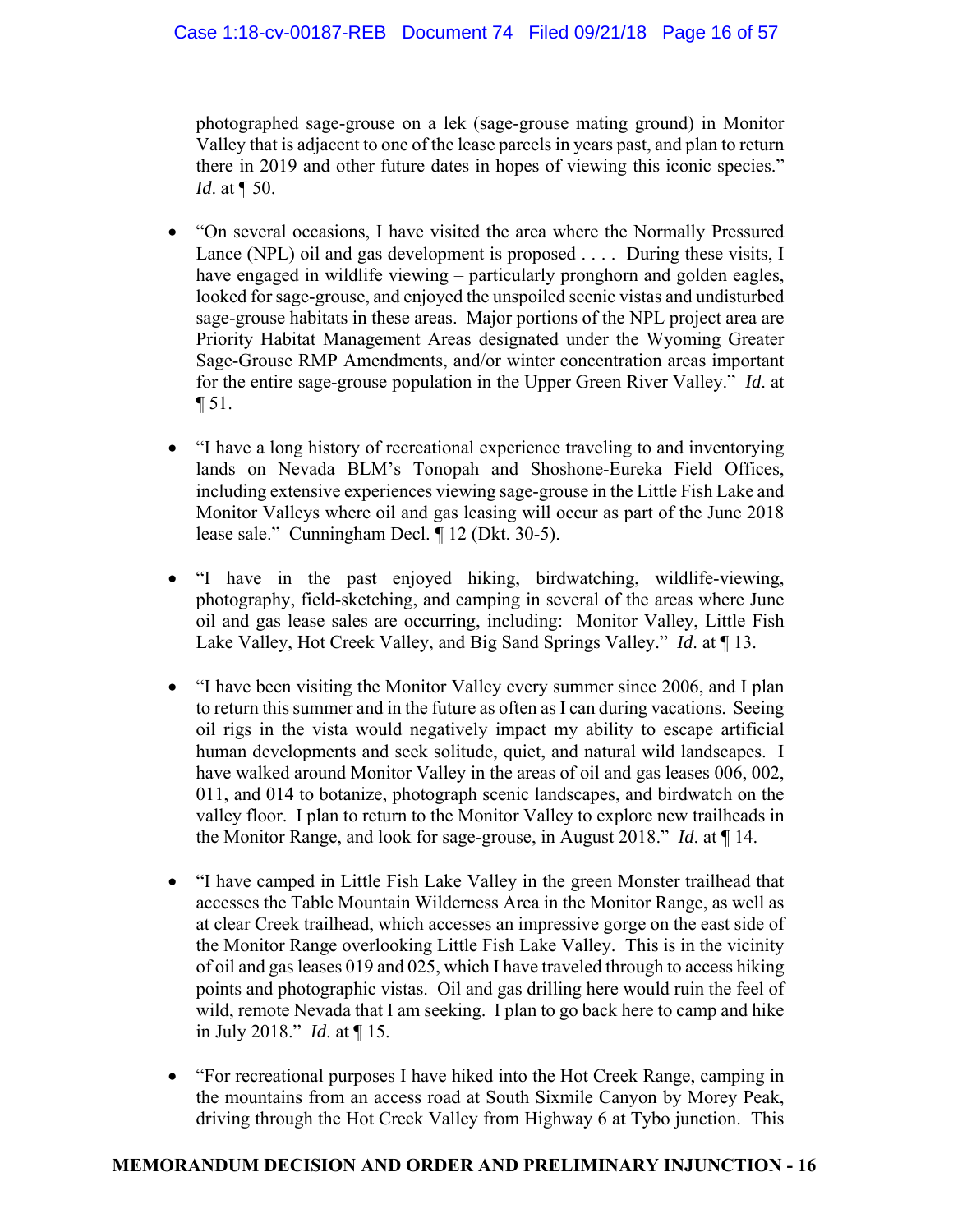photographed sage-grouse on a lek (sage-grouse mating ground) in Monitor Valley that is adjacent to one of the lease parcels in years past, and plan to return there in 2019 and other future dates in hopes of viewing this iconic species." *Id.* at ¶ 50.

- "On several occasions, I have visited the area where the Normally Pressured Lance (NPL) oil and gas development is proposed . . . . During these visits, I have engaged in wildlife viewing – particularly pronghorn and golden eagles, looked for sage-grouse, and enjoyed the unspoiled scenic vistas and undisturbed sage-grouse habitats in these areas. Major portions of the NPL project area are Priority Habitat Management Areas designated under the Wyoming Greater Sage-Grouse RMP Amendments, and/or winter concentration areas important for the entire sage-grouse population in the Upper Green River Valley." *Id.* at ¶ 51.

- "I have a long history of recreational experience traveling to and inventorying lands on Nevada BLM's Tonopah and Shoshone-Eureka Field Offices, including extensive experiences viewing sage-grouse in the Little Fish Lake and Monitor Valleys where oil and gas leasing will occur as part of the June 2018 lease sale." Cunningham Decl. ¶ 12 (Dkt. 30-5).

- "I have in the past enjoyed hiking, birdwatching, wildlife-viewing, photography, field-sketching, and camping in several of the areas where June oil and gas lease sales are occurring, including: Monitor Valley, Little Fish Lake Valley, Hot Creek Valley, and Big Sand Springs Valley." *Id.* at ¶ 13.

- "I have been visiting the Monitor Valley every summer since 2006, and I plan to return this summer and in the future as often as I can during vacations. Seeing oil rigs in the vista would negatively impact my ability to escape artificial human developments and seek solitude, quiet, and natural wild landscapes. I have walked around Monitor Valley in the areas of oil and gas leases 006, 002, 011, and 014 to botanize, photograph scenic landscapes, and birdwatch on the valley floor. I plan to return to the Monitor Valley to explore new trailheads in the Monitor Range, and look for sage-grouse, in August 2018." *Id.* at ¶ 14.

- "I have camped in Little Fish Lake Valley in the green Monster trailhead that accesses the Table Mountain Wilderness Area in the Monitor Range, as well as at clear Creek trailhead, which accesses an impressive gorge on the east side of the Monitor Range overlooking Little Fish Lake Valley. This is in the vicinity of oil and gas leases 019 and 025, which I have traveled through to access hiking points and photographic vistas. Oil and gas drilling here would ruin the feel of wild, remote Nevada that I am seeking. I plan to go back here to camp and hike in July 2018." *Id.* at ¶ 15.

- "For recreational purposes I have hiked into the Hot Creek Range, camping in the mountains from an access road at South Sixmile Canyon by Morey Peak, driving through the Hot Creek Valley from Highway 6 at Tybo junction. This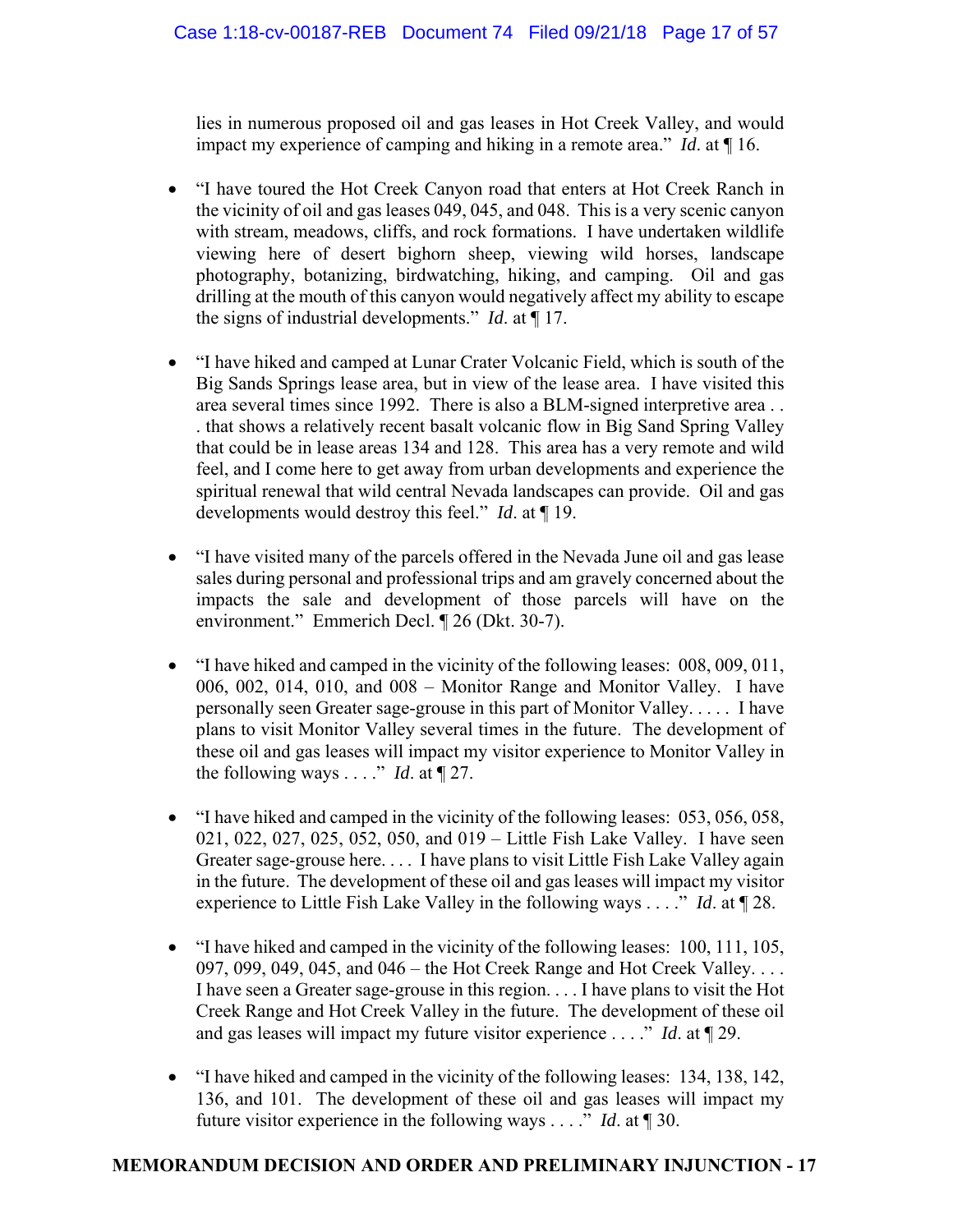lies in numerous proposed oil and gas leases in Hot Creek Valley, and would impact my experience of camping and hiking in a remote area." *Id*. at ¶ 16.

- "I have toured the Hot Creek Canyon road that enters at Hot Creek Ranch in the vicinity of oil and gas leases 049, 045, and 048. This is a very scenic canyon with stream, meadows, cliffs, and rock formations. I have undertaken wildlife viewing here of desert bighorn sheep, viewing wild horses, landscape photography, botanizing, birdwatching, hiking, and camping. Oil and gas drilling at the mouth of this canyon would negatively affect my ability to escape the signs of industrial developments." *Id*. at ¶ 17.

- "I have hiked and camped at Lunar Crater Volcanic Field, which is south of the Big Sands Springs lease area, but in view of the lease area. I have visited this area several times since 1992. There is also a BLM-signed interpretive area . . . that shows a relatively recent basalt volcanic flow in Big Sand Spring Valley that could be in lease areas 134 and 128. This area has a very remote and wild feel, and I come here to get away from urban developments and experience the spiritual renewal that wild central Nevada landscapes can provide. Oil and gas developments would destroy this feel." *Id*. at ¶ 19.

- "I have visited many of the parcels offered in the Nevada June oil and gas lease sales during personal and professional trips and am gravely concerned about the impacts the sale and development of those parcels will have on the environment." Emmerich Decl. ¶ 26 (Dkt. 30-7).

- "I have hiked and camped in the vicinity of the following leases: 008, 009, 011, 006, 002, 014, 010, and 008 – Monitor Range and Monitor Valley. I have personally seen Greater sage-grouse in this part of Monitor Valley. . . . . I have plans to visit Monitor Valley several times in the future. The development of these oil and gas leases will impact my visitor experience to Monitor Valley in the following ways . . . ." *Id*. at ¶ 27.

- "I have hiked and camped in the vicinity of the following leases: 053, 056, 058, 021, 022, 027, 025, 052, 050, and 019 – Little Fish Lake Valley. I have seen Greater sage-grouse here. . . . I have plans to visit Little Fish Lake Valley again in the future. The development of these oil and gas leases will impact my visitor experience to Little Fish Lake Valley in the following ways . . . ." *Id*. at ¶ 28.

- "I have hiked and camped in the vicinity of the following leases: 100, 111, 105, 097, 099, 049, 045, and 046 – the Hot Creek Range and Hot Creek Valley. . . . I have seen a Greater sage-grouse in this region. . . . I have plans to visit the Hot Creek Range and Hot Creek Valley in the future. The development of these oil and gas leases will impact my future visitor experience . . . ." *Id*. at ¶ 29.

- "I have hiked and camped in the vicinity of the following leases: 134, 138, 142, 136, and 101. The development of these oil and gas leases will impact my future visitor experience in the following ways . . . ." *Id*. at ¶ 30.

**MEMORANDUM DECISION AND ORDER AND PRELIMINARY INJUNCTION - 17**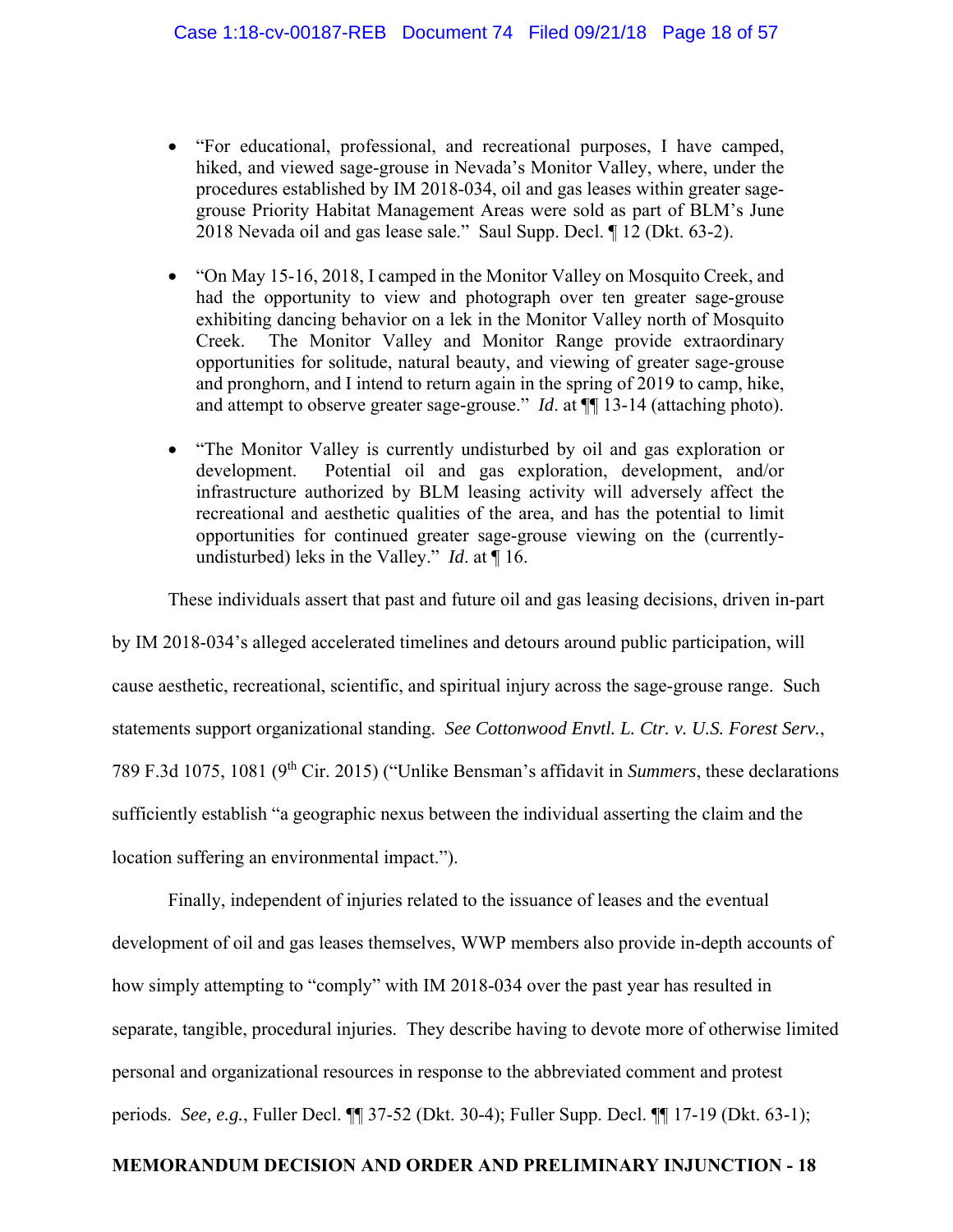- "For educational, professional, and recreational purposes, I have camped, hiked, and viewed sage-grouse in Nevada's Monitor Valley, where, under the procedures established by IM 2018-034, oil and gas leases within greater sage-grouse Priority Habitat Management Areas were sold as part of BLM's June 2018 Nevada oil and gas lease sale." Saul Supp. Decl. ¶ 12 (Dkt. 63-2).

- "On May 15-16, 2018, I camped in the Monitor Valley on Mosquito Creek, and had the opportunity to view and photograph over ten greater sage-grouse exhibiting dancing behavior on a lek in the Monitor Valley north of Mosquito Creek. The Monitor Valley and Monitor Range provide extraordinary opportunities for solitude, natural beauty, and viewing of greater sage-grouse and pronghorn, and I intend to return again in the spring of 2019 to camp, hike, and attempt to observe greater sage-grouse." *Id*. at ¶¶ 13-14 (attaching photo).

- "The Monitor Valley is currently undisturbed by oil and gas exploration or development. Potential oil and gas exploration, development, and/or infrastructure authorized by BLM leasing activity will adversely affect the recreational and aesthetic qualities of the area, and has the potential to limit opportunities for continued greater sage-grouse viewing on the (currently-undisturbed) leks in the Valley." *Id*. at ¶ 16.

These individuals assert that past and future oil and gas leasing decisions, driven in-part by IM 2018-034's alleged accelerated timelines and detours around public participation, will cause aesthetic, recreational, scientific, and spiritual injury across the sage-grouse range. Such statements support organizational standing. *See Cottonwood Envtl. L. Ctr. v. U.S. Forest Serv.*, 789 F.3d 1075, 1081 (9th Cir. 2015) ("Unlike Bensman's affidavit in *Summers*, these declarations sufficiently establish "a geographic nexus between the individual asserting the claim and the location suffering an environmental impact.").

Finally, independent of injuries related to the issuance of leases and the eventual development of oil and gas leases themselves, WWP members also provide in-depth accounts of how simply attempting to "comply" with IM 2018-034 over the past year has resulted in separate, tangible, procedural injuries. They describe having to devote more of otherwise limited personal and organizational resources in response to the abbreviated comment and protest periods. *See, e.g.*, Fuller Decl. ¶¶ 37-52 (Dkt. 30-4); Fuller Supp. Decl. ¶¶ 17-19 (Dkt. 63-1);

**MEMORANDUM DECISION AND ORDER AND PRELIMINARY INJUNCTION - 18**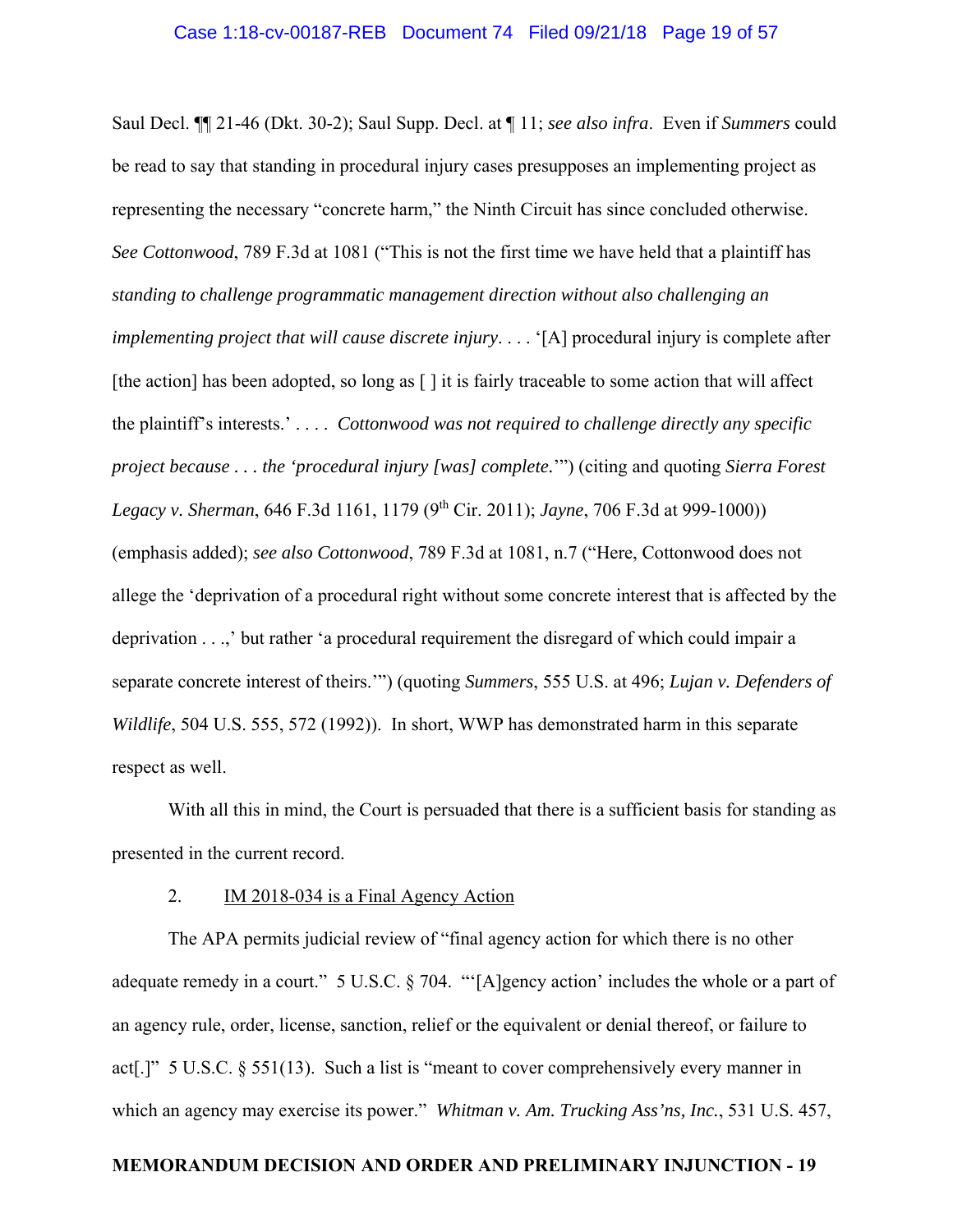Saul Decl. ¶¶ 21-46 (Dkt. 30-2); Saul Supp. Decl. at ¶ 11; *see also infra*. Even if *Summers* could be read to say that standing in procedural injury cases presupposes an implementing project as representing the necessary "concrete harm," the Ninth Circuit has since concluded otherwise. *See Cottonwood*, 789 F.3d at 1081 ("This is not the first time we have held that a plaintiff has *standing to challenge programmatic management direction without also challenging an implementing project that will cause discrete injury*. . . . '[A] procedural injury is complete after [the action] has been adopted, so long as [ ] it is fairly traceable to some action that will affect the plaintiff's interests.' . . . . *Cottonwood was not required to challenge directly any specific project because . . . the 'procedural injury [was] complete.*'") (citing and quoting *Sierra Forest Legacy v. Sherman*, 646 F.3d 1161, 1179 (9th Cir. 2011); *Jayne*, 706 F.3d at 999-1000)) (emphasis added); *see also Cottonwood*, 789 F.3d at 1081, n.7 ("Here, Cottonwood does not allege the 'deprivation of a procedural right without some concrete interest that is affected by the deprivation . . .,' but rather 'a procedural requirement the disregard of which could impair a separate concrete interest of theirs.'") (quoting *Summers*, 555 U.S. at 496; *Lujan v. Defenders of Wildlife*, 504 U.S. 555, 572 (1992)). In short, WWP has demonstrated harm in this separate respect as well.

With all this in mind, the Court is persuaded that there is a sufficient basis for standing as presented in the current record.

2. <u>IM 2018-034 is a Final Agency Action</u>

The APA permits judicial review of "final agency action for which there is no other adequate remedy in a court." 5 U.S.C. § 704. "'[A]gency action' includes the whole or a part of an agency rule, order, license, sanction, relief or the equivalent or denial thereof, or failure to act[.]" 5 U.S.C. § 551(13). Such a list is "meant to cover comprehensively every manner in which an agency may exercise its power." *Whitman v. Am. Trucking Ass'ns, Inc.*, 531 U.S. 457,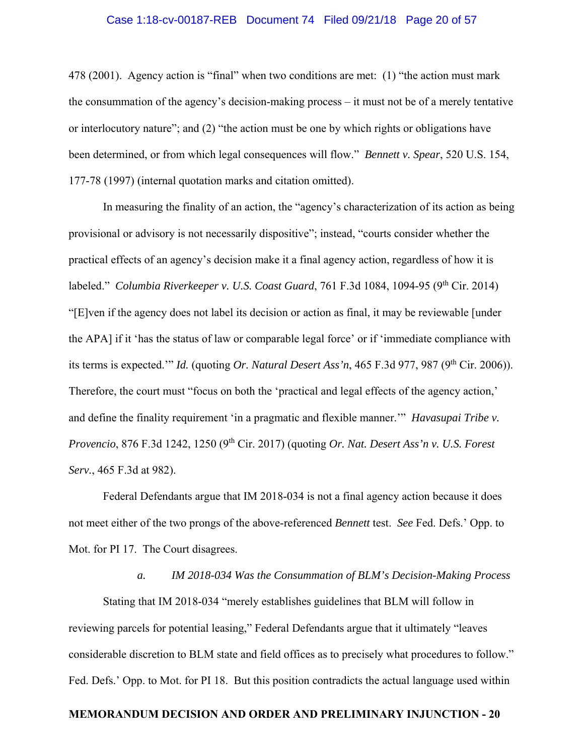478 (2001). Agency action is "final" when two conditions are met: (1) "the action must mark the consummation of the agency's decision-making process – it must not be of a merely tentative or interlocutory nature"; and (2) "the action must be one by which rights or obligations have been determined, or from which legal consequences will flow." *Bennett v. Spear*, 520 U.S. 154, 177-78 (1997) (internal quotation marks and citation omitted).

In measuring the finality of an action, the "agency's characterization of its action as being provisional or advisory is not necessarily dispositive"; instead, "courts consider whether the practical effects of an agency's decision make it a final agency action, regardless of how it is labeled." *Columbia Riverkeeper v. U.S. Coast Guard*, 761 F.3d 1084, 1094-95 (9th Cir. 2014) "[E]ven if the agency does not label its decision or action as final, it may be reviewable [under the APA] if it 'has the status of law or comparable legal force' or if 'immediate compliance with its terms is expected.'" *Id.* (quoting *Or. Natural Desert Ass'n*, 465 F.3d 977, 987 (9th Cir. 2006)). Therefore, the court must "focus on both the 'practical and legal effects of the agency action,' and define the finality requirement 'in a pragmatic and flexible manner.'" *Havasupai Tribe v. Provencio*, 876 F.3d 1242, 1250 (9th Cir. 2017) (quoting *Or. Nat. Desert Ass'n v. U.S. Forest Serv.*, 465 F.3d at 982).

Federal Defendants argue that IM 2018-034 is not a final agency action because it does not meet either of the two prongs of the above-referenced *Bennett* test. *See* Fed. Defs.' Opp. to Mot. for PI 17. The Court disagrees.

*a. IM 2018-034 Was the Consummation of BLM's Decision-Making Process*

Stating that IM 2018-034 "merely establishes guidelines that BLM will follow in reviewing parcels for potential leasing," Federal Defendants argue that it ultimately "leaves considerable discretion to BLM state and field offices as to precisely what procedures to follow." Fed. Defs.' Opp. to Mot. for PI 18. But this position contradicts the actual language used within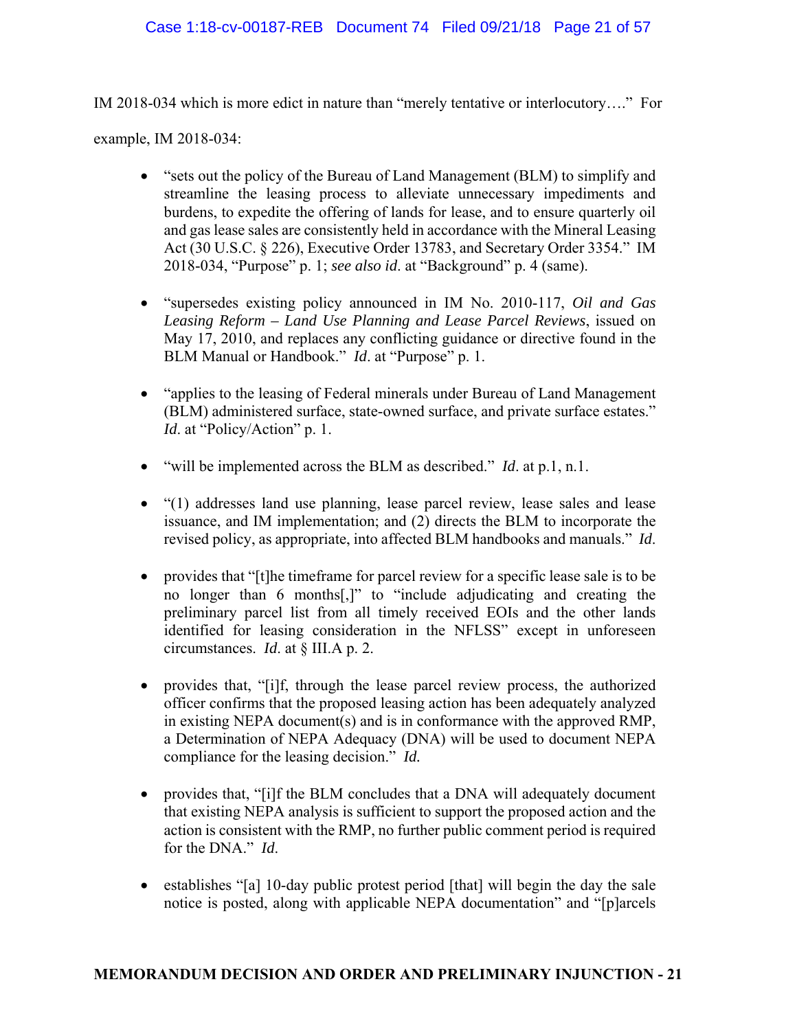IM 2018-034 which is more edict in nature than "merely tentative or interlocutory…." For example, IM 2018-034:

- "sets out the policy of the Bureau of Land Management (BLM) to simplify and streamline the leasing process to alleviate unnecessary impediments and burdens, to expedite the offering of lands for lease, and to ensure quarterly oil and gas lease sales are consistently held in accordance with the Mineral Leasing Act (30 U.S.C. § 226), Executive Order 13783, and Secretary Order 3354." IM 2018-034, "Purpose" p. 1; *see also id*. at "Background" p. 4 (same).

- "supersedes existing policy announced in IM No. 2010-117, *Oil and Gas Leasing Reform – Land Use Planning and Lease Parcel Reviews*, issued on May 17, 2010, and replaces any conflicting guidance or directive found in the BLM Manual or Handbook." *Id*. at "Purpose" p. 1.

- "applies to the leasing of Federal minerals under Bureau of Land Management (BLM) administered surface, state-owned surface, and private surface estates." *Id*. at "Policy/Action" p. 1.

- "will be implemented across the BLM as described." *Id*. at p.1, n.1.

- "(1) addresses land use planning, lease parcel review, lease sales and lease issuance, and IM implementation; and (2) directs the BLM to incorporate the revised policy, as appropriate, into affected BLM handbooks and manuals." *Id.*

- provides that "[t]he timeframe for parcel review for a specific lease sale is to be no longer than 6 months[,]" to "include adjudicating and creating the preliminary parcel list from all timely received EOIs and the other lands identified for leasing consideration in the NFLSS" except in unforeseen circumstances. *Id*. at § III.A p. 2.

- provides that, "[i]f, through the lease parcel review process, the authorized officer confirms that the proposed leasing action has been adequately analyzed in existing NEPA document(s) and is in conformance with the approved RMP, a Determination of NEPA Adequacy (DNA) will be used to document NEPA compliance for the leasing decision." *Id.*

- provides that, "[i]f the BLM concludes that a DNA will adequately document that existing NEPA analysis is sufficient to support the proposed action and the action is consistent with the RMP, no further public comment period is required for the DNA." *Id.*

- establishes "[a] 10-day public protest period [that] will begin the day the sale notice is posted, along with applicable NEPA documentation" and "[p]arcels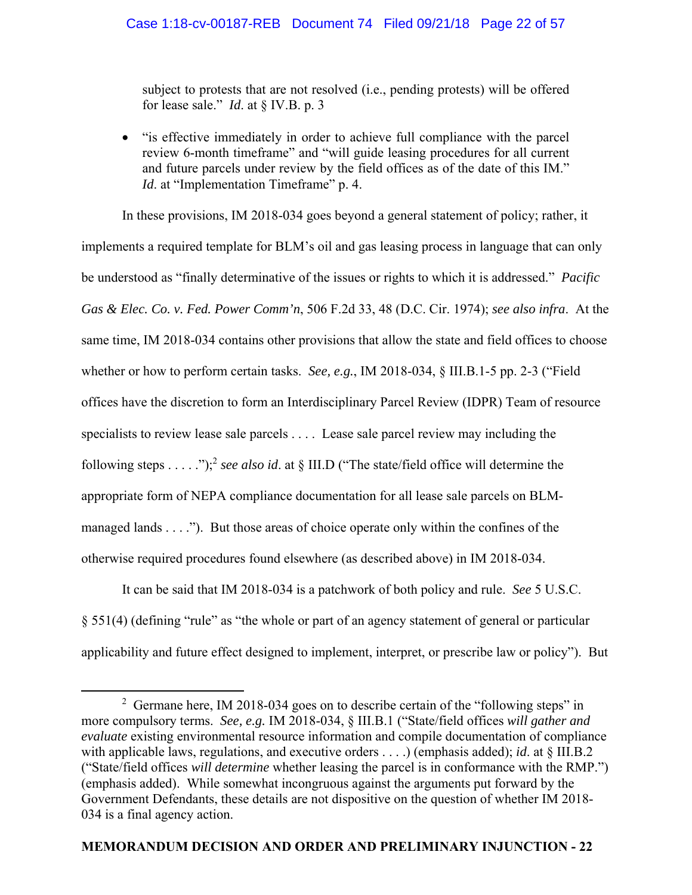subject to protests that are not resolved (i.e., pending protests) will be offered for lease sale." *Id*. at § IV.B. p. 3

- "is effective immediately in order to achieve full compliance with the parcel review 6-month timeframe" and "will guide leasing procedures for all current and future parcels under review by the field offices as of the date of this IM." *Id*. at "Implementation Timeframe" p. 4.

In these provisions, IM 2018-034 goes beyond a general statement of policy; rather, it implements a required template for BLM's oil and gas leasing process in language that can only be understood as "finally determinative of the issues or rights to which it is addressed." *Pacific Gas & Elec. Co. v. Fed. Power Comm'n*, 506 F.2d 33, 48 (D.C. Cir. 1974); *see also infra*. At the same time, IM 2018-034 contains other provisions that allow the state and field offices to choose whether or how to perform certain tasks. *See, e.g.*, IM 2018-034, § III.B.1-5 pp. 2-3 ("Field offices have the discretion to form an Interdisciplinary Parcel Review (IDPR) Team of resource specialists to review lease sale parcels . . . . Lease sale parcel review may including the following steps . . . . .");[2] *see also id*. at § III.D ("The state/field office will determine the appropriate form of NEPA compliance documentation for all lease sale parcels on BLM-managed lands . . . ."). But those areas of choice operate only within the confines of the otherwise required procedures found elsewhere (as described above) in IM 2018-034.

It can be said that IM 2018-034 is a patchwork of both policy and rule. *See* 5 U.S.C. § 551(4) (defining "rule" as "the whole or part of an agency statement of general or particular applicability and future effect designed to implement, interpret, or prescribe law or policy"). But

[2] Germane here, IM 2018-034 goes on to describe certain of the "following steps" in more compulsory terms. *See, e.g.* IM 2018-034, § III.B.1 ("State/field offices *will gather and evaluate* existing environmental resource information and compile documentation of compliance with applicable laws, regulations, and executive orders . . . .) (emphasis added); *id*. at § III.B.2 ("State/field offices *will determine* whether leasing the parcel is in conformance with the RMP.") (emphasis added). While somewhat incongruous against the arguments put forward by the Government Defendants, these details are not dispositive on the question of whether IM 2018-034 is a final agency action.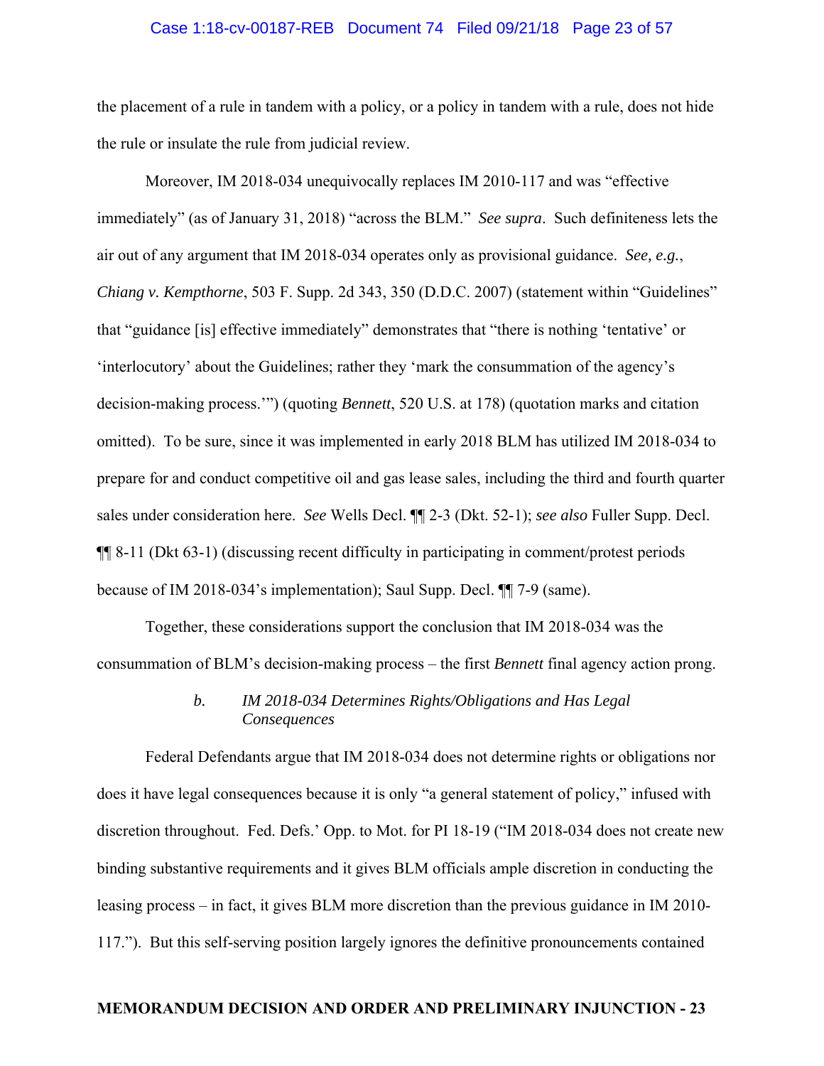the placement of a rule in tandem with a policy, or a policy in tandem with a rule, does not hide the rule or insulate the rule from judicial review.

Moreover, IM 2018-034 unequivocally replaces IM 2010-117 and was "effective immediately" (as of January 31, 2018) "across the BLM." *See supra*. Such definiteness lets the air out of any argument that IM 2018-034 operates only as provisional guidance. *See, e.g.*, *Chiang v. Kempthorne*, 503 F. Supp. 2d 343, 350 (D.D.C. 2007) (statement within "Guidelines" that "guidance [is] effective immediately" demonstrates that "there is nothing 'tentative' or 'interlocutory' about the Guidelines; rather they 'mark the consummation of the agency's decision-making process.'") (quoting *Bennett*, 520 U.S. at 178) (quotation marks and citation omitted). To be sure, since it was implemented in early 2018 BLM has utilized IM 2018-034 to prepare for and conduct competitive oil and gas lease sales, including the third and fourth quarter sales under consideration here. *See* Wells Decl. ¶¶ 2-3 (Dkt. 52-1); *see also* Fuller Supp. Decl. ¶¶ 8-11 (Dkt 63-1) (discussing recent difficulty in participating in comment/protest periods because of IM 2018-034's implementation); Saul Supp. Decl. ¶¶ 7-9 (same).

Together, these considerations support the conclusion that IM 2018-034 was the consummation of BLM's decision-making process – the first *Bennett* final agency action prong.

*b. IM 2018-034 Determines Rights/Obligations and Has Legal Consequences*

Federal Defendants argue that IM 2018-034 does not determine rights or obligations nor does it have legal consequences because it is only "a general statement of policy," infused with discretion throughout. Fed. Defs.' Opp. to Mot. for PI 18-19 ("IM 2018-034 does not create new binding substantive requirements and it gives BLM officials ample discretion in conducting the leasing process – in fact, it gives BLM more discretion than the previous guidance in IM 2010-117."). But this self-serving position largely ignores the definitive pronouncements contained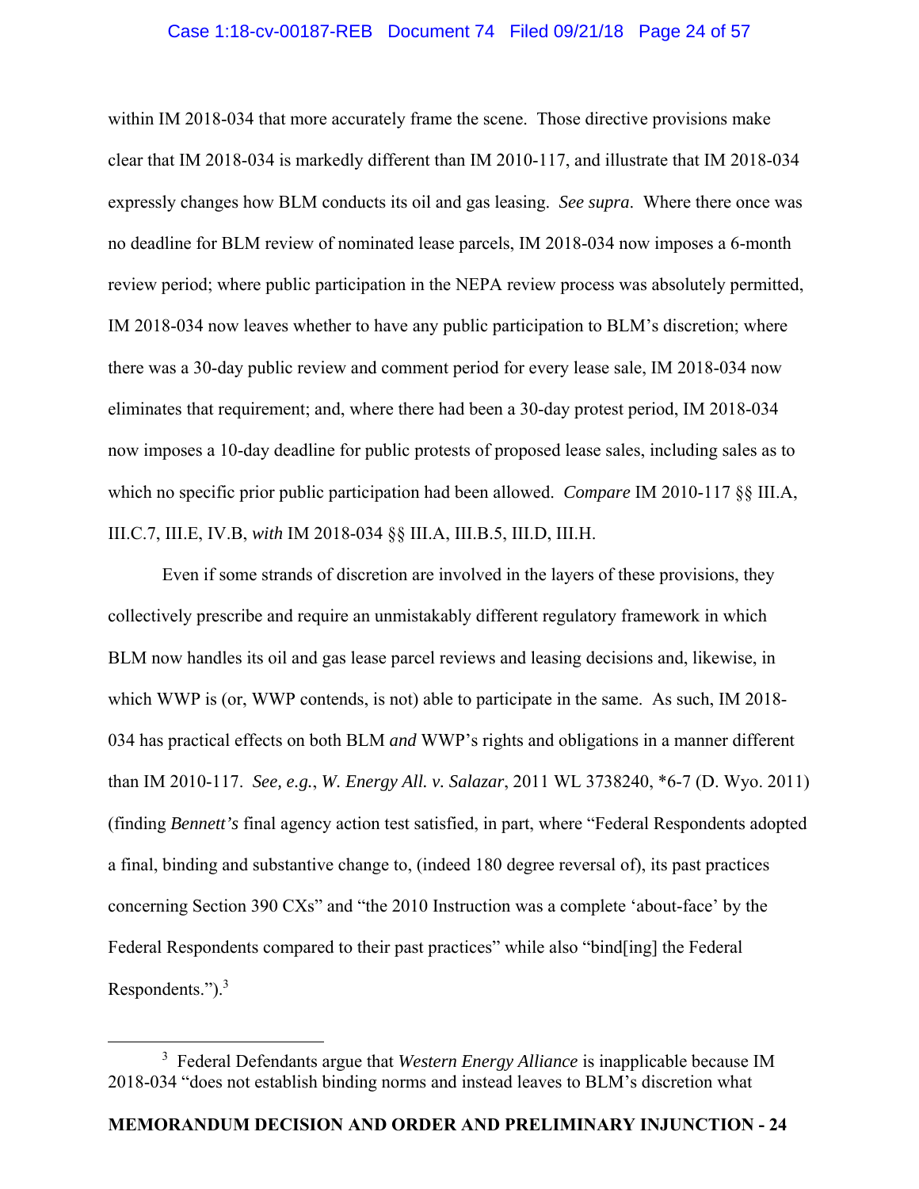within IM 2018-034 that more accurately frame the scene. Those directive provisions make clear that IM 2018-034 is markedly different than IM 2010-117, and illustrate that IM 2018-034 expressly changes how BLM conducts its oil and gas leasing. *See supra*. Where there once was no deadline for BLM review of nominated lease parcels, IM 2018-034 now imposes a 6-month review period; where public participation in the NEPA review process was absolutely permitted, IM 2018-034 now leaves whether to have any public participation to BLM's discretion; where there was a 30-day public review and comment period for every lease sale, IM 2018-034 now eliminates that requirement; and, where there had been a 30-day protest period, IM 2018-034 now imposes a 10-day deadline for public protests of proposed lease sales, including sales as to which no specific prior public participation had been allowed. *Compare* IM 2010-117 §§ III.A, III.C.7, III.E, IV.B, *with* IM 2018-034 §§ III.A, III.B.5, III.D, III.H.

Even if some strands of discretion are involved in the layers of these provisions, they collectively prescribe and require an unmistakably different regulatory framework in which BLM now handles its oil and gas lease parcel reviews and leasing decisions and, likewise, in which WWP is (or, WWP contends, is not) able to participate in the same. As such, IM 2018-034 has practical effects on both BLM *and* WWP's rights and obligations in a manner different than IM 2010-117. *See, e.g.*, *W. Energy All. v. Salazar*, 2011 WL 3738240, *6-7 (D. Wyo. 2011) (finding *Bennett's* final agency action test satisfied, in part, where "Federal Respondents adopted a final, binding and substantive change to, (indeed 180 degree reversal of), its past practices concerning Section 390 CXs" and "the 2010 Instruction was a complete 'about-face' by the Federal Respondents compared to their past practices" while also "bind[ing] the Federal Respondents.").[3]

[3] Federal Defendants argue that *Western Energy Alliance* is inapplicable because IM 2018-034 "does not establish binding norms and instead leaves to BLM's discretion what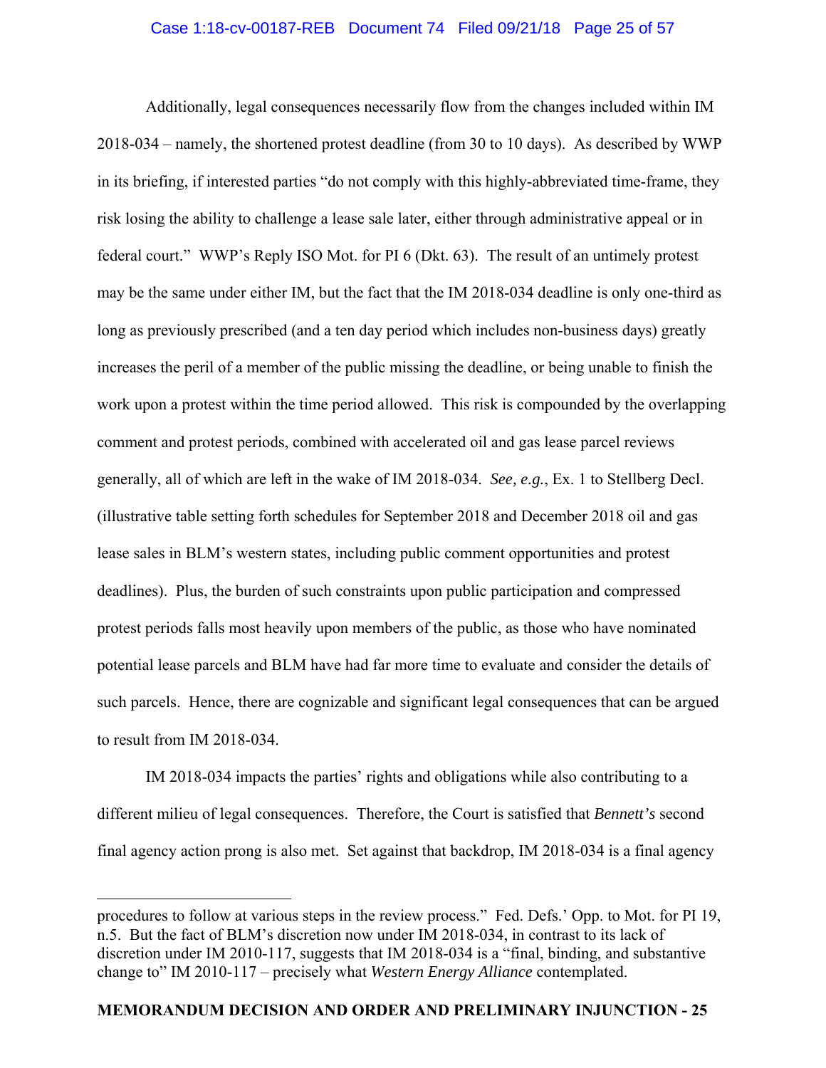Additionally, legal consequences necessarily flow from the changes included within IM 2018-034 – namely, the shortened protest deadline (from 30 to 10 days). As described by WWP in its briefing, if interested parties "do not comply with this highly-abbreviated time-frame, they risk losing the ability to challenge a lease sale later, either through administrative appeal or in federal court." WWP's Reply ISO Mot. for PI 6 (Dkt. 63). The result of an untimely protest may be the same under either IM, but the fact that the IM 2018-034 deadline is only one-third as long as previously prescribed (and a ten day period which includes non-business days) greatly increases the peril of a member of the public missing the deadline, or being unable to finish the work upon a protest within the time period allowed. This risk is compounded by the overlapping comment and protest periods, combined with accelerated oil and gas lease parcel reviews generally, all of which are left in the wake of IM 2018-034. *See, e.g.*, Ex. 1 to Stellberg Decl. (illustrative table setting forth schedules for September 2018 and December 2018 oil and gas lease sales in BLM's western states, including public comment opportunities and protest deadlines). Plus, the burden of such constraints upon public participation and compressed protest periods falls most heavily upon members of the public, as those who have nominated potential lease parcels and BLM have had far more time to evaluate and consider the details of such parcels. Hence, there are cognizable and significant legal consequences that can be argued to result from IM 2018-034.

IM 2018-034 impacts the parties' rights and obligations while also contributing to a different milieu of legal consequences. Therefore, the Court is satisfied that *Bennett's* second final agency action prong is also met. Set against that backdrop, IM 2018-034 is a final agency

---

procedures to follow at various steps in the review process." Fed. Defs.' Opp. to Mot. for PI 19, n.5. But the fact of BLM's discretion now under IM 2018-034, in contrast to its lack of discretion under IM 2010-117, suggests that IM 2018-034 is a "final, binding, and substantive change to" IM 2010-117 – precisely what *Western Energy Alliance* contemplated.

**MEMORANDUM DECISION AND ORDER AND PRELIMINARY INJUNCTION - 25**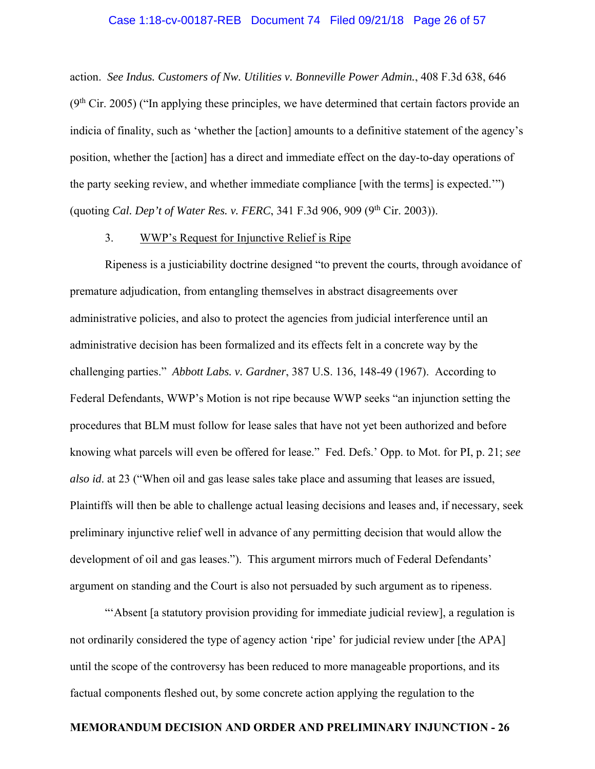action. *See Indus. Customers of Nw. Utilities v. Bonneville Power Admin.*, 408 F.3d 638, 646 (9th Cir. 2005) ("In applying these principles, we have determined that certain factors provide an indicia of finality, such as 'whether the [action] amounts to a definitive statement of the agency's position, whether the [action] has a direct and immediate effect on the day-to-day operations of the party seeking review, and whether immediate compliance [with the terms] is expected.'") (quoting *Cal. Dep't of Water Res. v. FERC*, 341 F.3d 906, 909 (9th Cir. 2003)).

3. <u>WWP's Request for Injunctive Relief is Ripe</u>

Ripeness is a justiciability doctrine designed "to prevent the courts, through avoidance of premature adjudication, from entangling themselves in abstract disagreements over administrative policies, and also to protect the agencies from judicial interference until an administrative decision has been formalized and its effects felt in a concrete way by the challenging parties." *Abbott Labs. v. Gardner*, 387 U.S. 136, 148-49 (1967). According to Federal Defendants, WWP's Motion is not ripe because WWP seeks "an injunction setting the procedures that BLM must follow for lease sales that have not yet been authorized and before knowing what parcels will even be offered for lease." Fed. Defs.' Opp. to Mot. for PI, p. 21; *see also id*. at 23 ("When oil and gas lease sales take place and assuming that leases are issued, Plaintiffs will then be able to challenge actual leasing decisions and leases and, if necessary, seek preliminary injunctive relief well in advance of any permitting decision that would allow the development of oil and gas leases."). This argument mirrors much of Federal Defendants' argument on standing and the Court is also not persuaded by such argument as to ripeness.

"'Absent [a statutory provision providing for immediate judicial review], a regulation is not ordinarily considered the type of agency action 'ripe' for judicial review under [the APA] until the scope of the controversy has been reduced to more manageable proportions, and its factual components fleshed out, by some concrete action applying the regulation to the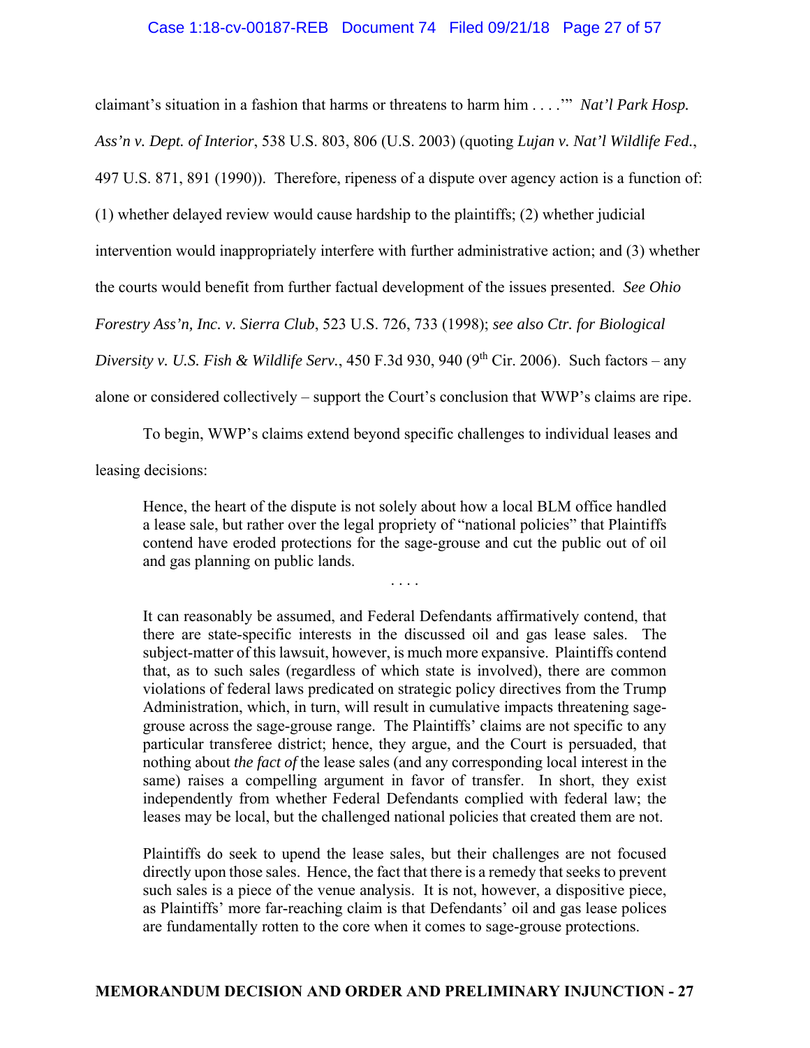claimant's situation in a fashion that harms or threatens to harm him . . . .'" *Nat'l Park Hosp. Ass'n v. Dept. of Interior*, 538 U.S. 803, 806 (U.S. 2003) (quoting *Lujan v. Nat'l Wildlife Fed.*, 497 U.S. 871, 891 (1990)). Therefore, ripeness of a dispute over agency action is a function of: (1) whether delayed review would cause hardship to the plaintiffs; (2) whether judicial intervention would inappropriately interfere with further administrative action; and (3) whether the courts would benefit from further factual development of the issues presented. *See Ohio Forestry Ass'n, Inc. v. Sierra Club*, 523 U.S. 726, 733 (1998); *see also Ctr. for Biological Diversity v. U.S. Fish & Wildlife Serv.*, 450 F.3d 930, 940 (9th Cir. 2006). Such factors – any alone or considered collectively – support the Court's conclusion that WWP's claims are ripe.

To begin, WWP's claims extend beyond specific challenges to individual leases and leasing decisions:

> Hence, the heart of the dispute is not solely about how a local BLM office handled a lease sale, but rather over the legal propriety of "national policies" that Plaintiffs contend have eroded protections for the sage-grouse and cut the public out of oil and gas planning on public lands.
>
> . . . .
>
> It can reasonably be assumed, and Federal Defendants affirmatively contend, that there are state-specific interests in the discussed oil and gas lease sales. The subject-matter of this lawsuit, however, is much more expansive. Plaintiffs contend that, as to such sales (regardless of which state is involved), there are common violations of federal laws predicated on strategic policy directives from the Trump Administration, which, in turn, will result in cumulative impacts threatening sage-grouse across the sage-grouse range. The Plaintiffs' claims are not specific to any particular transferee district; hence, they argue, and the Court is persuaded, that nothing about *the fact of* the lease sales (and any corresponding local interest in the same) raises a compelling argument in favor of transfer. In short, they exist independently from whether Federal Defendants complied with federal law; the leases may be local, but the challenged national policies that created them are not.
>
> Plaintiffs do seek to upend the lease sales, but their challenges are not focused directly upon those sales. Hence, the fact that there is a remedy that seeks to prevent such sales is a piece of the venue analysis. It is not, however, a dispositive piece, as Plaintiffs' more far-reaching claim is that Defendants' oil and gas lease polices are fundamentally rotten to the core when it comes to sage-grouse protections.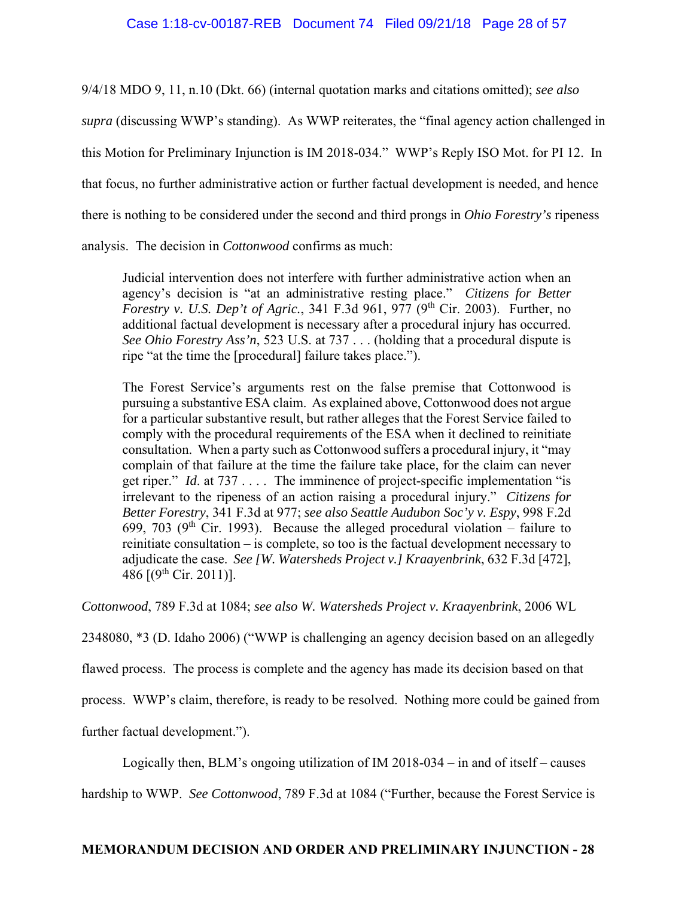9/4/18 MDO 9, 11, n.10 (Dkt. 66) (internal quotation marks and citations omitted); *see also supra* (discussing WWP's standing). As WWP reiterates, the "final agency action challenged in this Motion for Preliminary Injunction is IM 2018-034." WWP's Reply ISO Mot. for PI 12. In that focus, no further administrative action or further factual development is needed, and hence there is nothing to be considered under the second and third prongs in *Ohio Forestry's* ripeness analysis. The decision in *Cottonwood* confirms as much:

> Judicial intervention does not interfere with further administrative action when an agency's decision is "at an administrative resting place." *Citizens for Better Forestry v. U.S. Dep't of Agric.*, 341 F.3d 961, 977 (9th Cir. 2003). Further, no additional factual development is necessary after a procedural injury has occurred. *See Ohio Forestry Ass'n*, 523 U.S. at 737 . . . (holding that a procedural dispute is ripe "at the time the [procedural] failure takes place.").
>
> The Forest Service's arguments rest on the false premise that Cottonwood is pursuing a substantive ESA claim. As explained above, Cottonwood does not argue for a particular substantive result, but rather alleges that the Forest Service failed to comply with the procedural requirements of the ESA when it declined to reinitiate consultation. When a party such as Cottonwood suffers a procedural injury, it "may complain of that failure at the time the failure take place, for the claim can never get riper." *Id.* at 737 . . . . The imminence of project-specific implementation "is irrelevant to the ripeness of an action raising a procedural injury." *Citizens for Better Forestry*, 341 F.3d at 977; *see also Seattle Audubon Soc'y v. Espy*, 998 F.2d 699, 703 (9th Cir. 1993). Because the alleged procedural violation – failure to reinitiate consultation – is complete, so too is the factual development necessary to adjudicate the case. *See [W. Watersheds Project v.] Kraayenbrink*, 632 F.3d [472], 486 [(9th Cir. 2011)].

*Cottonwood*, 789 F.3d at 1084; *see also W. Watersheds Project v. Kraayenbrink*, 2006 WL 2348080, *3 (D. Idaho 2006) ("WWP is challenging an agency decision based on an allegedly flawed process. The process is complete and the agency has made its decision based on that process. WWP's claim, therefore, is ready to be resolved. Nothing more could be gained from further factual development.").

Logically then, BLM's ongoing utilization of IM 2018-034 – in and of itself – causes hardship to WWP. *See Cottonwood*, 789 F.3d at 1084 ("Further, because the Forest Service is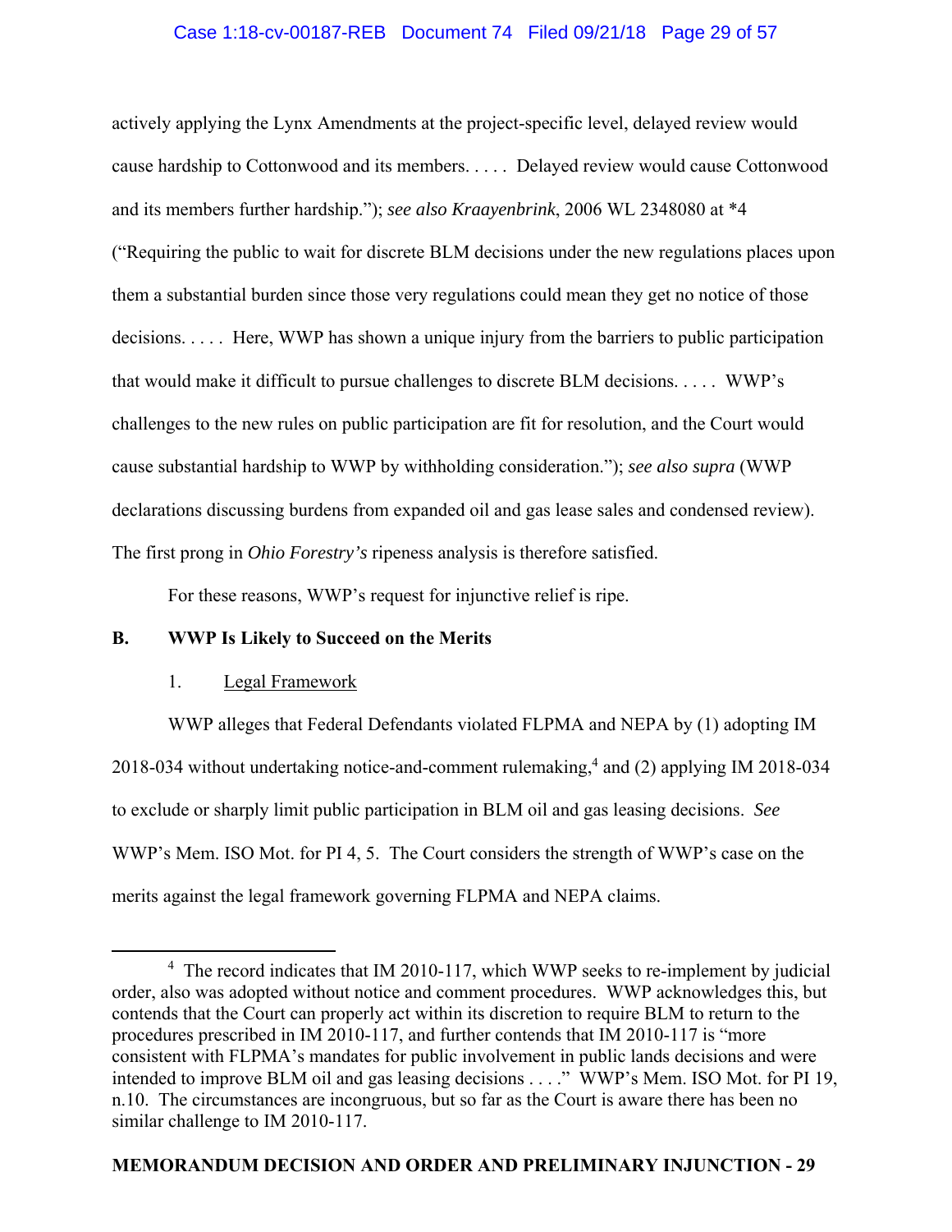actively applying the Lynx Amendments at the project-specific level, delayed review would cause hardship to Cottonwood and its members. . . . . Delayed review would cause Cottonwood and its members further hardship."); *see also Kraayenbrink*, 2006 WL 2348080 at *4 ("Requiring the public to wait for discrete BLM decisions under the new regulations places upon them a substantial burden since those very regulations could mean they get no notice of those decisions. . . . . Here, WWP has shown a unique injury from the barriers to public participation that would make it difficult to pursue challenges to discrete BLM decisions. . . . . WWP's challenges to the new rules on public participation are fit for resolution, and the Court would cause substantial hardship to WWP by withholding consideration."); *see also supra* (WWP declarations discussing burdens from expanded oil and gas lease sales and condensed review). The first prong in *Ohio Forestry's* ripeness analysis is therefore satisfied.

For these reasons, WWP's request for injunctive relief is ripe.

## B. WWP Is Likely to Succeed on the Merits

### 1. Legal Framework

WWP alleges that Federal Defendants violated FLPMA and NEPA by (1) adopting IM 2018-034 without undertaking notice-and-comment rulemaking,[4] and (2) applying IM 2018-034 to exclude or sharply limit public participation in BLM oil and gas leasing decisions. *See* WWP's Mem. ISO Mot. for PI 4, 5. The Court considers the strength of WWP's case on the merits against the legal framework governing FLPMA and NEPA claims.

---

[4] The record indicates that IM 2010-117, which WWP seeks to re-implement by judicial order, also was adopted without notice and comment procedures. WWP acknowledges this, but contends that the Court can properly act within its discretion to require BLM to return to the procedures prescribed in IM 2010-117, and further contends that IM 2010-117 is "more consistent with FLPMA's mandates for public involvement in public lands decisions and were intended to improve BLM oil and gas leasing decisions . . . ." WWP's Mem. ISO Mot. for PI 19, n.10. The circumstances are incongruous, but so far as the Court is aware there has been no similar challenge to IM 2010-117.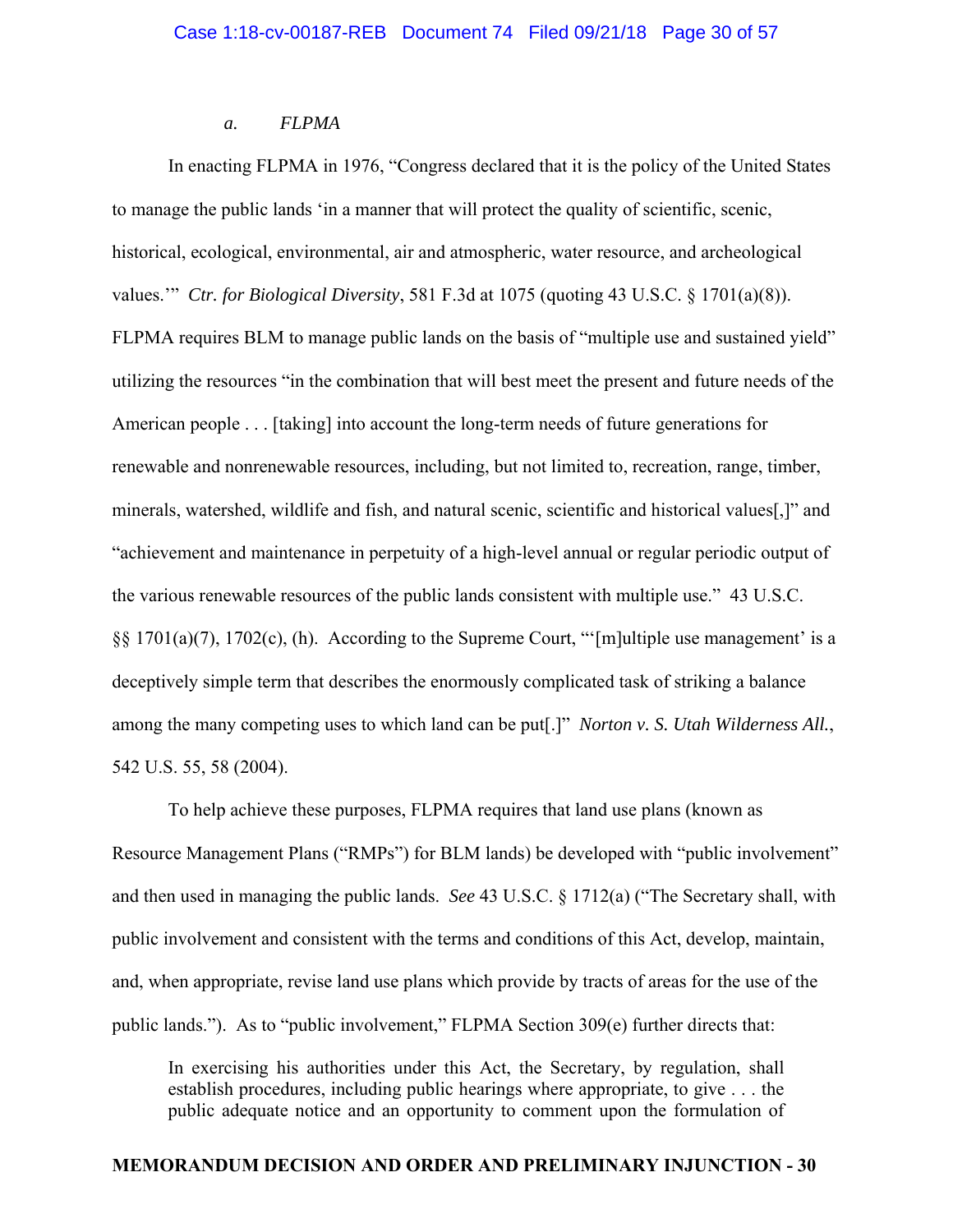#### *a. FLPMA*

In enacting FLPMA in 1976, "Congress declared that it is the policy of the United States to manage the public lands 'in a manner that will protect the quality of scientific, scenic, historical, ecological, environmental, air and atmospheric, water resource, and archeological values.'" *Ctr. for Biological Diversity*, 581 F.3d at 1075 (quoting 43 U.S.C. § 1701(a)(8)). FLPMA requires BLM to manage public lands on the basis of "multiple use and sustained yield" utilizing the resources "in the combination that will best meet the present and future needs of the American people . . . [taking] into account the long-term needs of future generations for renewable and nonrenewable resources, including, but not limited to, recreation, range, timber, minerals, watershed, wildlife and fish, and natural scenic, scientific and historical values[,]" and "achievement and maintenance in perpetuity of a high-level annual or regular periodic output of the various renewable resources of the public lands consistent with multiple use." 43 U.S.C. §§ 1701(a)(7), 1702(c), (h). According to the Supreme Court, "'[m]ultiple use management' is a deceptively simple term that describes the enormously complicated task of striking a balance among the many competing uses to which land can be put[.]" *Norton v. S. Utah Wilderness All.*, 542 U.S. 55, 58 (2004).

To help achieve these purposes, FLPMA requires that land use plans (known as Resource Management Plans ("RMPs") for BLM lands) be developed with "public involvement" and then used in managing the public lands. *See* 43 U.S.C. § 1712(a) ("The Secretary shall, with public involvement and consistent with the terms and conditions of this Act, develop, maintain, and, when appropriate, revise land use plans which provide by tracts of areas for the use of the public lands."). As to "public involvement," FLPMA Section 309(e) further directs that:

> In exercising his authorities under this Act, the Secretary, by regulation, shall establish procedures, including public hearings where appropriate, to give . . . the public adequate notice and an opportunity to comment upon the formulation of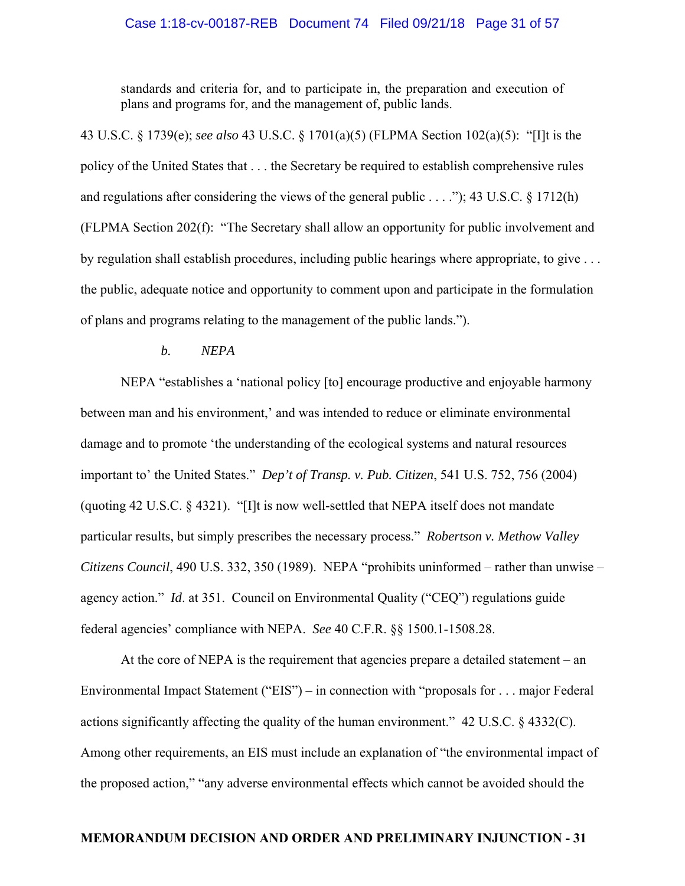> standards and criteria for, and to participate in, the preparation and execution of plans and programs for, and the management of, public lands.

43 U.S.C. § 1739(e); *see also* 43 U.S.C. § 1701(a)(5) (FLPMA Section 102(a)(5): "[I]t is the policy of the United States that . . . the Secretary be required to establish comprehensive rules and regulations after considering the views of the general public . . . ."); 43 U.S.C. § 1712(h) (FLPMA Section 202(f): "The Secretary shall allow an opportunity for public involvement and by regulation shall establish procedures, including public hearings where appropriate, to give . . . the public, adequate notice and opportunity to comment upon and participate in the formulation of plans and programs relating to the management of the public lands.").

*b. NEPA*

NEPA "establishes a 'national policy [to] encourage productive and enjoyable harmony between man and his environment,' and was intended to reduce or eliminate environmental damage and to promote 'the understanding of the ecological systems and natural resources important to' the United States." *Dep't of Transp. v. Pub. Citizen*, 541 U.S. 752, 756 (2004) (quoting 42 U.S.C. § 4321). "[I]t is now well-settled that NEPA itself does not mandate particular results, but simply prescribes the necessary process." *Robertson v. Methow Valley Citizens Council*, 490 U.S. 332, 350 (1989). NEPA "prohibits uninformed – rather than unwise – agency action." *Id*. at 351. Council on Environmental Quality ("CEQ") regulations guide federal agencies' compliance with NEPA. *See* 40 C.F.R. §§ 1500.1-1508.28.

At the core of NEPA is the requirement that agencies prepare a detailed statement – an Environmental Impact Statement ("EIS") – in connection with "proposals for . . . major Federal actions significantly affecting the quality of the human environment." 42 U.S.C. § 4332(C). Among other requirements, an EIS must include an explanation of "the environmental impact of the proposed action," "any adverse environmental effects which cannot be avoided should the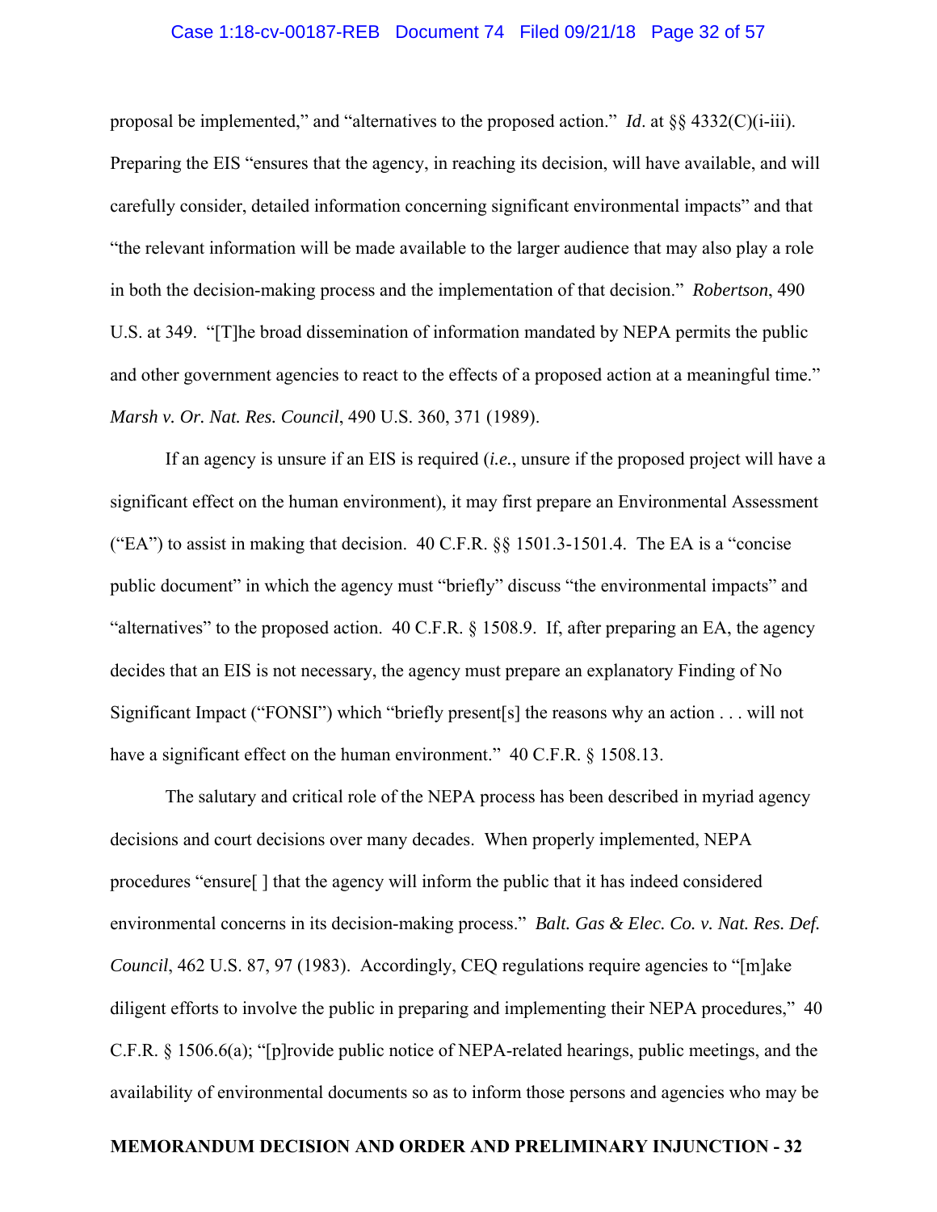proposal be implemented," and "alternatives to the proposed action." *Id*. at §§ 4332(C)(i-iii). Preparing the EIS "ensures that the agency, in reaching its decision, will have available, and will carefully consider, detailed information concerning significant environmental impacts" and that "the relevant information will be made available to the larger audience that may also play a role in both the decision-making process and the implementation of that decision." *Robertson*, 490 U.S. at 349. "[T]he broad dissemination of information mandated by NEPA permits the public and other government agencies to react to the effects of a proposed action at a meaningful time." *Marsh v. Or. Nat. Res. Council*, 490 U.S. 360, 371 (1989).

If an agency is unsure if an EIS is required (*i.e.*, unsure if the proposed project will have a significant effect on the human environment), it may first prepare an Environmental Assessment ("EA") to assist in making that decision. 40 C.F.R. §§ 1501.3-1501.4. The EA is a "concise public document" in which the agency must "briefly" discuss "the environmental impacts" and "alternatives" to the proposed action. 40 C.F.R. § 1508.9. If, after preparing an EA, the agency decides that an EIS is not necessary, the agency must prepare an explanatory Finding of No Significant Impact ("FONSI") which "briefly present[s] the reasons why an action . . . will not have a significant effect on the human environment." 40 C.F.R. § 1508.13.

The salutary and critical role of the NEPA process has been described in myriad agency decisions and court decisions over many decades. When properly implemented, NEPA procedures "ensure[ ] that the agency will inform the public that it has indeed considered environmental concerns in its decision-making process." *Balt. Gas & Elec. Co. v. Nat. Res. Def. Council*, 462 U.S. 87, 97 (1983). Accordingly, CEQ regulations require agencies to "[m]ake diligent efforts to involve the public in preparing and implementing their NEPA procedures," 40 C.F.R. § 1506.6(a); "[p]rovide public notice of NEPA-related hearings, public meetings, and the availability of environmental documents so as to inform those persons and agencies who may be

**MEMORANDUM DECISION AND ORDER AND PRELIMINARY INJUNCTION - 32**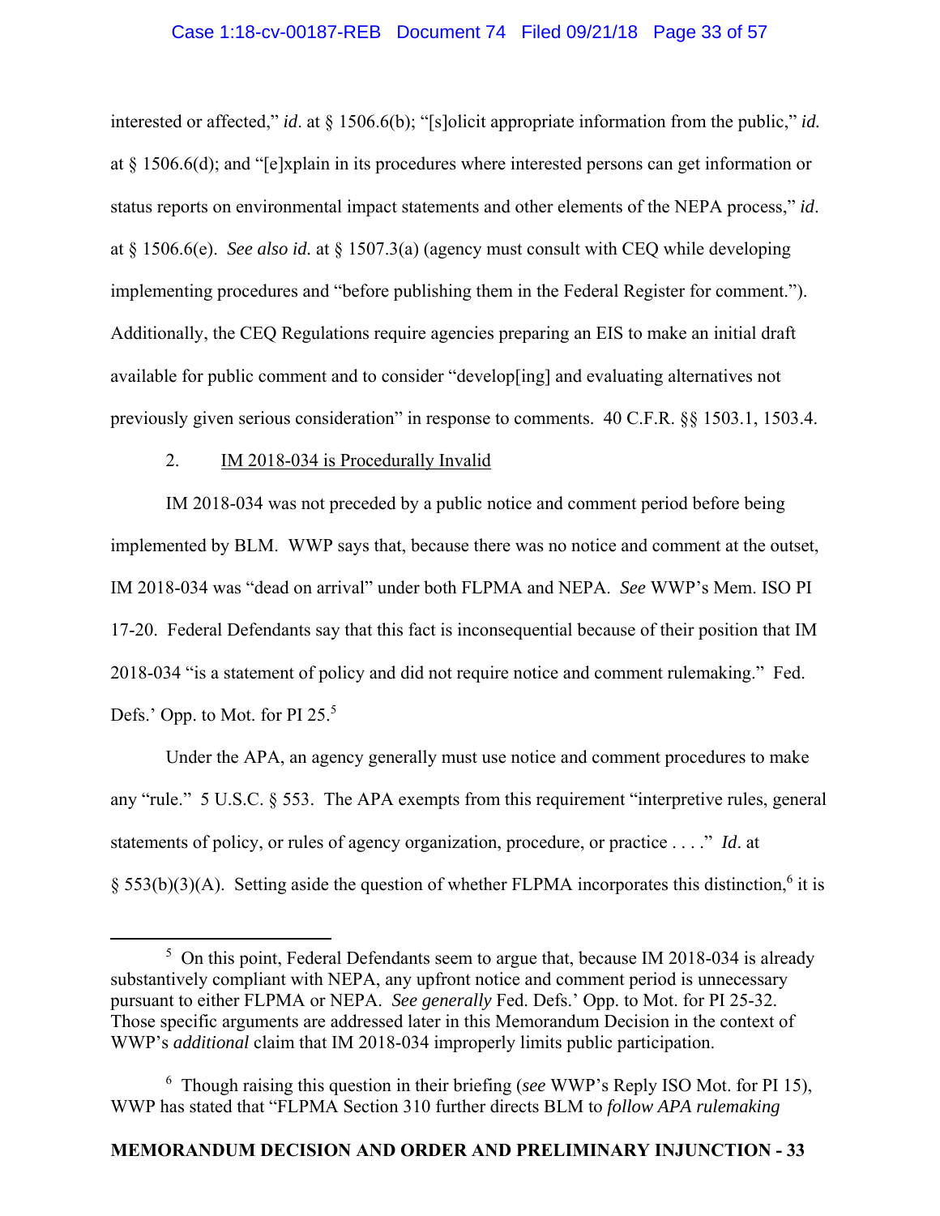interested or affected," *id*. at § 1506.6(b); "[s]olicit appropriate information from the public," *id.* at § 1506.6(d); and "[e]xplain in its procedures where interested persons can get information or status reports on environmental impact statements and other elements of the NEPA process," *id*. at § 1506.6(e). *See also id.* at § 1507.3(a) (agency must consult with CEQ while developing implementing procedures and "before publishing them in the Federal Register for comment."). Additionally, the CEQ Regulations require agencies preparing an EIS to make an initial draft available for public comment and to consider "develop[ing] and evaluating alternatives not previously given serious consideration" in response to comments. 40 C.F.R. §§ 1503.1, 1503.4.

2. IM 2018-034 is Procedurally Invalid

IM 2018-034 was not preceded by a public notice and comment period before being implemented by BLM. WWP says that, because there was no notice and comment at the outset, IM 2018-034 was "dead on arrival" under both FLPMA and NEPA. *See* WWP's Mem. ISO PI 17-20. Federal Defendants say that this fact is inconsequential because of their position that IM 2018-034 "is a statement of policy and did not require notice and comment rulemaking." Fed. Defs.' Opp. to Mot. for PI 25.[5]

Under the APA, an agency generally must use notice and comment procedures to make any "rule." 5 U.S.C. § 553. The APA exempts from this requirement "interpretive rules, general statements of policy, or rules of agency organization, procedure, or practice . . . ." *Id*. at § 553(b)(3)(A). Setting aside the question of whether FLPMA incorporates this distinction,[6] it is

[5] On this point, Federal Defendants seem to argue that, because IM 2018-034 is already substantively compliant with NEPA, any upfront notice and comment period is unnecessary pursuant to either FLPMA or NEPA. *See generally* Fed. Defs.' Opp. to Mot. for PI 25-32. Those specific arguments are addressed later in this Memorandum Decision in the context of WWP's *additional* claim that IM 2018-034 improperly limits public participation.

[6] Though raising this question in their briefing (*see* WWP's Reply ISO Mot. for PI 15), WWP has stated that "FLPMA Section 310 further directs BLM to *follow APA rulemaking*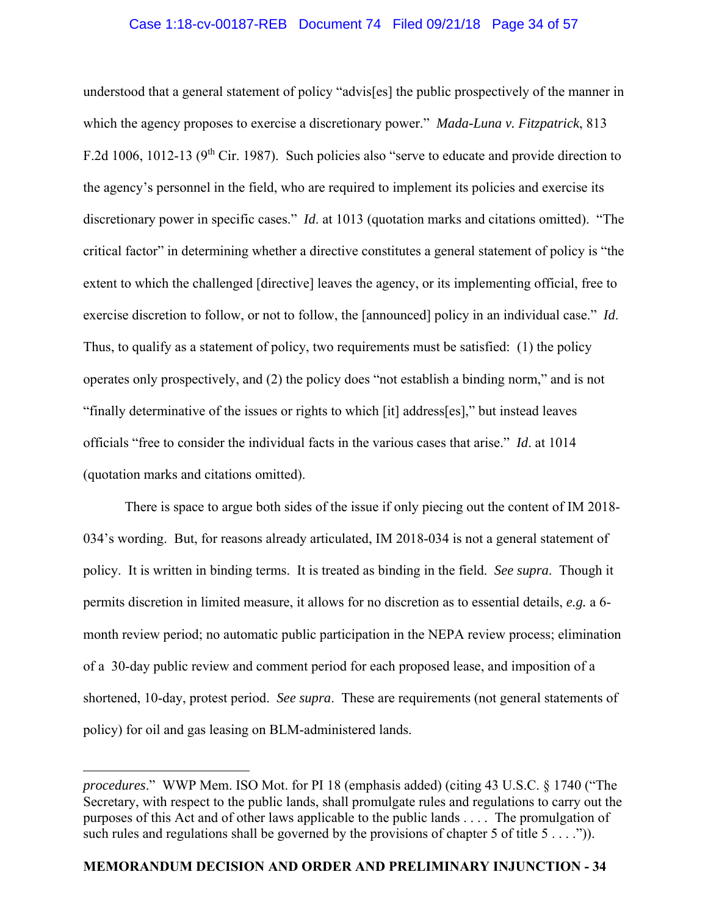understood that a general statement of policy "advis[es] the public prospectively of the manner in which the agency proposes to exercise a discretionary power." *Mada-Luna v. Fitzpatrick*, 813 F.2d 1006, 1012-13 (9th Cir. 1987). Such policies also "serve to educate and provide direction to the agency's personnel in the field, who are required to implement its policies and exercise its discretionary power in specific cases." *Id*. at 1013 (quotation marks and citations omitted). "The critical factor" in determining whether a directive constitutes a general statement of policy is "the extent to which the challenged [directive] leaves the agency, or its implementing official, free to exercise discretion to follow, or not to follow, the [announced] policy in an individual case." *Id*. Thus, to qualify as a statement of policy, two requirements must be satisfied: (1) the policy operates only prospectively, and (2) the policy does "not establish a binding norm," and is not "finally determinative of the issues or rights to which [it] address[es]," but instead leaves officials "free to consider the individual facts in the various cases that arise." *Id*. at 1014 (quotation marks and citations omitted).

There is space to argue both sides of the issue if only piecing out the content of IM 2018-034's wording. But, for reasons already articulated, IM 2018-034 is not a general statement of policy. It is written in binding terms. It is treated as binding in the field. *See supra*. Though it permits discretion in limited measure, it allows for no discretion as to essential details, *e.g.* a 6-month review period; no automatic public participation in the NEPA review process; elimination of a 30-day public review and comment period for each proposed lease, and imposition of a shortened, 10-day, protest period. *See supra*. These are requirements (not general statements of policy) for oil and gas leasing on BLM-administered lands.

---

*procedures*." WWP Mem. ISO Mot. for PI 18 (emphasis added) (citing 43 U.S.C. § 1740 ("The Secretary, with respect to the public lands, shall promulgate rules and regulations to carry out the purposes of this Act and of other laws applicable to the public lands . . . . The promulgation of such rules and regulations shall be governed by the provisions of chapter 5 of title 5 . . . .")).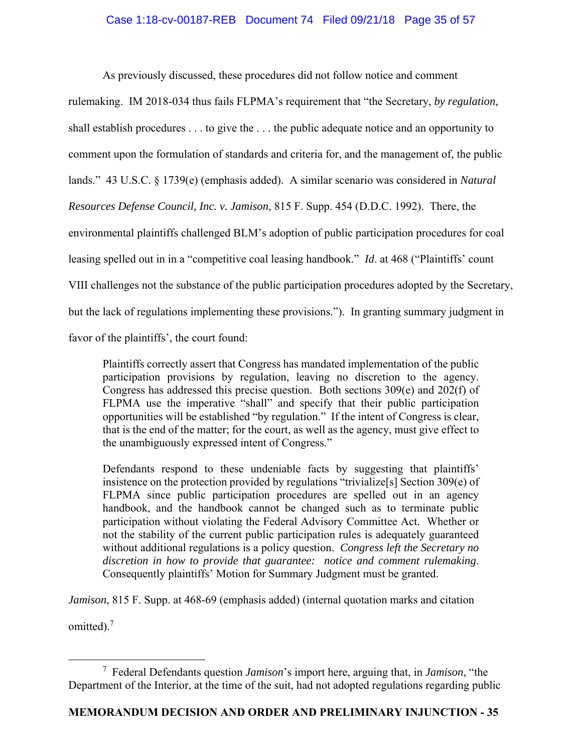As previously discussed, these procedures did not follow notice and comment rulemaking. IM 2018-034 thus fails FLPMA's requirement that "the Secretary, *by regulation*, shall establish procedures . . . to give the . . . the public adequate notice and an opportunity to comment upon the formulation of standards and criteria for, and the management of, the public lands." 43 U.S.C. § 1739(e) (emphasis added). A similar scenario was considered in *Natural Resources Defense Council, Inc. v. Jamison*, 815 F. Supp. 454 (D.D.C. 1992). There, the environmental plaintiffs challenged BLM's adoption of public participation procedures for coal leasing spelled out in in a "competitive coal leasing handbook." *Id*. at 468 ("Plaintiffs' count VIII challenges not the substance of the public participation procedures adopted by the Secretary, but the lack of regulations implementing these provisions."). In granting summary judgment in favor of the plaintiffs', the court found:

> Plaintiffs correctly assert that Congress has mandated implementation of the public participation provisions by regulation, leaving no discretion to the agency. Congress has addressed this precise question. Both sections 309(e) and 202(f) of FLPMA use the imperative "shall" and specify that their public participation opportunities will be established "by regulation." If the intent of Congress is clear, that is the end of the matter; for the court, as well as the agency, must give effect to the unambiguously expressed intent of Congress."
>
> Defendants respond to these undeniable facts by suggesting that plaintiffs' insistence on the protection provided by regulations "trivialize[s] Section 309(e) of FLPMA since public participation procedures are spelled out in an agency handbook, and the handbook cannot be changed such as to terminate public participation without violating the Federal Advisory Committee Act. Whether or not the stability of the current public participation rules is adequately guaranteed without additional regulations is a policy question. *Congress left the Secretary no discretion in how to provide that guarantee: notice and comment rulemaking*. Consequently plaintiffs' Motion for Summary Judgment must be granted.

*Jamison*, 815 F. Supp. at 468-69 (emphasis added) (internal quotation marks and citation omitted).[7]

---

[7] Federal Defendants question *Jamison*'s import here, arguing that, in *Jamison*, "the Department of the Interior, at the time of the suit, had not adopted regulations regarding public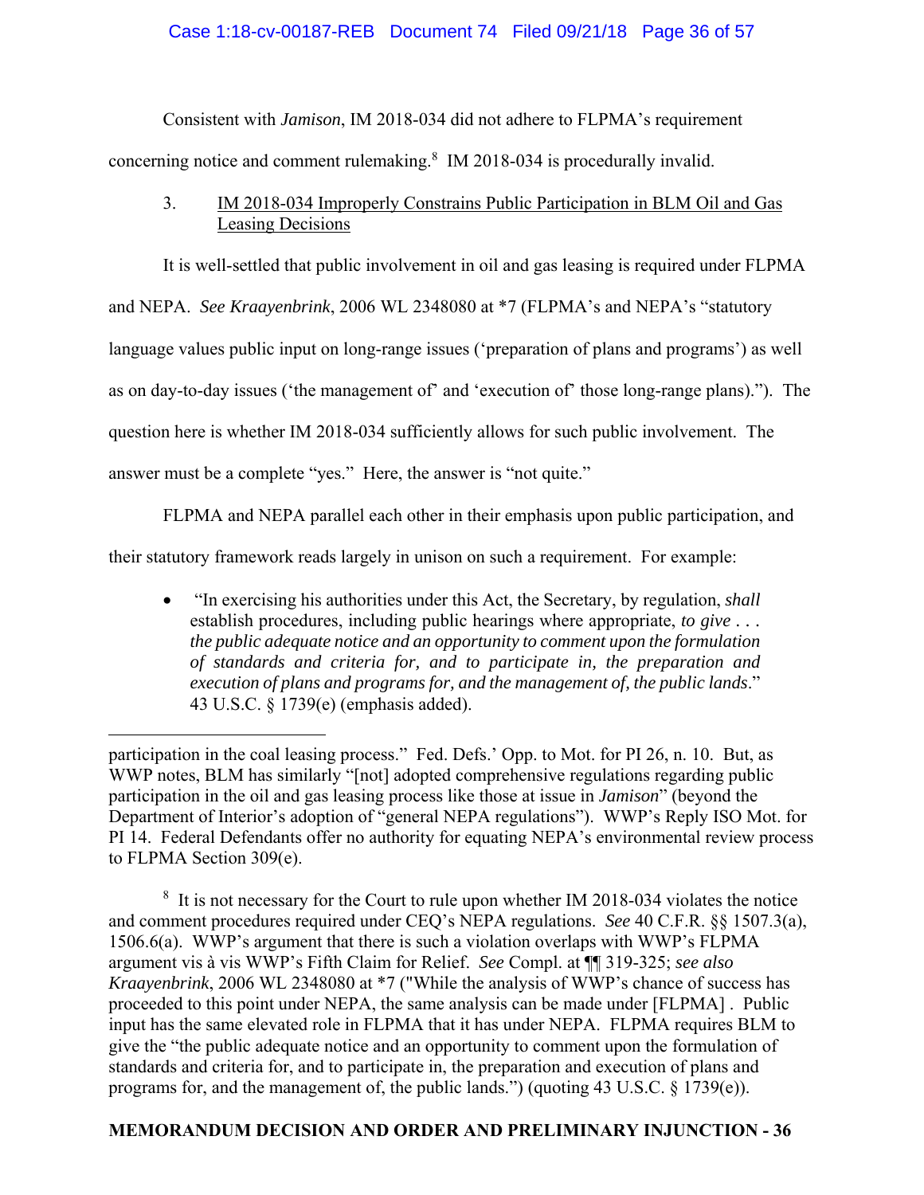Consistent with *Jamison*, IM 2018-034 did not adhere to FLPMA's requirement concerning notice and comment rulemaking.[8] IM 2018-034 is procedurally invalid.

3. <u>IM 2018-034 Improperly Constrains Public Participation in BLM Oil and Gas Leasing Decisions</u>

It is well-settled that public involvement in oil and gas leasing is required under FLPMA and NEPA. *See Kraayenbrink*, 2006 WL 2348080 at *7 (FLPMA's and NEPA's "statutory language values public input on long-range issues ('preparation of plans and programs') as well as on day-to-day issues ('the management of' and 'execution of' those long-range plans)."). The question here is whether IM 2018-034 sufficiently allows for such public involvement. The answer must be a complete "yes." Here, the answer is "not quite."

FLPMA and NEPA parallel each other in their emphasis upon public participation, and their statutory framework reads largely in unison on such a requirement. For example:

- "In exercising his authorities under this Act, the Secretary, by regulation, *shall* establish procedures, including public hearings where appropriate, *to give . . . the public adequate notice and an opportunity to comment upon the formulation of standards and criteria for, and to participate in, the preparation and execution of plans and programs for, and the management of, the public lands*." 43 U.S.C. § 1739(e) (emphasis added).

---

participation in the coal leasing process." Fed. Defs.' Opp. to Mot. for PI 26, n. 10. But, as WWP notes, BLM has similarly "[not] adopted comprehensive regulations regarding public participation in the oil and gas leasing process like those at issue in *Jamison*" (beyond the Department of Interior's adoption of "general NEPA regulations"). WWP's Reply ISO Mot. for PI 14. Federal Defendants offer no authority for equating NEPA's environmental review process to FLPMA Section 309(e).

[8] It is not necessary for the Court to rule upon whether IM 2018-034 violates the notice and comment procedures required under CEQ's NEPA regulations. *See* 40 C.F.R. §§ 1507.3(a), 1506.6(a). WWP's argument that there is such a violation overlaps with WWP's FLPMA argument vis à vis WWP's Fifth Claim for Relief. *See* Compl. at ¶¶ 319-325; *see also Kraayenbrink*, 2006 WL 2348080 at *7 ("While the analysis of WWP's chance of success has proceeded to this point under NEPA, the same analysis can be made under [FLPMA] . Public input has the same elevated role in FLPMA that it has under NEPA. FLPMA requires BLM to give the "the public adequate notice and an opportunity to comment upon the formulation of standards and criteria for, and to participate in, the preparation and execution of plans and programs for, and the management of, the public lands.") (quoting 43 U.S.C. § 1739(e)).

**MEMORANDUM DECISION AND ORDER AND PRELIMINARY INJUNCTION - 36**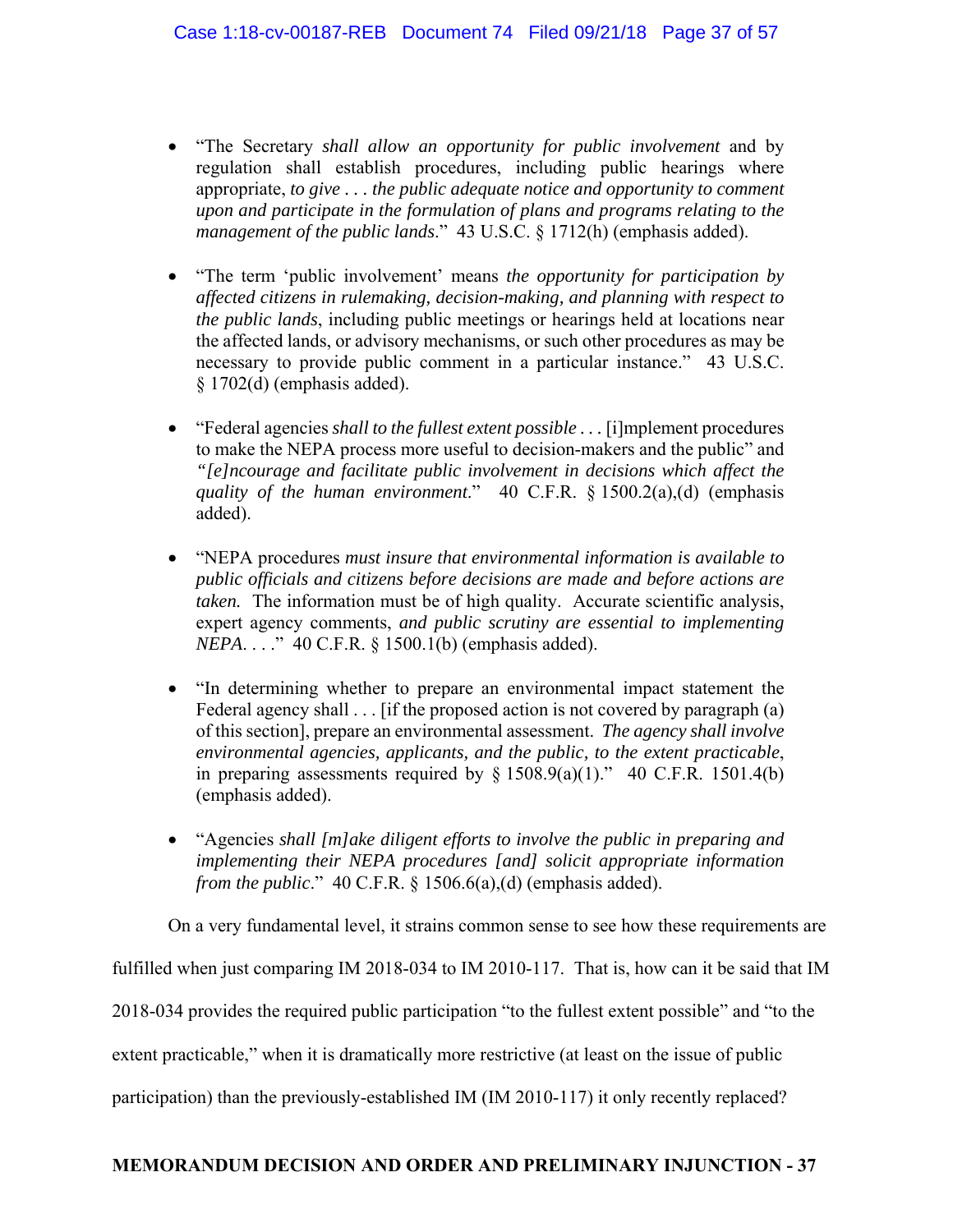- "The Secretary *shall allow an opportunity for public involvement* and by regulation shall establish procedures, including public hearings where appropriate, *to give . . . the public adequate notice and opportunity to comment upon and participate in the formulation of plans and programs relating to the management of the public lands*." 43 U.S.C. § 1712(h) (emphasis added).

- "The term 'public involvement' means *the opportunity for participation by affected citizens in rulemaking, decision-making, and planning with respect to the public lands*, including public meetings or hearings held at locations near the affected lands, or advisory mechanisms, or such other procedures as may be necessary to provide public comment in a particular instance." 43 U.S.C. § 1702(d) (emphasis added).

- "Federal agencies *shall to the fullest extent possible* . . . [i]mplement procedures to make the NEPA process more useful to decision-makers and the public" and *"[e]ncourage and facilitate public involvement in decisions which affect the quality of the human environment*." 40 C.F.R. § 1500.2(a),(d) (emphasis added).

- "NEPA procedures *must insure that environmental information is available to public officials and citizens before decisions are made and before actions are taken.* The information must be of high quality. Accurate scientific analysis, expert agency comments, *and public scrutiny are essential to implementing NEPA*. . . ." 40 C.F.R. § 1500.1(b) (emphasis added).

- "In determining whether to prepare an environmental impact statement the Federal agency shall . . . [if the proposed action is not covered by paragraph (a) of this section], prepare an environmental assessment. *The agency shall involve environmental agencies, applicants, and the public, to the extent practicable*, in preparing assessments required by § 1508.9(a)(1)." 40 C.F.R. 1501.4(b) (emphasis added).

- "Agencies *shall [m]ake diligent efforts to involve the public in preparing and implementing their NEPA procedures [and] solicit appropriate information from the public*." 40 C.F.R. § 1506.6(a),(d) (emphasis added).

On a very fundamental level, it strains common sense to see how these requirements are fulfilled when just comparing IM 2018-034 to IM 2010-117. That is, how can it be said that IM 2018-034 provides the required public participation "to the fullest extent possible" and "to the extent practicable," when it is dramatically more restrictive (at least on the issue of public participation) than the previously-established IM (IM 2010-117) it only recently replaced?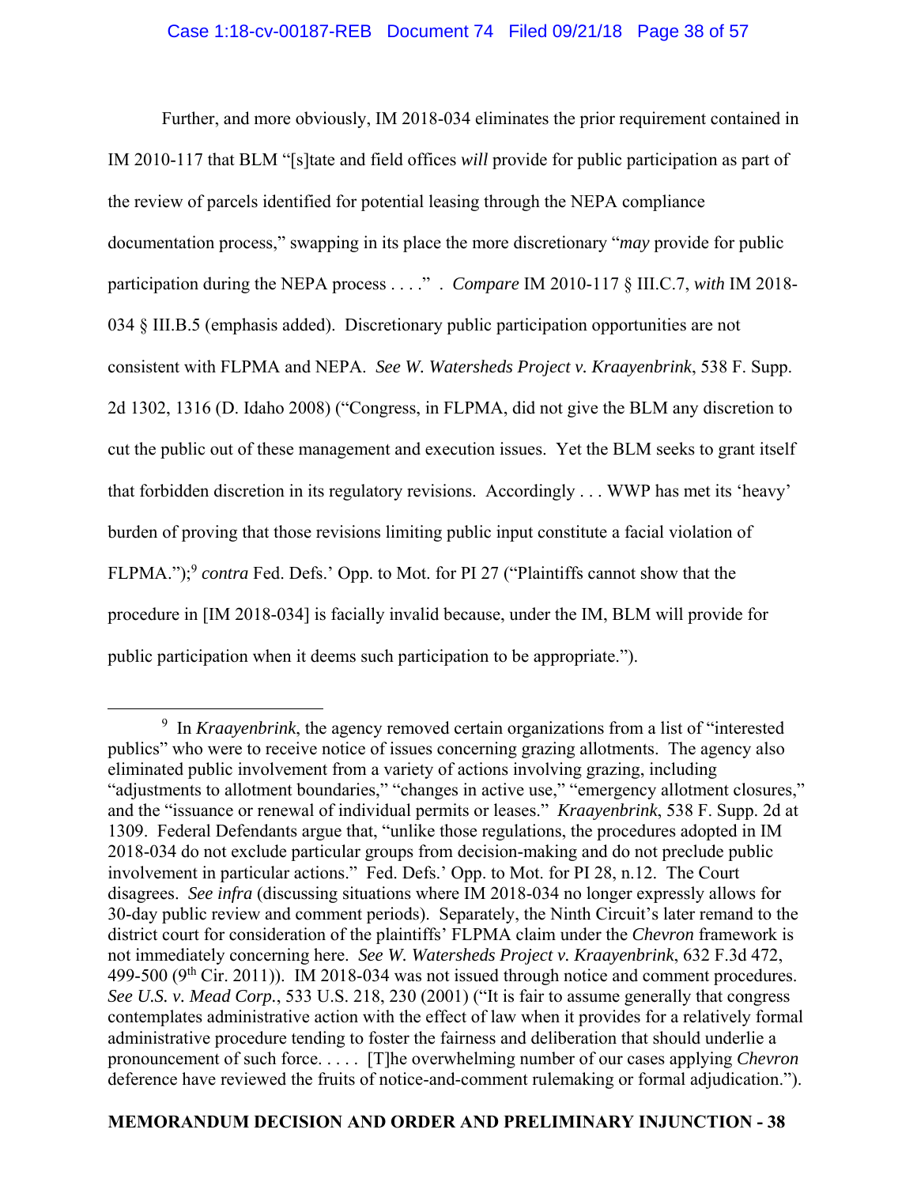Further, and more obviously, IM 2018-034 eliminates the prior requirement contained in IM 2010-117 that BLM "[s]tate and field offices *will* provide for public participation as part of the review of parcels identified for potential leasing through the NEPA compliance documentation process," swapping in its place the more discretionary "*may* provide for public participation during the NEPA process . . . ." . *Compare* IM 2010-117 § III.C.7, *with* IM 2018-034 § III.B.5 (emphasis added). Discretionary public participation opportunities are not consistent with FLPMA and NEPA. *See W. Watersheds Project v. Kraayenbrink*, 538 F. Supp. 2d 1302, 1316 (D. Idaho 2008) ("Congress, in FLPMA, did not give the BLM any discretion to cut the public out of these management and execution issues. Yet the BLM seeks to grant itself that forbidden discretion in its regulatory revisions. Accordingly . . . WWP has met its 'heavy' burden of proving that those revisions limiting public input constitute a facial violation of FLPMA.");[9] *contra* Fed. Defs.' Opp. to Mot. for PI 27 ("Plaintiffs cannot show that the procedure in [IM 2018-034] is facially invalid because, under the IM, BLM will provide for public participation when it deems such participation to be appropriate.").

---

[9] In *Kraayenbrink*, the agency removed certain organizations from a list of "interested publics" who were to receive notice of issues concerning grazing allotments. The agency also eliminated public involvement from a variety of actions involving grazing, including "adjustments to allotment boundaries," "changes in active use," "emergency allotment closures," and the "issuance or renewal of individual permits or leases." *Kraayenbrink*, 538 F. Supp. 2d at 1309. Federal Defendants argue that, "unlike those regulations, the procedures adopted in IM 2018-034 do not exclude particular groups from decision-making and do not preclude public involvement in particular actions." Fed. Defs.' Opp. to Mot. for PI 28, n.12. The Court disagrees. *See infra* (discussing situations where IM 2018-034 no longer expressly allows for 30-day public review and comment periods). Separately, the Ninth Circuit's later remand to the district court for consideration of the plaintiffs' FLPMA claim under the *Chevron* framework is not immediately concerning here. *See W. Watersheds Project v. Kraayenbrink*, 632 F.3d 472, 499-500 (9th Cir. 2011)). IM 2018-034 was not issued through notice and comment procedures. *See U.S. v. Mead Corp.*, 533 U.S. 218, 230 (2001) ("It is fair to assume generally that congress contemplates administrative action with the effect of law when it provides for a relatively formal administrative procedure tending to foster the fairness and deliberation that should underlie a pronouncement of such force. . . . . [T]he overwhelming number of our cases applying *Chevron* deference have reviewed the fruits of notice-and-comment rulemaking or formal adjudication.").

**MEMORANDUM DECISION AND ORDER AND PRELIMINARY INJUNCTION - 38**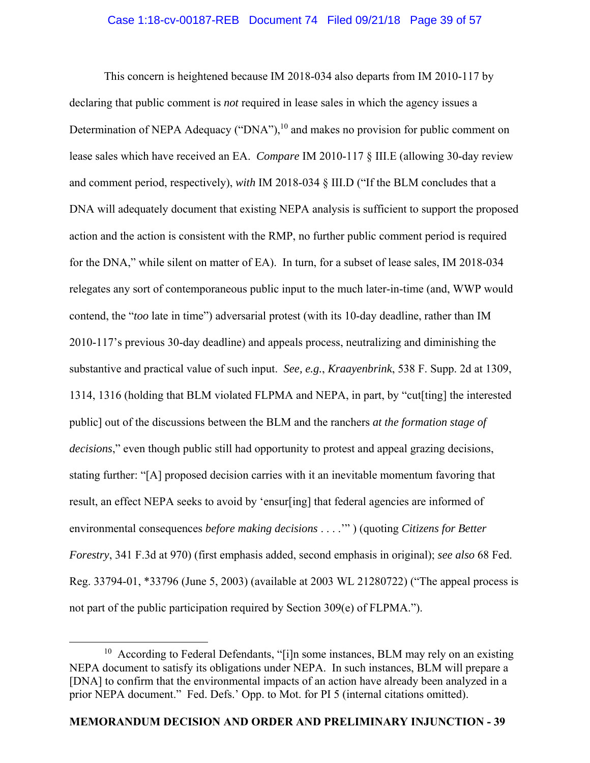This concern is heightened because IM 2018-034 also departs from IM 2010-117 by declaring that public comment is *not* required in lease sales in which the agency issues a Determination of NEPA Adequacy ("DNA"),[10] and makes no provision for public comment on lease sales which have received an EA. *Compare* IM 2010-117 § III.E (allowing 30-day review and comment period, respectively), *with* IM 2018-034 § III.D ("If the BLM concludes that a DNA will adequately document that existing NEPA analysis is sufficient to support the proposed action and the action is consistent with the RMP, no further public comment period is required for the DNA," while silent on matter of EA). In turn, for a subset of lease sales, IM 2018-034 relegates any sort of contemporaneous public input to the much later-in-time (and, WWP would contend, the "*too* late in time") adversarial protest (with its 10-day deadline, rather than IM 2010-117's previous 30-day deadline) and appeals process, neutralizing and diminishing the substantive and practical value of such input. *See, e.g.*, *Kraayenbrink*, 538 F. Supp. 2d at 1309, 1314, 1316 (holding that BLM violated FLPMA and NEPA, in part, by "cut[ting] the interested public] out of the discussions between the BLM and the ranchers *at the formation stage of decisions*," even though public still had opportunity to protest and appeal grazing decisions, stating further: "[A] proposed decision carries with it an inevitable momentum favoring that result, an effect NEPA seeks to avoid by 'ensur[ing] that federal agencies are informed of environmental consequences *before making decisions* . . . .'" ) (quoting *Citizens for Better Forestry*, 341 F.3d at 970) (first emphasis added, second emphasis in original); *see also* 68 Fed. Reg. 33794-01, *33796 (June 5, 2003) (available at 2003 WL 21280722) ("The appeal process is not part of the public participation required by Section 309(e) of FLPMA.").

---

[10] According to Federal Defendants, "[i]n some instances, BLM may rely on an existing NEPA document to satisfy its obligations under NEPA. In such instances, BLM will prepare a [DNA] to confirm that the environmental impacts of an action have already been analyzed in a prior NEPA document." Fed. Defs.' Opp. to Mot. for PI 5 (internal citations omitted).

**MEMORANDUM DECISION AND ORDER AND PRELIMINARY INJUNCTION - 39**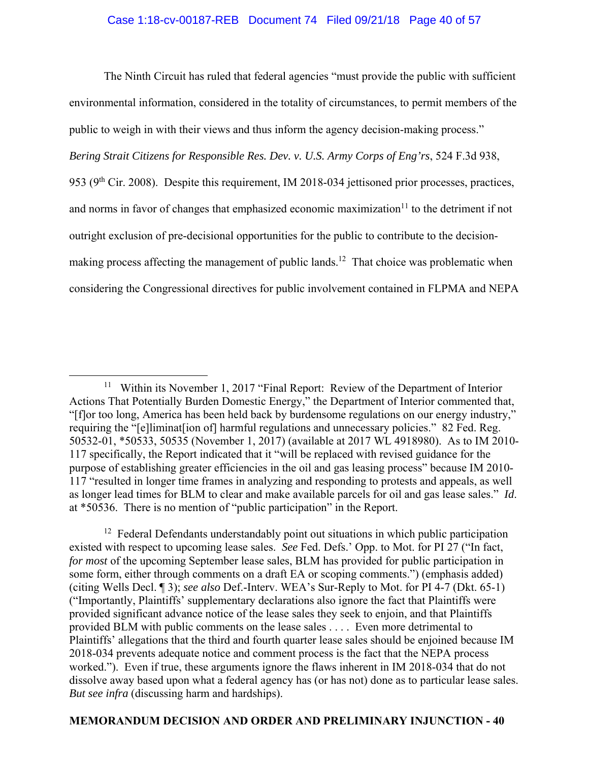The Ninth Circuit has ruled that federal agencies "must provide the public with sufficient environmental information, considered in the totality of circumstances, to permit members of the public to weigh in with their views and thus inform the agency decision-making process." *Bering Strait Citizens for Responsible Res. Dev. v. U.S. Army Corps of Eng'rs*, 524 F.3d 938, 953 (9th Cir. 2008). Despite this requirement, IM 2018-034 jettisoned prior processes, practices, and norms in favor of changes that emphasized economic maximization[11] to the detriment if not outright exclusion of pre-decisional opportunities for the public to contribute to the decision-making process affecting the management of public lands.[12] That choice was problematic when considering the Congressional directives for public involvement contained in FLPMA and NEPA

---

[11] Within its November 1, 2017 "Final Report: Review of the Department of Interior Actions That Potentially Burden Domestic Energy," the Department of Interior commented that, "[f]or too long, America has been held back by burdensome regulations on our energy industry," requiring the "[e]liminat[ion of] harmful regulations and unnecessary policies." 82 Fed. Reg. 50532-01, *50533, 50535 (November 1, 2017) (available at 2017 WL 4918980). As to IM 2010-117 specifically, the Report indicated that it "will be replaced with revised guidance for the purpose of establishing greater efficiencies in the oil and gas leasing process" because IM 2010-117 "resulted in longer time frames in analyzing and responding to protests and appeals, as well as longer lead times for BLM to clear and make available parcels for oil and gas lease sales." *Id.* at *50536. There is no mention of "public participation" in the Report.

[12] Federal Defendants understandably point out situations in which public participation existed with respect to upcoming lease sales. *See* Fed. Defs.' Opp. to Mot. for PI 27 ("In fact, *for most* of the upcoming September lease sales, BLM has provided for public participation in some form, either through comments on a draft EA or scoping comments.") (emphasis added) (citing Wells Decl. ¶ 3); *see also* Def.-Interv. WEA's Sur-Reply to Mot. for PI 4-7 (Dkt. 65-1) ("Importantly, Plaintiffs' supplementary declarations also ignore the fact that Plaintiffs were provided significant advance notice of the lease sales they seek to enjoin, and that Plaintiffs provided BLM with public comments on the lease sales . . . . Even more detrimental to Plaintiffs' allegations that the third and fourth quarter lease sales should be enjoined because IM 2018-034 prevents adequate notice and comment process is the fact that the NEPA process worked."). Even if true, these arguments ignore the flaws inherent in IM 2018-034 that do not dissolve away based upon what a federal agency has (or has not) done as to particular lease sales. *But see infra* (discussing harm and hardships).

**MEMORANDUM DECISION AND ORDER AND PRELIMINARY INJUNCTION - 40**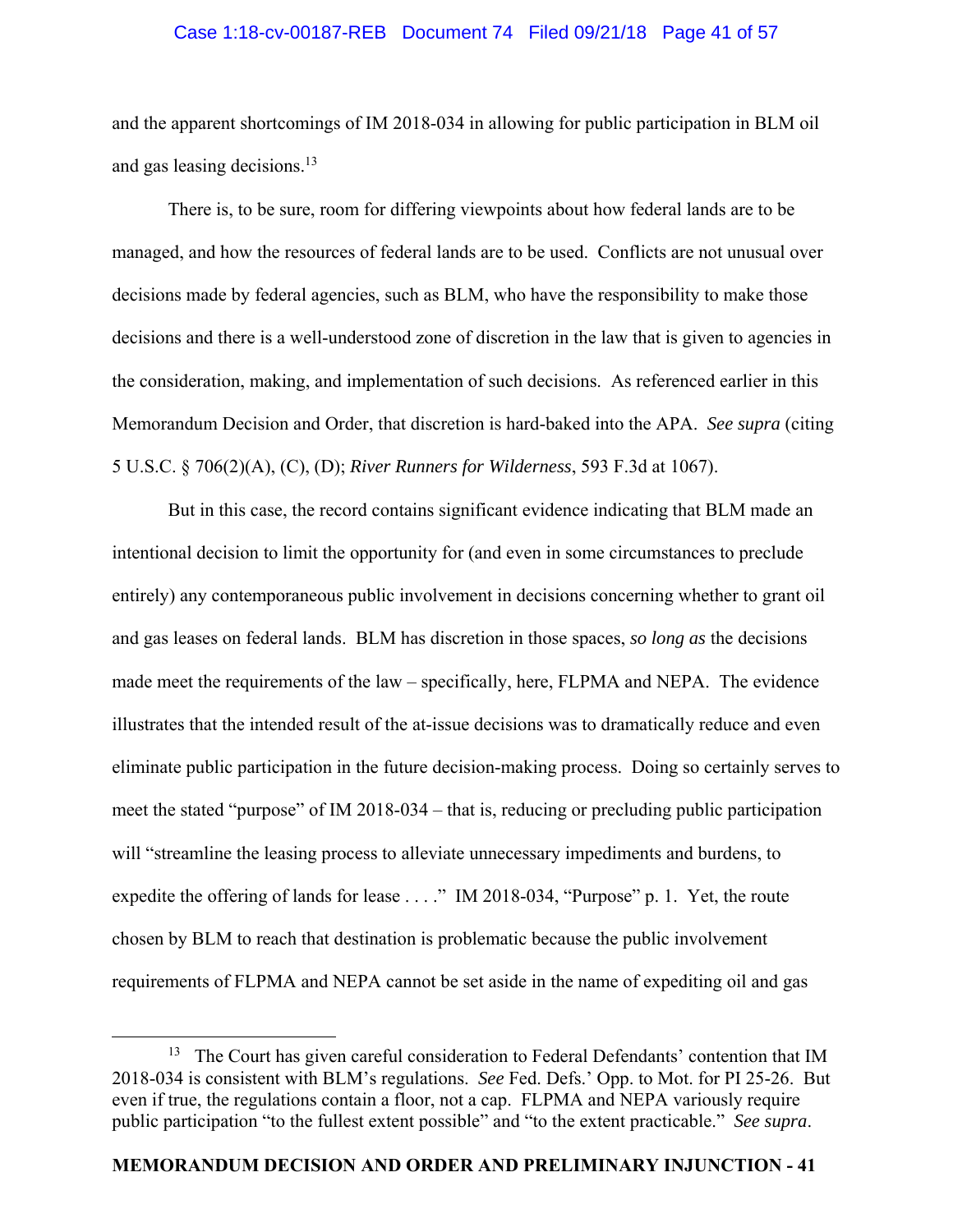and the apparent shortcomings of IM 2018-034 in allowing for public participation in BLM oil and gas leasing decisions.[13]

There is, to be sure, room for differing viewpoints about how federal lands are to be managed, and how the resources of federal lands are to be used. Conflicts are not unusual over decisions made by federal agencies, such as BLM, who have the responsibility to make those decisions and there is a well-understood zone of discretion in the law that is given to agencies in the consideration, making, and implementation of such decisions. As referenced earlier in this Memorandum Decision and Order, that discretion is hard-baked into the APA. *See supra* (citing 5 U.S.C. § 706(2)(A), (C), (D); *River Runners for Wilderness*, 593 F.3d at 1067).

But in this case, the record contains significant evidence indicating that BLM made an intentional decision to limit the opportunity for (and even in some circumstances to preclude entirely) any contemporaneous public involvement in decisions concerning whether to grant oil and gas leases on federal lands. BLM has discretion in those spaces, *so long as* the decisions made meet the requirements of the law – specifically, here, FLPMA and NEPA. The evidence illustrates that the intended result of the at-issue decisions was to dramatically reduce and even eliminate public participation in the future decision-making process. Doing so certainly serves to meet the stated "purpose" of IM 2018-034 – that is, reducing or precluding public participation will "streamline the leasing process to alleviate unnecessary impediments and burdens, to expedite the offering of lands for lease . . . ." IM 2018-034, "Purpose" p. 1. Yet, the route chosen by BLM to reach that destination is problematic because the public involvement requirements of FLPMA and NEPA cannot be set aside in the name of expediting oil and gas

---

[13] The Court has given careful consideration to Federal Defendants' contention that IM 2018-034 is consistent with BLM's regulations. *See* Fed. Defs.' Opp. to Mot. for PI 25-26. But even if true, the regulations contain a floor, not a cap. FLPMA and NEPA variously require public participation "to the fullest extent possible" and "to the extent practicable." *See supra*.

**MEMORANDUM DECISION AND ORDER AND PRELIMINARY INJUNCTION - 41**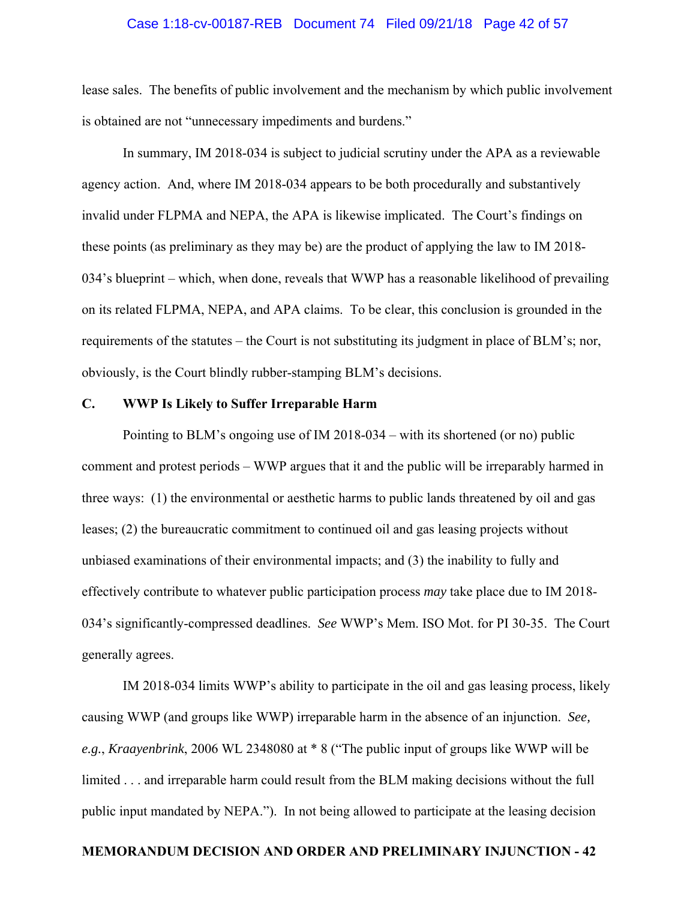lease sales. The benefits of public involvement and the mechanism by which public involvement is obtained are not "unnecessary impediments and burdens."

In summary, IM 2018-034 is subject to judicial scrutiny under the APA as a reviewable agency action. And, where IM 2018-034 appears to be both procedurally and substantively invalid under FLPMA and NEPA, the APA is likewise implicated. The Court's findings on these points (as preliminary as they may be) are the product of applying the law to IM 2018-034's blueprint – which, when done, reveals that WWP has a reasonable likelihood of prevailing on its related FLPMA, NEPA, and APA claims. To be clear, this conclusion is grounded in the requirements of the statutes – the Court is not substituting its judgment in place of BLM's; nor, obviously, is the Court blindly rubber-stamping BLM's decisions.

### C. WWP Is Likely to Suffer Irreparable Harm

Pointing to BLM's ongoing use of IM 2018-034 – with its shortened (or no) public comment and protest periods – WWP argues that it and the public will be irreparably harmed in three ways: (1) the environmental or aesthetic harms to public lands threatened by oil and gas leases; (2) the bureaucratic commitment to continued oil and gas leasing projects without unbiased examinations of their environmental impacts; and (3) the inability to fully and effectively contribute to whatever public participation process *may* take place due to IM 2018-034's significantly-compressed deadlines. *See* WWP's Mem. ISO Mot. for PI 30-35. The Court generally agrees.

IM 2018-034 limits WWP's ability to participate in the oil and gas leasing process, likely causing WWP (and groups like WWP) irreparable harm in the absence of an injunction. *See, e.g.*, *Kraayenbrink*, 2006 WL 2348080 at * 8 ("The public input of groups like WWP will be limited . . . and irreparable harm could result from the BLM making decisions without the full public input mandated by NEPA."). In not being allowed to participate at the leasing decision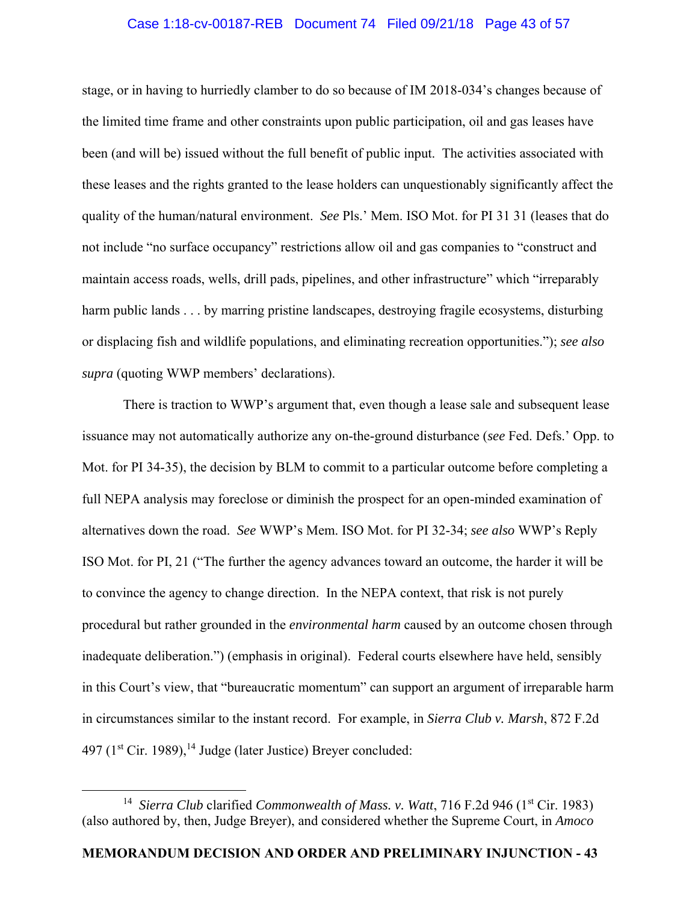stage, or in having to hurriedly clamber to do so because of IM 2018-034's changes because of the limited time frame and other constraints upon public participation, oil and gas leases have been (and will be) issued without the full benefit of public input. The activities associated with these leases and the rights granted to the lease holders can unquestionably significantly affect the quality of the human/natural environment. *See* Pls.' Mem. ISO Mot. for PI 31 31 (leases that do not include "no surface occupancy" restrictions allow oil and gas companies to "construct and maintain access roads, wells, drill pads, pipelines, and other infrastructure" which "irreparably harm public lands . . . by marring pristine landscapes, destroying fragile ecosystems, disturbing or displacing fish and wildlife populations, and eliminating recreation opportunities."); *see also supra* (quoting WWP members' declarations).

There is traction to WWP's argument that, even though a lease sale and subsequent lease issuance may not automatically authorize any on-the-ground disturbance (*see* Fed. Defs.' Opp. to Mot. for PI 34-35), the decision by BLM to commit to a particular outcome before completing a full NEPA analysis may foreclose or diminish the prospect for an open-minded examination of alternatives down the road. *See* WWP's Mem. ISO Mot. for PI 32-34; *see also* WWP's Reply ISO Mot. for PI, 21 ("The further the agency advances toward an outcome, the harder it will be to convince the agency to change direction. In the NEPA context, that risk is not purely procedural but rather grounded in the *environmental harm* caused by an outcome chosen through inadequate deliberation.") (emphasis in original). Federal courts elsewhere have held, sensibly in this Court's view, that "bureaucratic momentum" can support an argument of irreparable harm in circumstances similar to the instant record. For example, in *Sierra Club v. Marsh*, 872 F.2d 497 (1st Cir. 1989),[14] Judge (later Justice) Breyer concluded:

[14] *Sierra Club* clarified *Commonwealth of Mass. v. Watt*, 716 F.2d 946 (1st Cir. 1983) (also authored by, then, Judge Breyer), and considered whether the Supreme Court, in *Amoco*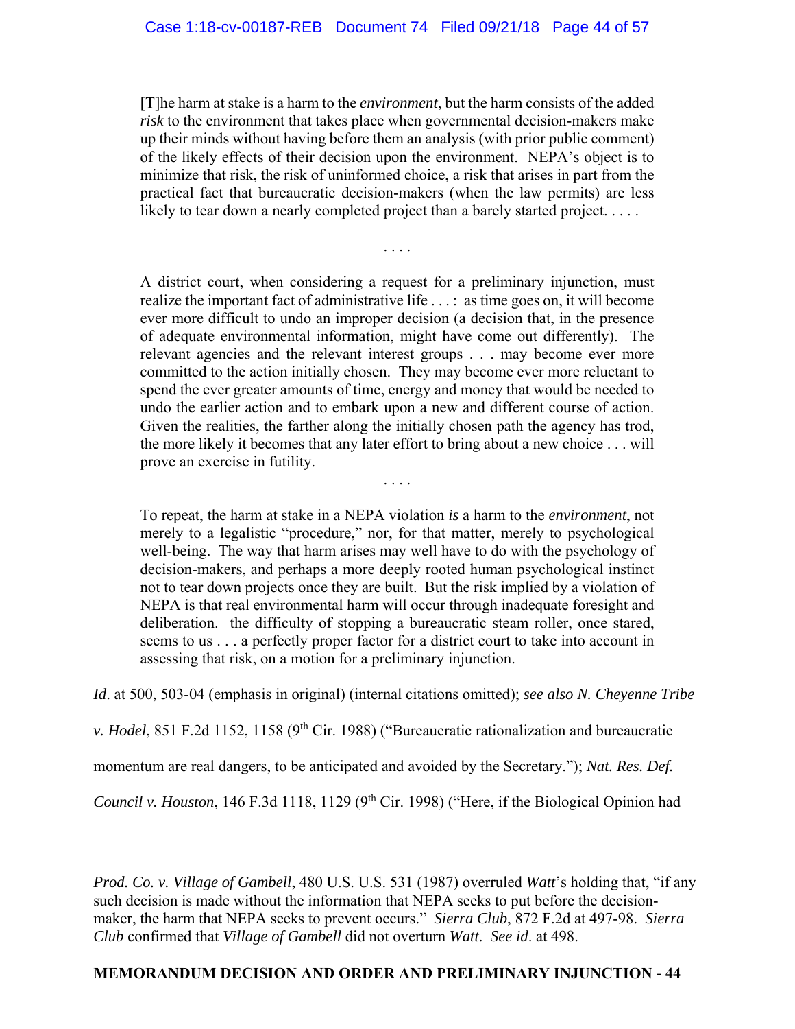> [T]he harm at stake is a harm to the *environment*, but the harm consists of the added *risk* to the environment that takes place when governmental decision-makers make up their minds without having before them an analysis (with prior public comment) of the likely effects of their decision upon the environment. NEPA's object is to minimize that risk, the risk of uninformed choice, a risk that arises in part from the practical fact that bureaucratic decision-makers (when the law permits) are less likely to tear down a nearly completed project than a barely started project. . . . .
>
> . . . .
>
> A district court, when considering a request for a preliminary injunction, must realize the important fact of administrative life . . . : as time goes on, it will become ever more difficult to undo an improper decision (a decision that, in the presence of adequate environmental information, might have come out differently). The relevant agencies and the relevant interest groups . . . may become ever more committed to the action initially chosen. They may become ever more reluctant to spend the ever greater amounts of time, energy and money that would be needed to undo the earlier action and to embark upon a new and different course of action. Given the realities, the farther along the initially chosen path the agency has trod, the more likely it becomes that any later effort to bring about a new choice . . . will prove an exercise in futility.
>
> . . . .
>
> To repeat, the harm at stake in a NEPA violation *is* a harm to the *environment*, not merely to a legalistic "procedure," nor, for that matter, merely to psychological well-being. The way that harm arises may well have to do with the psychology of decision-makers, and perhaps a more deeply rooted human psychological instinct not to tear down projects once they are built. But the risk implied by a violation of NEPA is that real environmental harm will occur through inadequate foresight and deliberation. the difficulty of stopping a bureaucratic steam roller, once stared, seems to us . . . a perfectly proper factor for a district court to take into account in assessing that risk, on a motion for a preliminary injunction.

*Id*. at 500, 503-04 (emphasis in original) (internal citations omitted); *see also N. Cheyenne Tribe v. Hodel*, 851 F.2d 1152, 1158 (9th Cir. 1988) ("Bureaucratic rationalization and bureaucratic momentum are real dangers, to be anticipated and avoided by the Secretary."); *Nat. Res. Def. Council v. Houston*, 146 F.3d 1118, 1129 (9th Cir. 1998) ("Here, if the Biological Opinion had

---

*Prod. Co. v. Village of Gambell*, 480 U.S. U.S. 531 (1987) overruled *Watt*'s holding that, "if any such decision is made without the information that NEPA seeks to put before the decision-maker, the harm that NEPA seeks to prevent occurs." *Sierra Club*, 872 F.2d at 497-98. *Sierra Club* confirmed that *Village of Gambell* did not overturn *Watt*. *See id*. at 498.

**MEMORANDUM DECISION AND ORDER AND PRELIMINARY INJUNCTION - 44**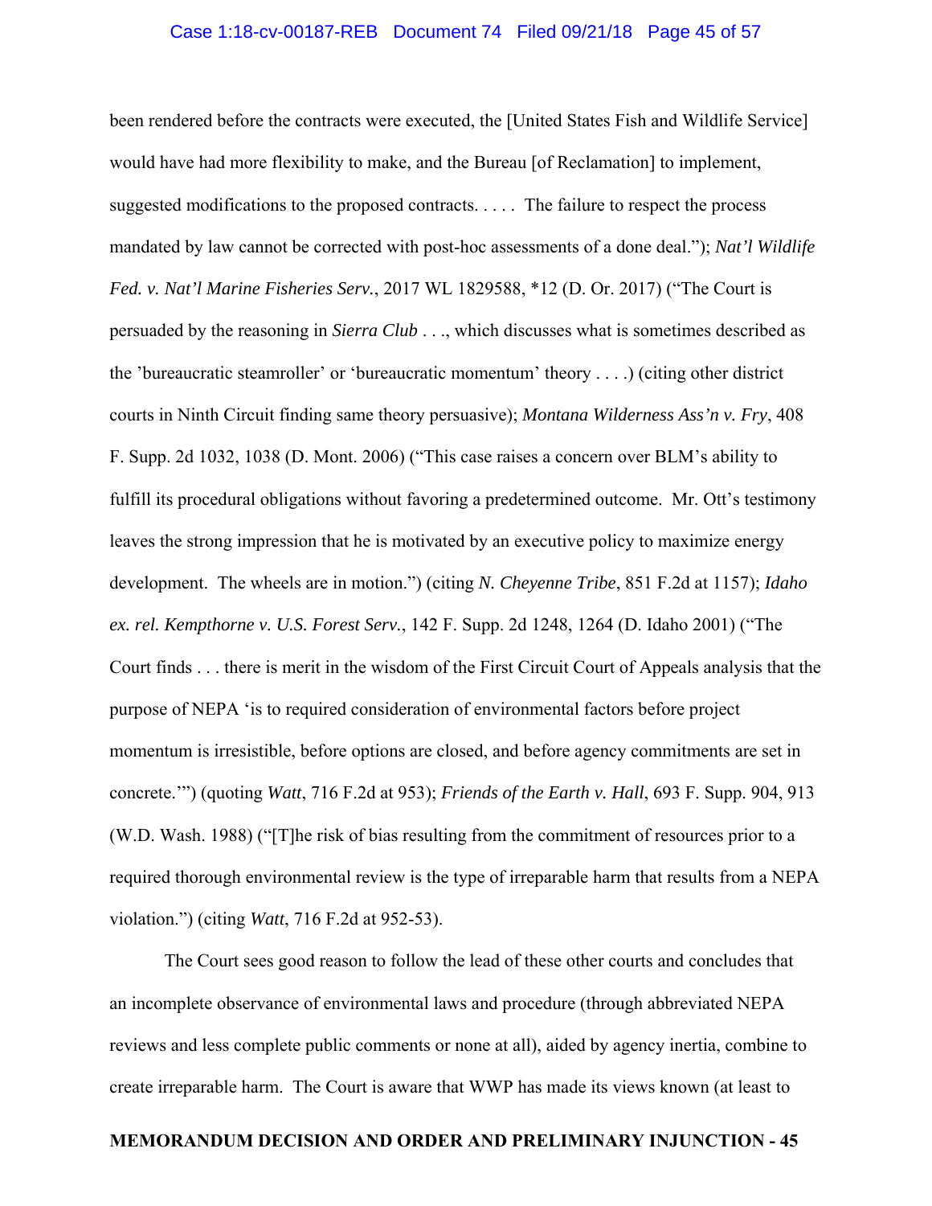been rendered before the contracts were executed, the [United States Fish and Wildlife Service] would have had more flexibility to make, and the Bureau [of Reclamation] to implement, suggested modifications to the proposed contracts. . . . . The failure to respect the process mandated by law cannot be corrected with post-hoc assessments of a done deal."); *Nat'l Wildlife Fed. v. Nat'l Marine Fisheries Serv.*, 2017 WL 1829588, *12 (D. Or. 2017) ("The Court is persuaded by the reasoning in *Sierra Club* . . ., which discusses what is sometimes described as the 'bureaucratic steamroller' or 'bureaucratic momentum' theory . . . .) (citing other district courts in Ninth Circuit finding same theory persuasive); *Montana Wilderness Ass'n v. Fry*, 408 F. Supp. 2d 1032, 1038 (D. Mont. 2006) ("This case raises a concern over BLM's ability to fulfill its procedural obligations without favoring a predetermined outcome. Mr. Ott's testimony leaves the strong impression that he is motivated by an executive policy to maximize energy development. The wheels are in motion.") (citing *N. Cheyenne Tribe*, 851 F.2d at 1157); *Idaho ex. rel. Kempthorne v. U.S. Forest Serv.*, 142 F. Supp. 2d 1248, 1264 (D. Idaho 2001) ("The Court finds . . . there is merit in the wisdom of the First Circuit Court of Appeals analysis that the purpose of NEPA 'is to required consideration of environmental factors before project momentum is irresistible, before options are closed, and before agency commitments are set in concrete.'") (quoting *Watt*, 716 F.2d at 953); *Friends of the Earth v. Hall*, 693 F. Supp. 904, 913 (W.D. Wash. 1988) ("[T]he risk of bias resulting from the commitment of resources prior to a required thorough environmental review is the type of irreparable harm that results from a NEPA violation.") (citing *Watt*, 716 F.2d at 952-53).

The Court sees good reason to follow the lead of these other courts and concludes that an incomplete observance of environmental laws and procedure (through abbreviated NEPA reviews and less complete public comments or none at all), aided by agency inertia, combine to create irreparable harm. The Court is aware that WWP has made its views known (at least to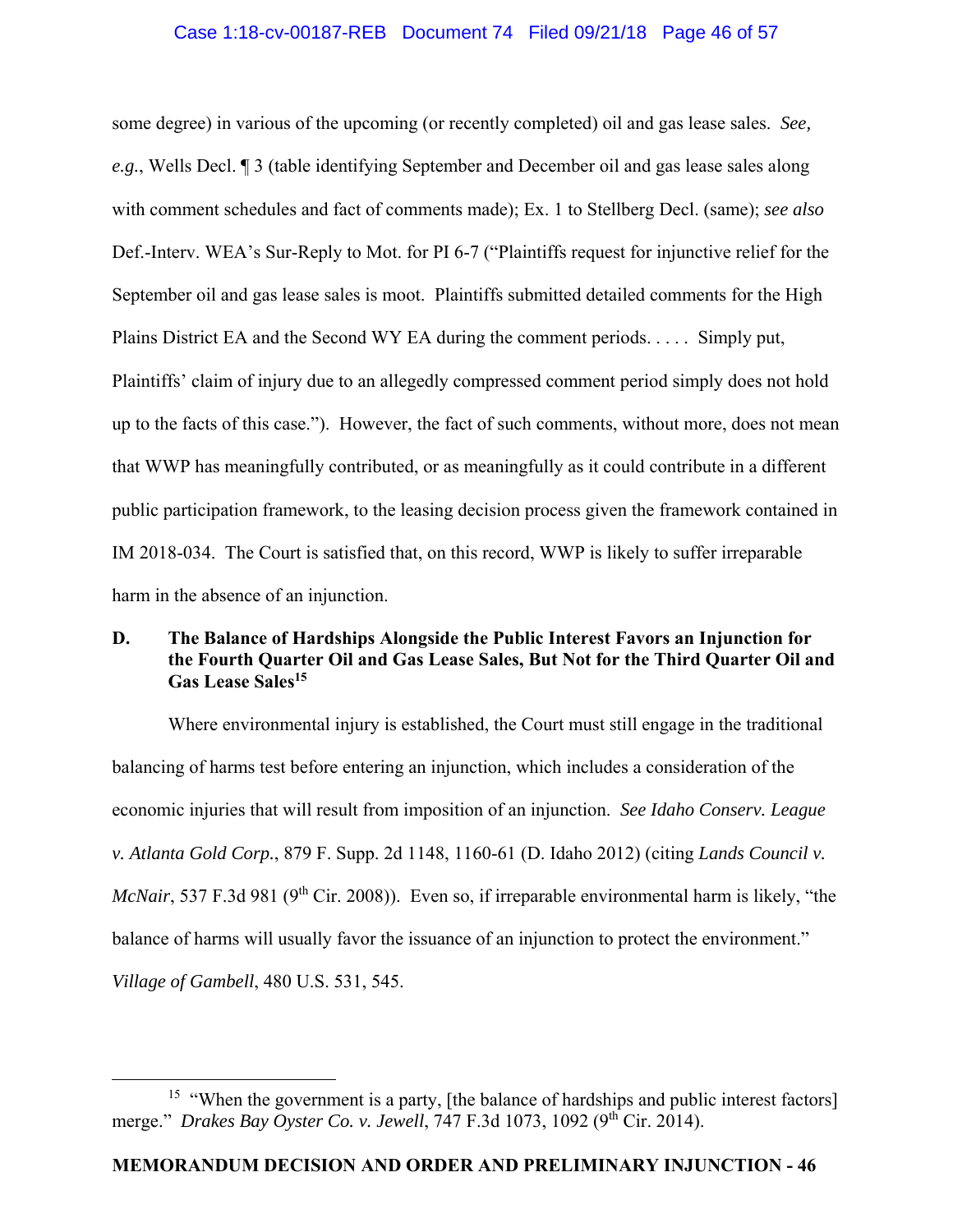some degree) in various of the upcoming (or recently completed) oil and gas lease sales. *See, e.g.*, Wells Decl. ¶ 3 (table identifying September and December oil and gas lease sales along with comment schedules and fact of comments made); Ex. 1 to Stellberg Decl. (same); *see also* Def.-Interv. WEA's Sur-Reply to Mot. for PI 6-7 ("Plaintiffs request for injunctive relief for the September oil and gas lease sales is moot. Plaintiffs submitted detailed comments for the High Plains District EA and the Second WY EA during the comment periods. . . . . Simply put, Plaintiffs' claim of injury due to an allegedly compressed comment period simply does not hold up to the facts of this case."). However, the fact of such comments, without more, does not mean that WWP has meaningfully contributed, or as meaningfully as it could contribute in a different public participation framework, to the leasing decision process given the framework contained in IM 2018-034. The Court is satisfied that, on this record, WWP is likely to suffer irreparable harm in the absence of an injunction.

### D. The Balance of Hardships Alongside the Public Interest Favors an Injunction for the Fourth Quarter Oil and Gas Lease Sales, But Not for the Third Quarter Oil and Gas Lease Sales[15]

Where environmental injury is established, the Court must still engage in the traditional balancing of harms test before entering an injunction, which includes a consideration of the economic injuries that will result from imposition of an injunction. *See Idaho Conserv. League v. Atlanta Gold Corp.*, 879 F. Supp. 2d 1148, 1160-61 (D. Idaho 2012) (citing *Lands Council v. McNair*, 537 F.3d 981 (9th Cir. 2008)). Even so, if irreparable environmental harm is likely, "the balance of harms will usually favor the issuance of an injunction to protect the environment." *Village of Gambell*, 480 U.S. 531, 545.

---

[15] "When the government is a party, [the balance of hardships and public interest factors] merge." *Drakes Bay Oyster Co. v. Jewell*, 747 F.3d 1073, 1092 (9th Cir. 2014).

**MEMORANDUM DECISION AND ORDER AND PRELIMINARY INJUNCTION - 46**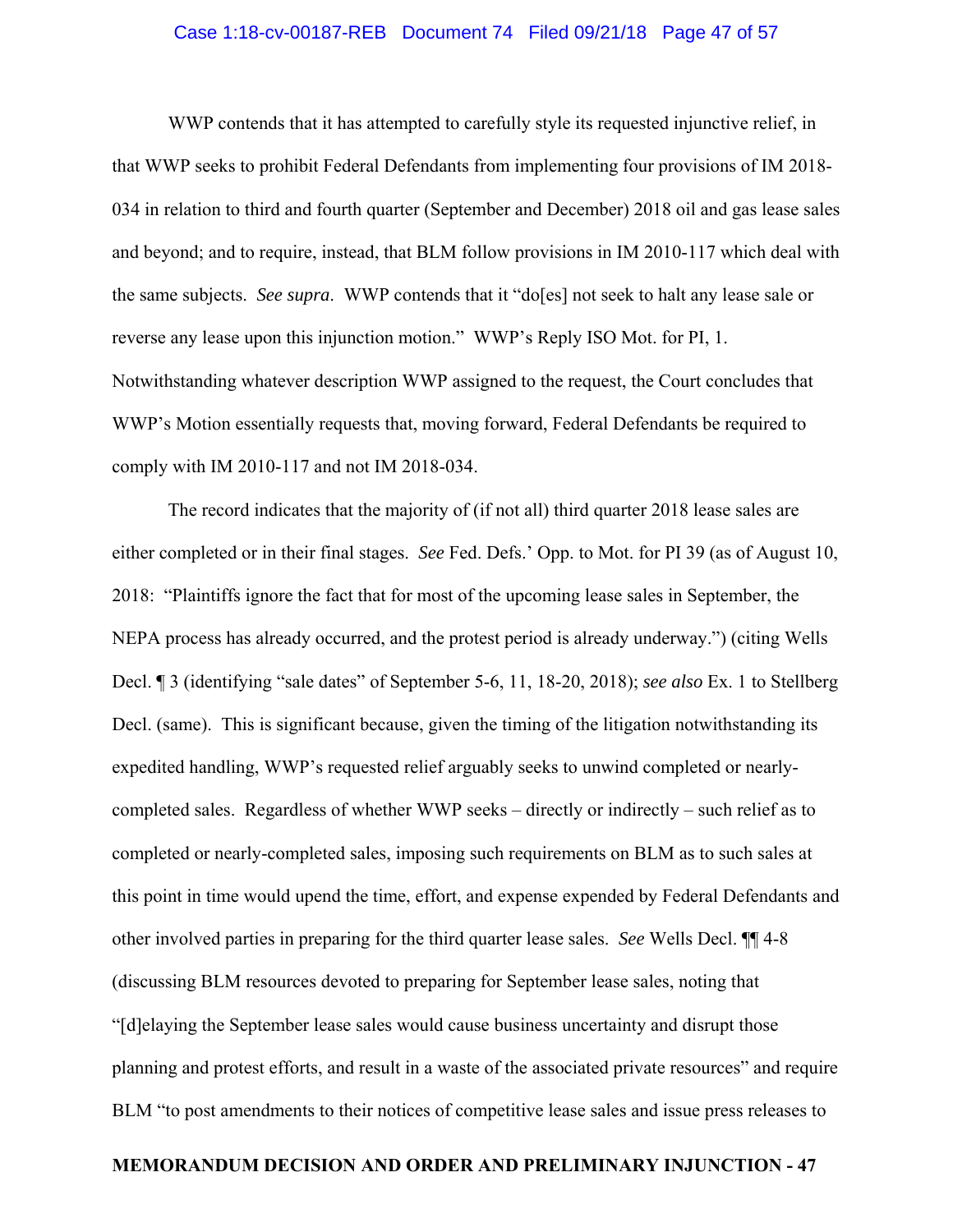WWP contends that it has attempted to carefully style its requested injunctive relief, in that WWP seeks to prohibit Federal Defendants from implementing four provisions of IM 2018-034 in relation to third and fourth quarter (September and December) 2018 oil and gas lease sales and beyond; and to require, instead, that BLM follow provisions in IM 2010-117 which deal with the same subjects. *See supra*. WWP contends that it "do[es] not seek to halt any lease sale or reverse any lease upon this injunction motion." WWP's Reply ISO Mot. for PI, 1. Notwithstanding whatever description WWP assigned to the request, the Court concludes that WWP's Motion essentially requests that, moving forward, Federal Defendants be required to comply with IM 2010-117 and not IM 2018-034.

The record indicates that the majority of (if not all) third quarter 2018 lease sales are either completed or in their final stages. *See* Fed. Defs.' Opp. to Mot. for PI 39 (as of August 10, 2018: "Plaintiffs ignore the fact that for most of the upcoming lease sales in September, the NEPA process has already occurred, and the protest period is already underway.") (citing Wells Decl. ¶ 3 (identifying "sale dates" of September 5-6, 11, 18-20, 2018); *see also* Ex. 1 to Stellberg Decl. (same). This is significant because, given the timing of the litigation notwithstanding its expedited handling, WWP's requested relief arguably seeks to unwind completed or nearly-completed sales. Regardless of whether WWP seeks – directly or indirectly – such relief as to completed or nearly-completed sales, imposing such requirements on BLM as to such sales at this point in time would upend the time, effort, and expense expended by Federal Defendants and other involved parties in preparing for the third quarter lease sales. *See* Wells Decl. ¶¶ 4-8 (discussing BLM resources devoted to preparing for September lease sales, noting that "[d]elaying the September lease sales would cause business uncertainty and disrupt those planning and protest efforts, and result in a waste of the associated private resources" and require BLM "to post amendments to their notices of competitive lease sales and issue press releases to

**MEMORANDUM DECISION AND ORDER AND PRELIMINARY INJUNCTION - 47**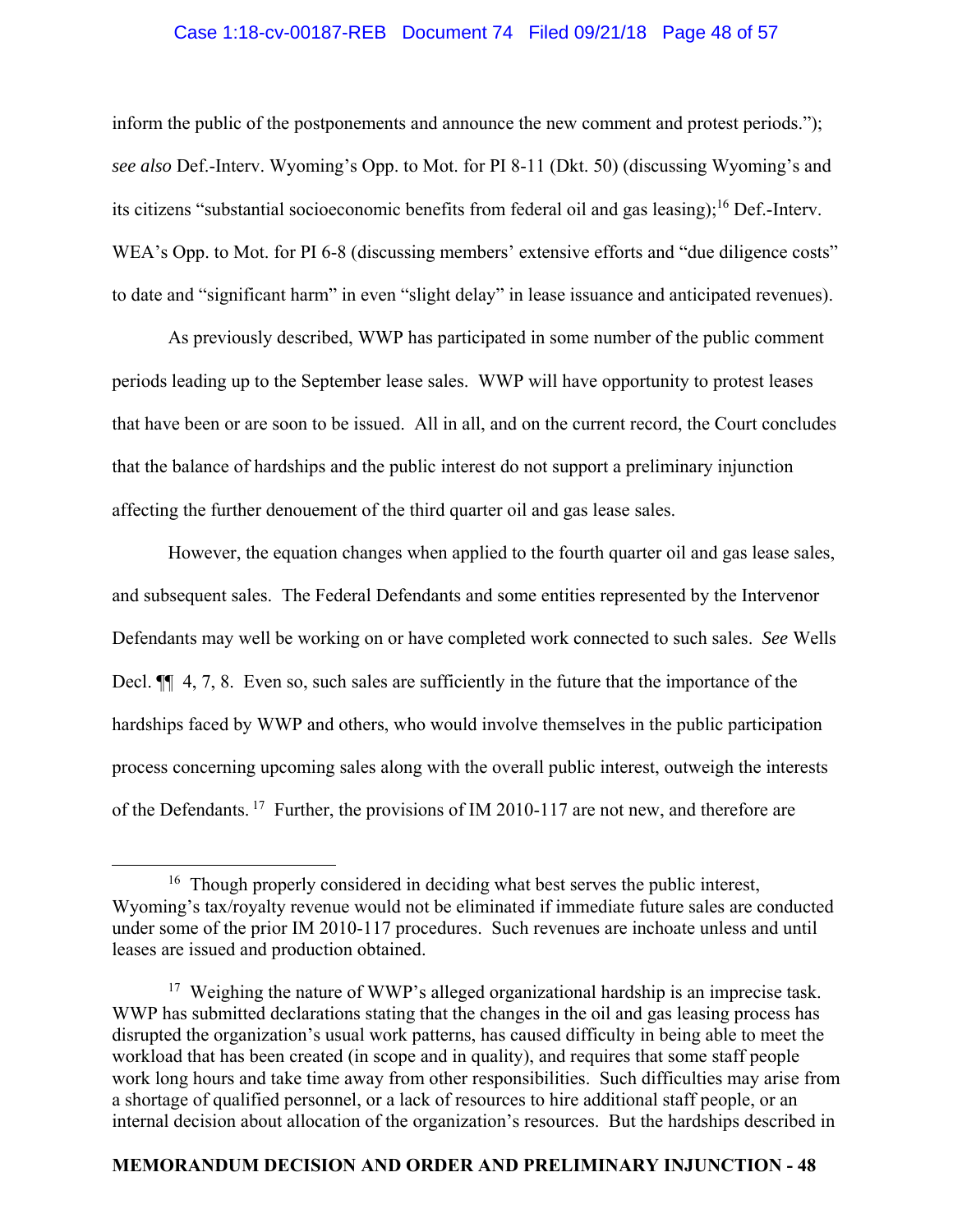inform the public of the postponements and announce the new comment and protest periods."); *see also* Def.-Interv. Wyoming's Opp. to Mot. for PI 8-11 (Dkt. 50) (discussing Wyoming's and its citizens "substantial socioeconomic benefits from federal oil and gas leasing);[16] Def.-Interv. WEA's Opp. to Mot. for PI 6-8 (discussing members' extensive efforts and "due diligence costs" to date and "significant harm" in even "slight delay" in lease issuance and anticipated revenues).

As previously described, WWP has participated in some number of the public comment periods leading up to the September lease sales. WWP will have opportunity to protest leases that have been or are soon to be issued. All in all, and on the current record, the Court concludes that the balance of hardships and the public interest do not support a preliminary injunction affecting the further denouement of the third quarter oil and gas lease sales.

However, the equation changes when applied to the fourth quarter oil and gas lease sales, and subsequent sales. The Federal Defendants and some entities represented by the Intervenor Defendants may well be working on or have completed work connected to such sales. *See* Wells Decl. ¶¶ 4, 7, 8. Even so, such sales are sufficiently in the future that the importance of the hardships faced by WWP and others, who would involve themselves in the public participation process concerning upcoming sales along with the overall public interest, outweigh the interests of the Defendants.[17] Further, the provisions of IM 2010-117 are not new, and therefore are

---

[16] Though properly considered in deciding what best serves the public interest, Wyoming's tax/royalty revenue would not be eliminated if immediate future sales are conducted under some of the prior IM 2010-117 procedures. Such revenues are inchoate unless and until leases are issued and production obtained.

[17] Weighing the nature of WWP's alleged organizational hardship is an imprecise task. WWP has submitted declarations stating that the changes in the oil and gas leasing process has disrupted the organization's usual work patterns, has caused difficulty in being able to meet the workload that has been created (in scope and in quality), and requires that some staff people work long hours and take time away from other responsibilities. Such difficulties may arise from a shortage of qualified personnel, or a lack of resources to hire additional staff people, or an internal decision about allocation of the organization's resources. But the hardships described in

**MEMORANDUM DECISION AND ORDER AND PRELIMINARY INJUNCTION - 48**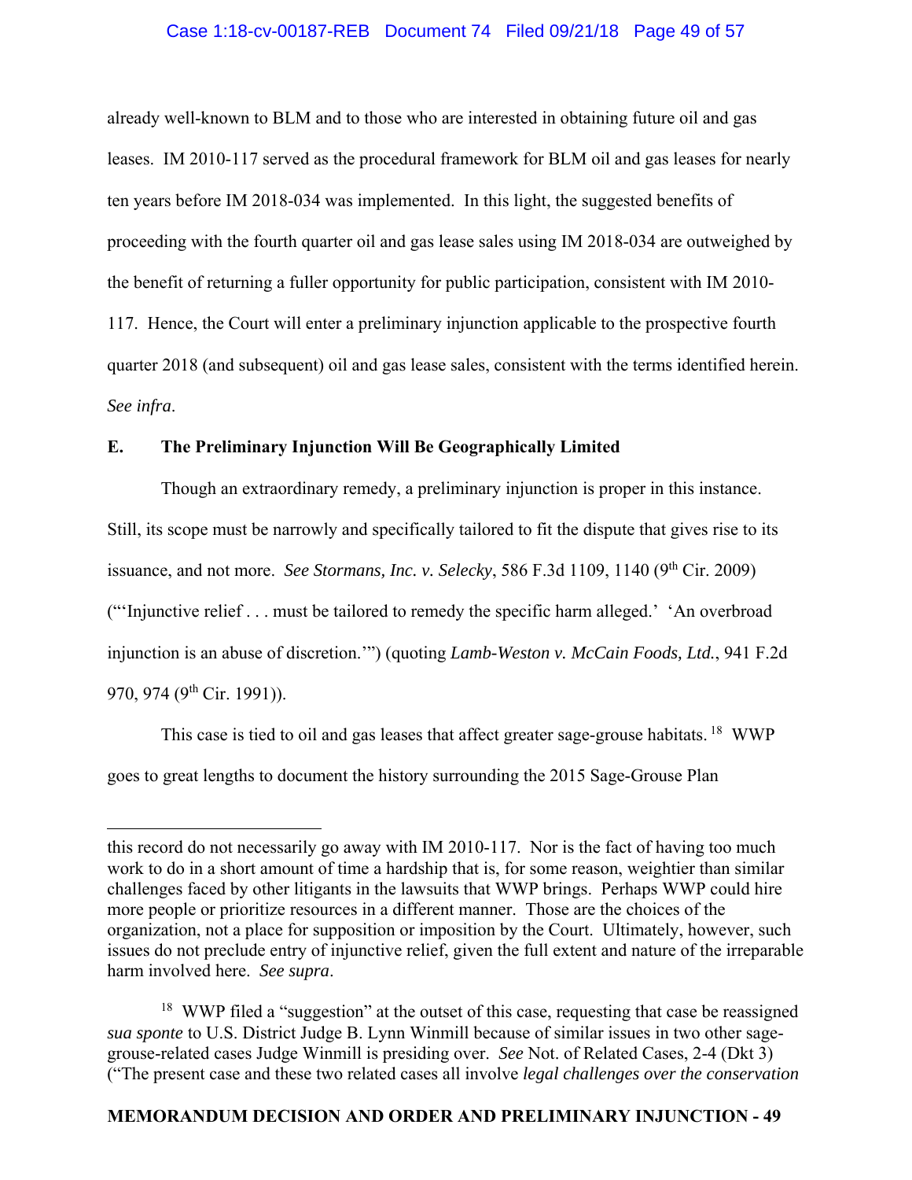already well-known to BLM and to those who are interested in obtaining future oil and gas leases. IM 2010-117 served as the procedural framework for BLM oil and gas leases for nearly ten years before IM 2018-034 was implemented. In this light, the suggested benefits of proceeding with the fourth quarter oil and gas lease sales using IM 2018-034 are outweighed by the benefit of returning a fuller opportunity for public participation, consistent with IM 2010-117. Hence, the Court will enter a preliminary injunction applicable to the prospective fourth quarter 2018 (and subsequent) oil and gas lease sales, consistent with the terms identified herein. *See infra*.

**E. The Preliminary Injunction Will Be Geographically Limited**

Though an extraordinary remedy, a preliminary injunction is proper in this instance. Still, its scope must be narrowly and specifically tailored to fit the dispute that gives rise to its issuance, and not more. *See Stormans, Inc. v. Selecky*, 586 F.3d 1109, 1140 (9th Cir. 2009) ("'Injunctive relief . . . must be tailored to remedy the specific harm alleged.' 'An overbroad injunction is an abuse of discretion.'") (quoting *Lamb-Weston v. McCain Foods, Ltd.*, 941 F.2d 970, 974 (9th Cir. 1991)).

This case is tied to oil and gas leases that affect greater sage-grouse habitats.[18] WWP goes to great lengths to document the history surrounding the 2015 Sage-Grouse Plan

---

this record do not necessarily go away with IM 2010-117. Nor is the fact of having too much work to do in a short amount of time a hardship that is, for some reason, weightier than similar challenges faced by other litigants in the lawsuits that WWP brings. Perhaps WWP could hire more people or prioritize resources in a different manner. Those are the choices of the organization, not a place for supposition or imposition by the Court. Ultimately, however, such issues do not preclude entry of injunctive relief, given the full extent and nature of the irreparable harm involved here. *See supra*.

[18] WWP filed a "suggestion" at the outset of this case, requesting that case be reassigned *sua sponte* to U.S. District Judge B. Lynn Winmill because of similar issues in two other sage-grouse-related cases Judge Winmill is presiding over. *See* Not. of Related Cases, 2-4 (Dkt 3) ("The present case and these two related cases all involve *legal challenges over the conservation*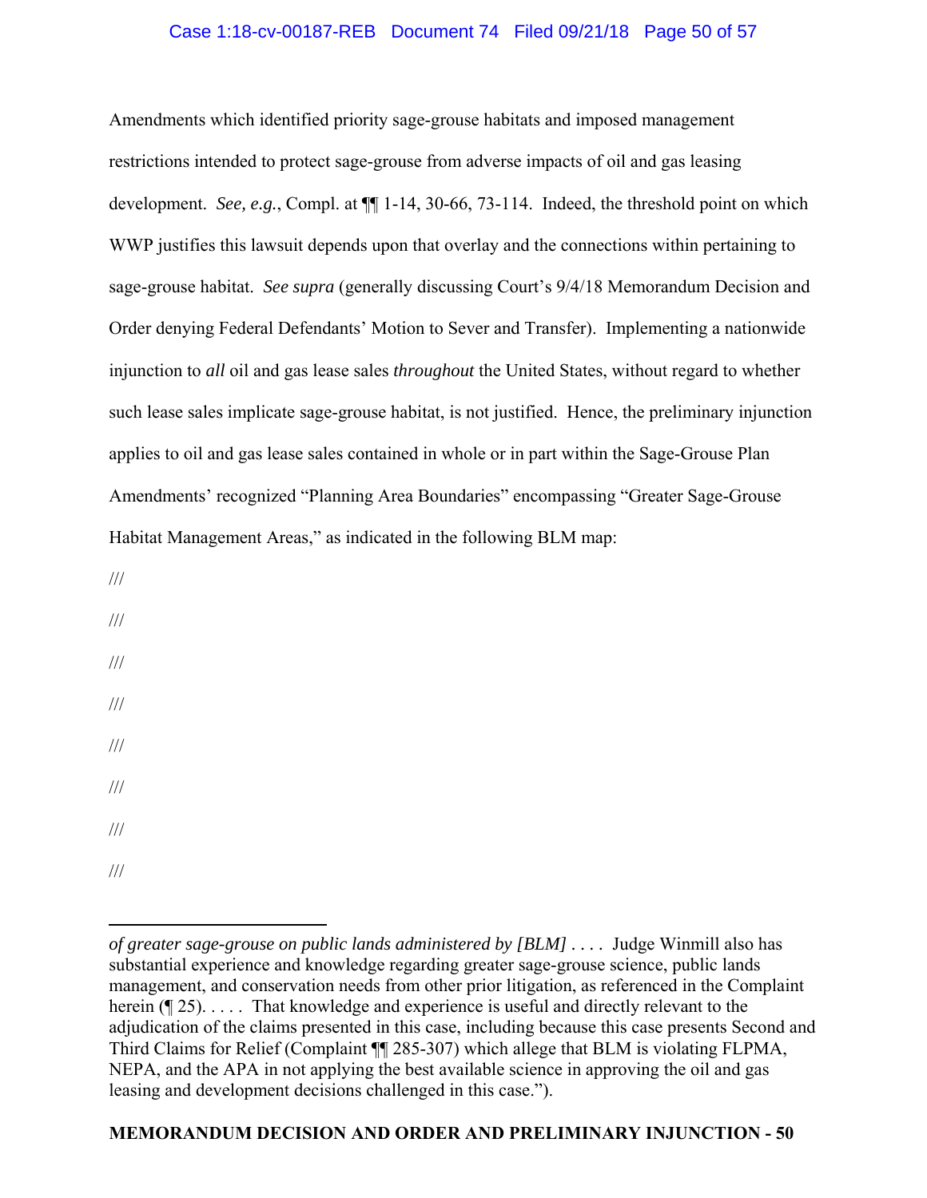Amendments which identified priority sage-grouse habitats and imposed management restrictions intended to protect sage-grouse from adverse impacts of oil and gas leasing development. *See, e.g.*, Compl. at ¶¶ 1-14, 30-66, 73-114. Indeed, the threshold point on which WWP justifies this lawsuit depends upon that overlay and the connections within pertaining to sage-grouse habitat. *See supra* (generally discussing Court's 9/4/18 Memorandum Decision and Order denying Federal Defendants' Motion to Sever and Transfer). Implementing a nationwide injunction to *all* oil and gas lease sales *throughout* the United States, without regard to whether such lease sales implicate sage-grouse habitat, is not justified. Hence, the preliminary injunction applies to oil and gas lease sales contained in whole or in part within the Sage-Grouse Plan Amendments' recognized "Planning Area Boundaries" encompassing "Greater Sage-Grouse Habitat Management Areas," as indicated in the following BLM map:

///

///

///

///

///

///

///

///

---

*of greater sage-grouse on public lands administered by [BLM]* . . . . Judge Winmill also has substantial experience and knowledge regarding greater sage-grouse science, public lands management, and conservation needs from other prior litigation, as referenced in the Complaint herein (¶ 25). . . . . That knowledge and experience is useful and directly relevant to the adjudication of the claims presented in this case, including because this case presents Second and Third Claims for Relief (Complaint ¶¶ 285-307) which allege that BLM is violating FLPMA, NEPA, and the APA in not applying the best available science in approving the oil and gas leasing and development decisions challenged in this case.").

**MEMORANDUM DECISION AND ORDER AND PRELIMINARY INJUNCTION - 50**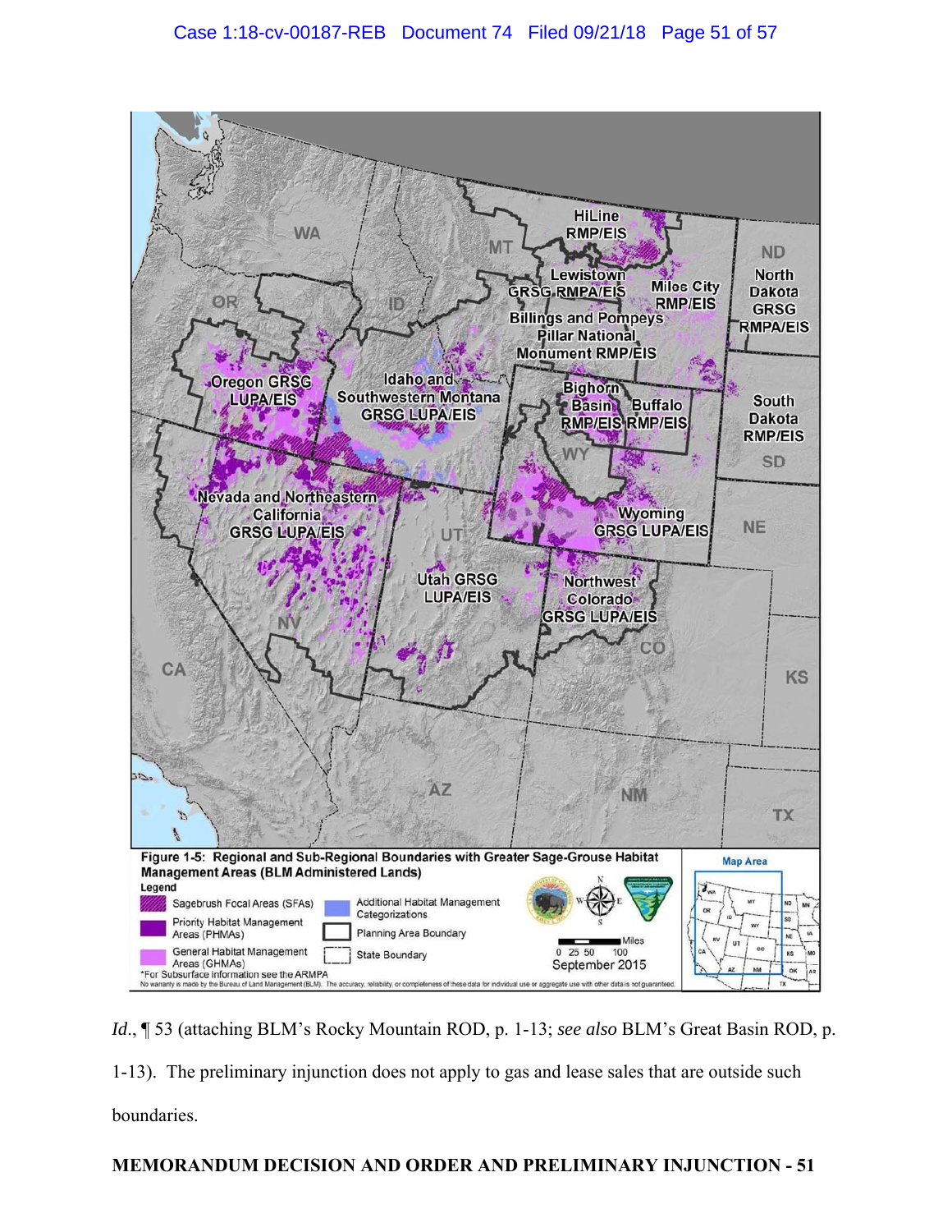Figure 1-5: Regional and Sub-Regional Boundaries with Greater Sage-Grouse Habitat Management Areas (BLM Administered Lands)

*Id.*, ¶ 53 (attaching BLM's Rocky Mountain ROD, p. 1-13; *see also* BLM's Great Basin ROD, p. 1-13). The preliminary injunction does not apply to gas and lease sales that are outside such boundaries.

**MEMORANDUM DECISION AND ORDER AND PRELIMINARY INJUNCTION - 51**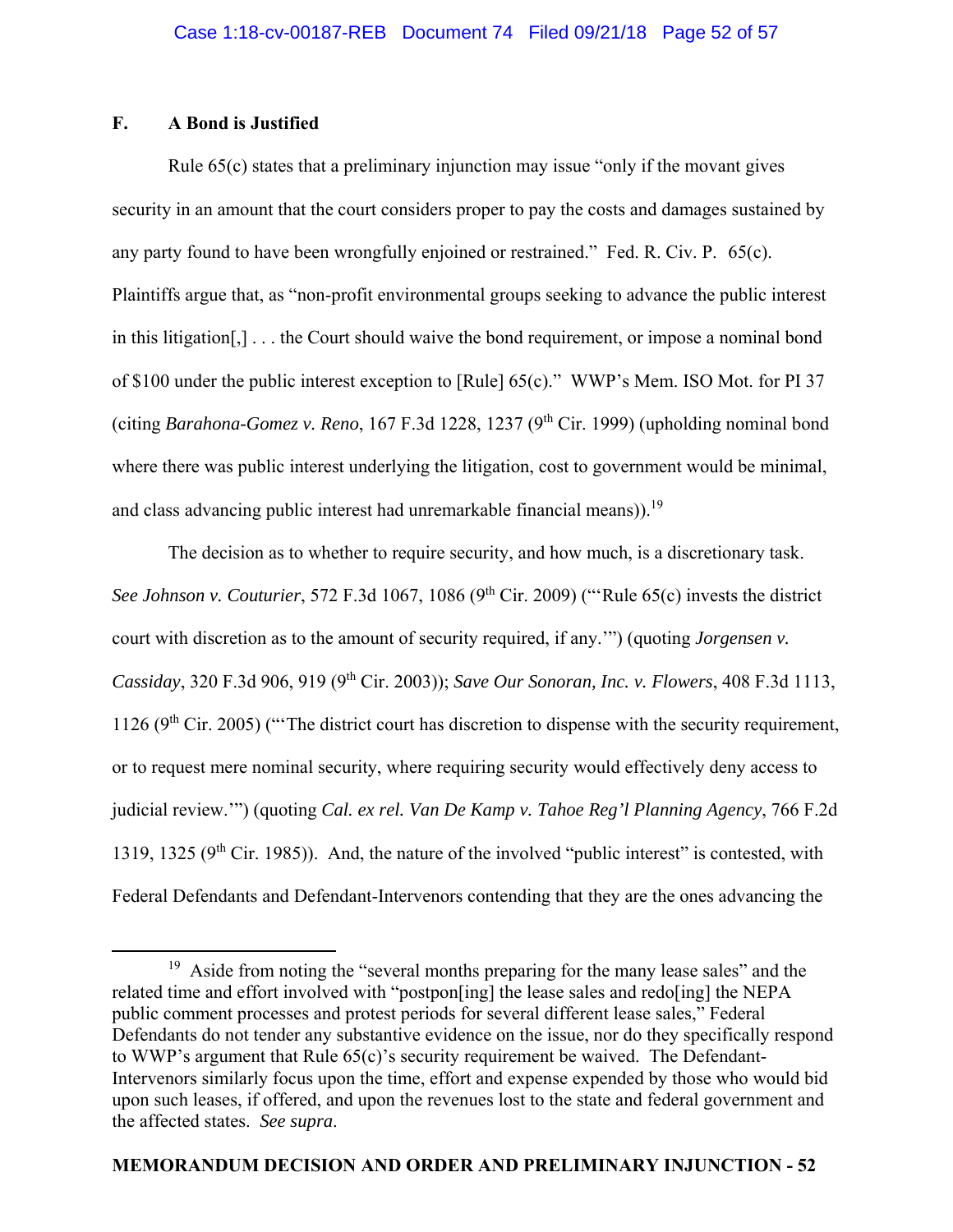### F. A Bond is Justified

Rule 65(c) states that a preliminary injunction may issue "only if the movant gives security in an amount that the court considers proper to pay the costs and damages sustained by any party found to have been wrongfully enjoined or restrained." Fed. R. Civ. P. 65(c). Plaintiffs argue that, as "non-profit environmental groups seeking to advance the public interest in this litigation[,] . . . the Court should waive the bond requirement, or impose a nominal bond of $100 under the public interest exception to [Rule] 65(c)." WWP's Mem. ISO Mot. for PI 37 (citing *Barahona-Gomez v. Reno*, 167 F.3d 1228, 1237 (9th Cir. 1999) (upholding nominal bond where there was public interest underlying the litigation, cost to government would be minimal, and class advancing public interest had unremarkable financial means)).[19]

The decision as to whether to require security, and how much, is a discretionary task. *See Johnson v. Couturier*, 572 F.3d 1067, 1086 (9th Cir. 2009) ("'Rule 65(c) invests the district court with discretion as to the amount of security required, if any.'") (quoting *Jorgensen v. Cassiday*, 320 F.3d 906, 919 (9th Cir. 2003)); *Save Our Sonoran, Inc. v. Flowers*, 408 F.3d 1113, 1126 (9th Cir. 2005) ("'The district court has discretion to dispense with the security requirement, or to request mere nominal security, where requiring security would effectively deny access to judicial review.'") (quoting *Cal. ex rel. Van De Kamp v. Tahoe Reg'l Planning Agency*, 766 F.2d 1319, 1325 (9th Cir. 1985)). And, the nature of the involved "public interest" is contested, with Federal Defendants and Defendant-Intervenors contending that they are the ones advancing the

---

[19] Aside from noting the "several months preparing for the many lease sales" and the related time and effort involved with "postpon[ing] the lease sales and redo[ing] the NEPA public comment processes and protest periods for several different lease sales," Federal Defendants do not tender any substantive evidence on the issue, nor do they specifically respond to WWP's argument that Rule 65(c)'s security requirement be waived. The Defendant-Intervenors similarly focus upon the time, effort and expense expended by those who would bid upon such leases, if offered, and upon the revenues lost to the state and federal government and the affected states. *See supra*.

**MEMORANDUM DECISION AND ORDER AND PRELIMINARY INJUNCTION - 52**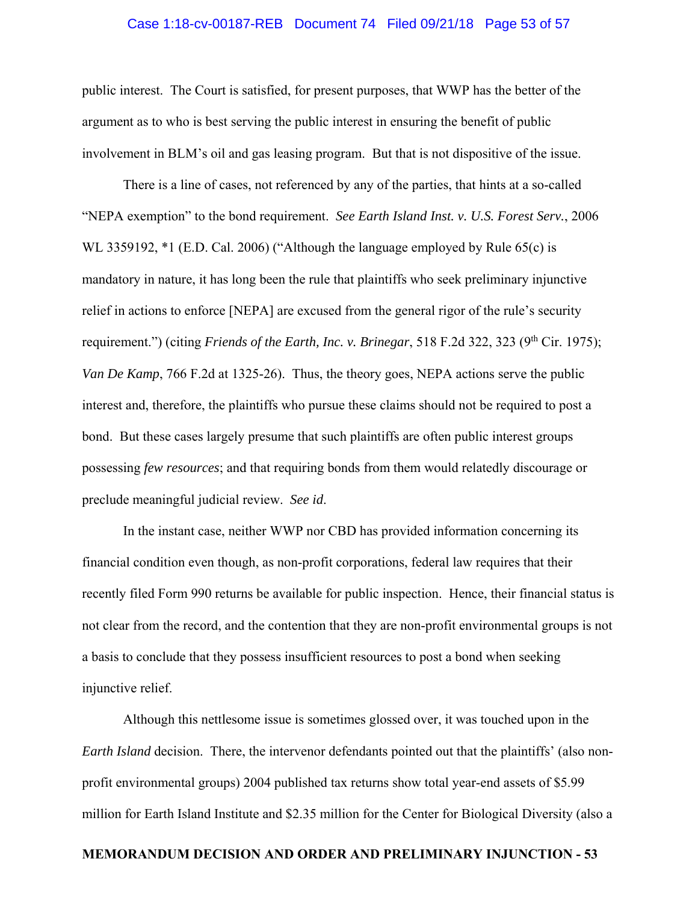public interest. The Court is satisfied, for present purposes, that WWP has the better of the argument as to who is best serving the public interest in ensuring the benefit of public involvement in BLM's oil and gas leasing program. But that is not dispositive of the issue.

There is a line of cases, not referenced by any of the parties, that hints at a so-called "NEPA exemption" to the bond requirement. *See Earth Island Inst. v. U.S. Forest Serv.*, 2006 WL 3359192, *1 (E.D. Cal. 2006) ("Although the language employed by Rule 65(c) is mandatory in nature, it has long been the rule that plaintiffs who seek preliminary injunctive relief in actions to enforce [NEPA] are excused from the general rigor of the rule's security requirement.") (citing *Friends of the Earth, Inc. v. Brinegar*, 518 F.2d 322, 323 (9th Cir. 1975); *Van De Kamp*, 766 F.2d at 1325-26). Thus, the theory goes, NEPA actions serve the public interest and, therefore, the plaintiffs who pursue these claims should not be required to post a bond. But these cases largely presume that such plaintiffs are often public interest groups possessing *few resources*; and that requiring bonds from them would relatedly discourage or preclude meaningful judicial review. *See id*.

In the instant case, neither WWP nor CBD has provided information concerning its financial condition even though, as non-profit corporations, federal law requires that their recently filed Form 990 returns be available for public inspection. Hence, their financial status is not clear from the record, and the contention that they are non-profit environmental groups is not a basis to conclude that they possess insufficient resources to post a bond when seeking injunctive relief.

Although this nettlesome issue is sometimes glossed over, it was touched upon in the *Earth Island* decision. There, the intervenor defendants pointed out that the plaintiffs' (also non-profit environmental groups) 2004 published tax returns show total year-end assets of $5.99 million for Earth Island Institute and $2.35 million for the Center for Biological Diversity (also a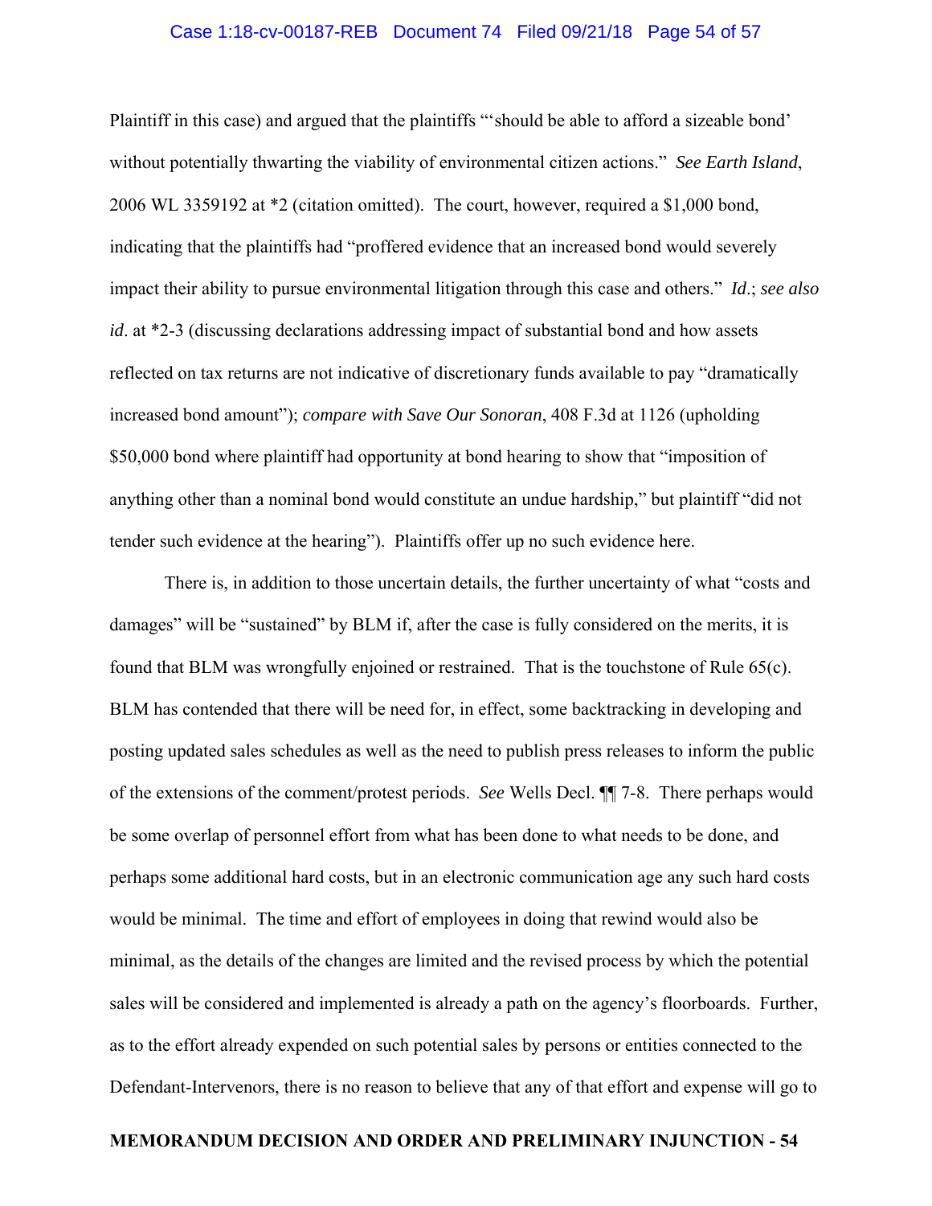Plaintiff in this case) and argued that the plaintiffs "'should be able to afford a sizeable bond' without potentially thwarting the viability of environmental citizen actions." *See Earth Island*, 2006 WL 3359192 at *2 (citation omitted). The court, however, required a $1,000 bond, indicating that the plaintiffs had "proffered evidence that an increased bond would severely impact their ability to pursue environmental litigation through this case and others." *Id*.; *see also id*. at *2-3 (discussing declarations addressing impact of substantial bond and how assets reflected on tax returns are not indicative of discretionary funds available to pay "dramatically increased bond amount"); *compare with Save Our Sonoran*, 408 F.3d at 1126 (upholding $50,000 bond where plaintiff had opportunity at bond hearing to show that "imposition of anything other than a nominal bond would constitute an undue hardship," but plaintiff "did not tender such evidence at the hearing"). Plaintiffs offer up no such evidence here.

There is, in addition to those uncertain details, the further uncertainty of what "costs and damages" will be "sustained" by BLM if, after the case is fully considered on the merits, it is found that BLM was wrongfully enjoined or restrained. That is the touchstone of Rule 65(c). BLM has contended that there will be need for, in effect, some backtracking in developing and posting updated sales schedules as well as the need to publish press releases to inform the public of the extensions of the comment/protest periods. *See* Wells Decl. ¶¶ 7-8. There perhaps would be some overlap of personnel effort from what has been done to what needs to be done, and perhaps some additional hard costs, but in an electronic communication age any such hard costs would be minimal. The time and effort of employees in doing that rewind would also be minimal, as the details of the changes are limited and the revised process by which the potential sales will be considered and implemented is already a path on the agency's floorboards. Further, as to the effort already expended on such potential sales by persons or entities connected to the Defendant-Intervenors, there is no reason to believe that any of that effort and expense will go to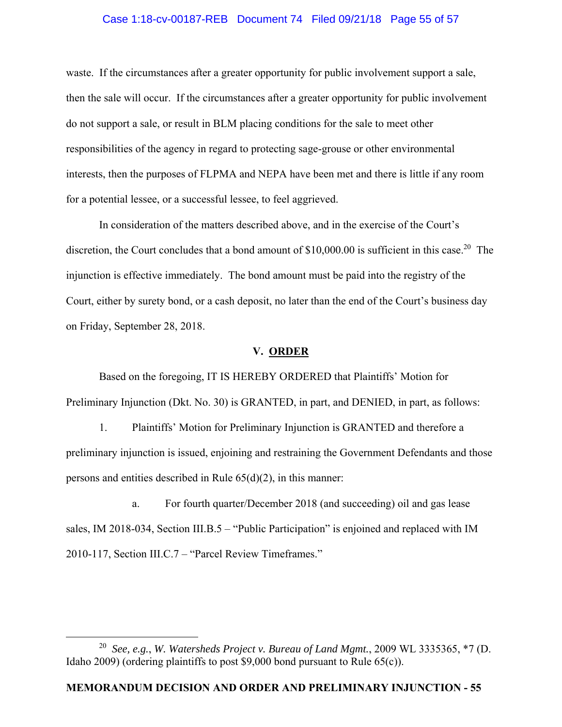waste. If the circumstances after a greater opportunity for public involvement support a sale, then the sale will occur. If the circumstances after a greater opportunity for public involvement do not support a sale, or result in BLM placing conditions for the sale to meet other responsibilities of the agency in regard to protecting sage-grouse or other environmental interests, then the purposes of FLPMA and NEPA have been met and there is little if any room for a potential lessee, or a successful lessee, to feel aggrieved.

In consideration of the matters described above, and in the exercise of the Court's discretion, the Court concludes that a bond amount of $10,000.00 is sufficient in this case.[20] The injunction is effective immediately. The bond amount must be paid into the registry of the Court, either by surety bond, or a cash deposit, no later than the end of the Court's business day on Friday, September 28, 2018.

## V. ORDER

Based on the foregoing, IT IS HEREBY ORDERED that Plaintiffs' Motion for Preliminary Injunction (Dkt. No. 30) is GRANTED, in part, and DENIED, in part, as follows:

1. Plaintiffs' Motion for Preliminary Injunction is GRANTED and therefore a preliminary injunction is issued, enjoining and restraining the Government Defendants and those persons and entities described in Rule 65(d)(2), in this manner:

   a. For fourth quarter/December 2018 (and succeeding) oil and gas lease sales, IM 2018-034, Section III.B.5 – "Public Participation" is enjoined and replaced with IM 2010-117, Section III.C.7 – "Parcel Review Timeframes."

---

[20] *See, e.g.*, *W. Watersheds Project v. Bureau of Land Mgmt.*, 2009 WL 3335365, *7 (D. Idaho 2009) (ordering plaintiffs to post $9,000 bond pursuant to Rule 65(c)).

**MEMORANDUM DECISION AND ORDER AND PRELIMINARY INJUNCTION - 55**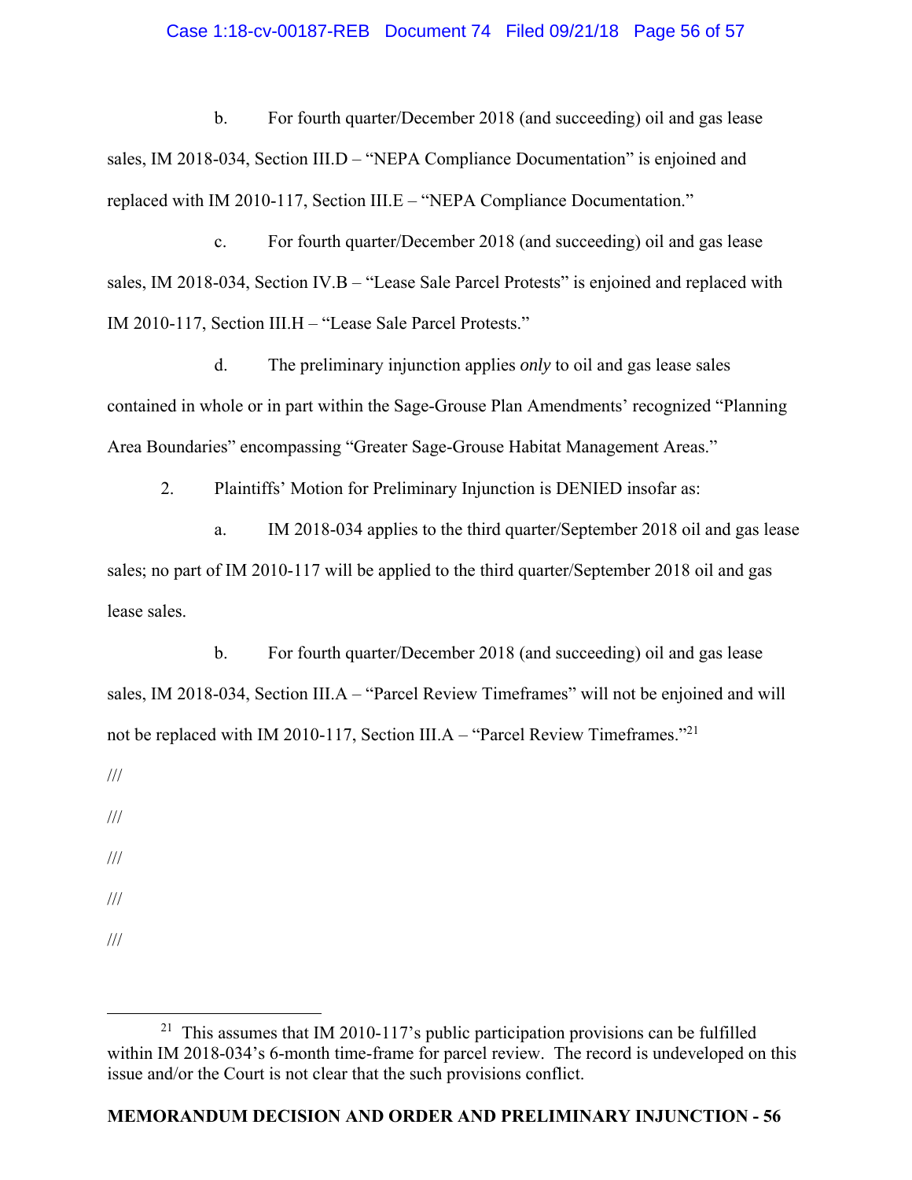b. For fourth quarter/December 2018 (and succeeding) oil and gas lease sales, IM 2018-034, Section III.D – "NEPA Compliance Documentation" is enjoined and replaced with IM 2010-117, Section III.E – "NEPA Compliance Documentation."

c. For fourth quarter/December 2018 (and succeeding) oil and gas lease sales, IM 2018-034, Section IV.B – "Lease Sale Parcel Protests" is enjoined and replaced with IM 2010-117, Section III.H – "Lease Sale Parcel Protests."

d. The preliminary injunction applies *only* to oil and gas lease sales contained in whole or in part within the Sage-Grouse Plan Amendments' recognized "Planning Area Boundaries" encompassing "Greater Sage-Grouse Habitat Management Areas."

2. Plaintiffs' Motion for Preliminary Injunction is DENIED insofar as:

a. IM 2018-034 applies to the third quarter/September 2018 oil and gas lease sales; no part of IM 2010-117 will be applied to the third quarter/September 2018 oil and gas lease sales.

b. For fourth quarter/December 2018 (and succeeding) oil and gas lease sales, IM 2018-034, Section III.A – "Parcel Review Timeframes" will not be enjoined and will not be replaced with IM 2010-117, Section III.A – "Parcel Review Timeframes."[21]

///

///

///

///

///

---

[21] This assumes that IM 2010-117's public participation provisions can be fulfilled within IM 2018-034's 6-month time-frame for parcel review. The record is undeveloped on this issue and/or the Court is not clear that the such provisions conflict.

**MEMORANDUM DECISION AND ORDER AND PRELIMINARY INJUNCTION - 56**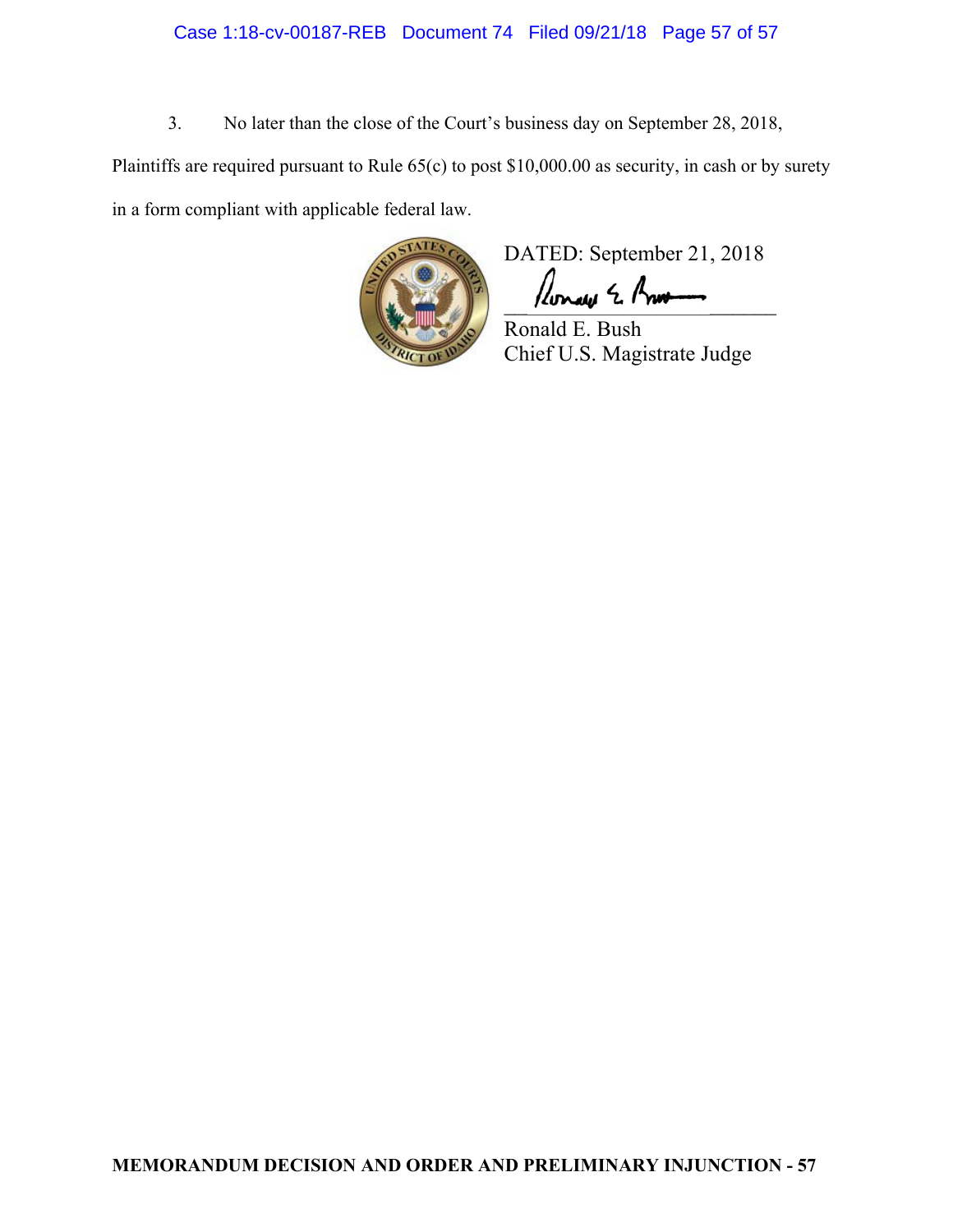3. No later than the close of the Court's business day on September 28, 2018, Plaintiffs are required pursuant to Rule 65(c) to post $10,000.00 as security, in cash or by surety in a form compliant with applicable federal law.

DATED: September 21, 2018

Ronald E. Bush
Chief U.S. Magistrate Judge